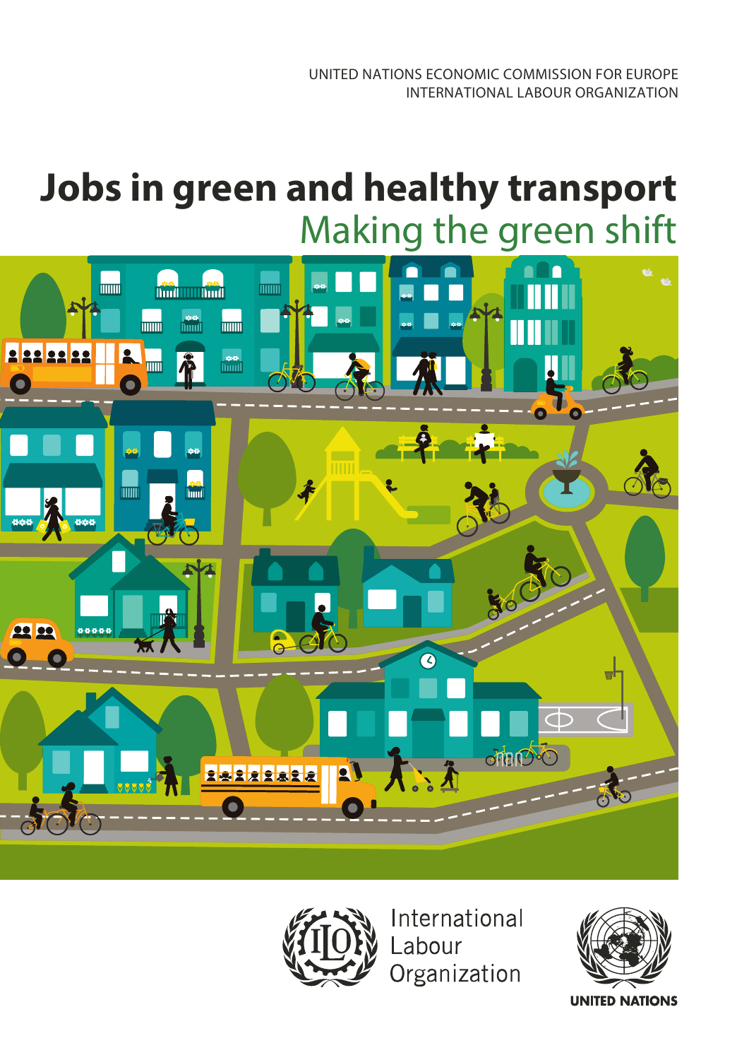UNITED NATIONS ECONOMIC COMMISSION FOR EUROPE
INTERNATIONAL LABOUR ORGANIZATION

# Jobs in green and healthy transport

## Making the green shift

International Labour Organization

UNITED NATIONS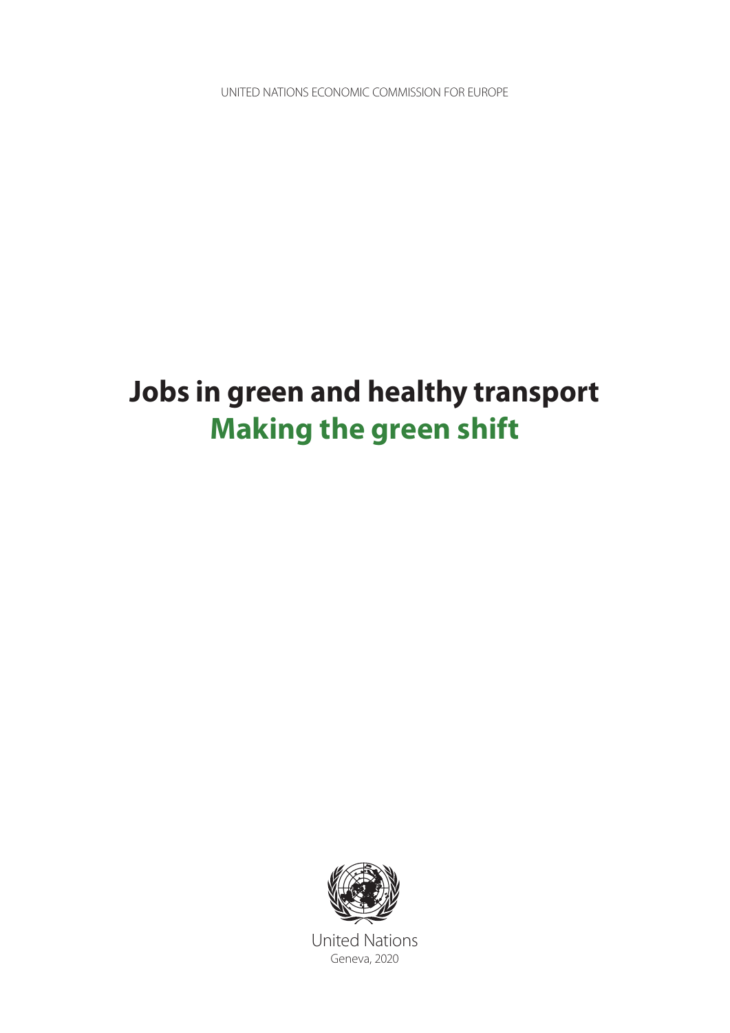UNITED NATIONS ECONOMIC COMMISSION FOR EUROPE

# Jobs in green and healthy transport
## Making the green shift

United Nations
Geneva, 2020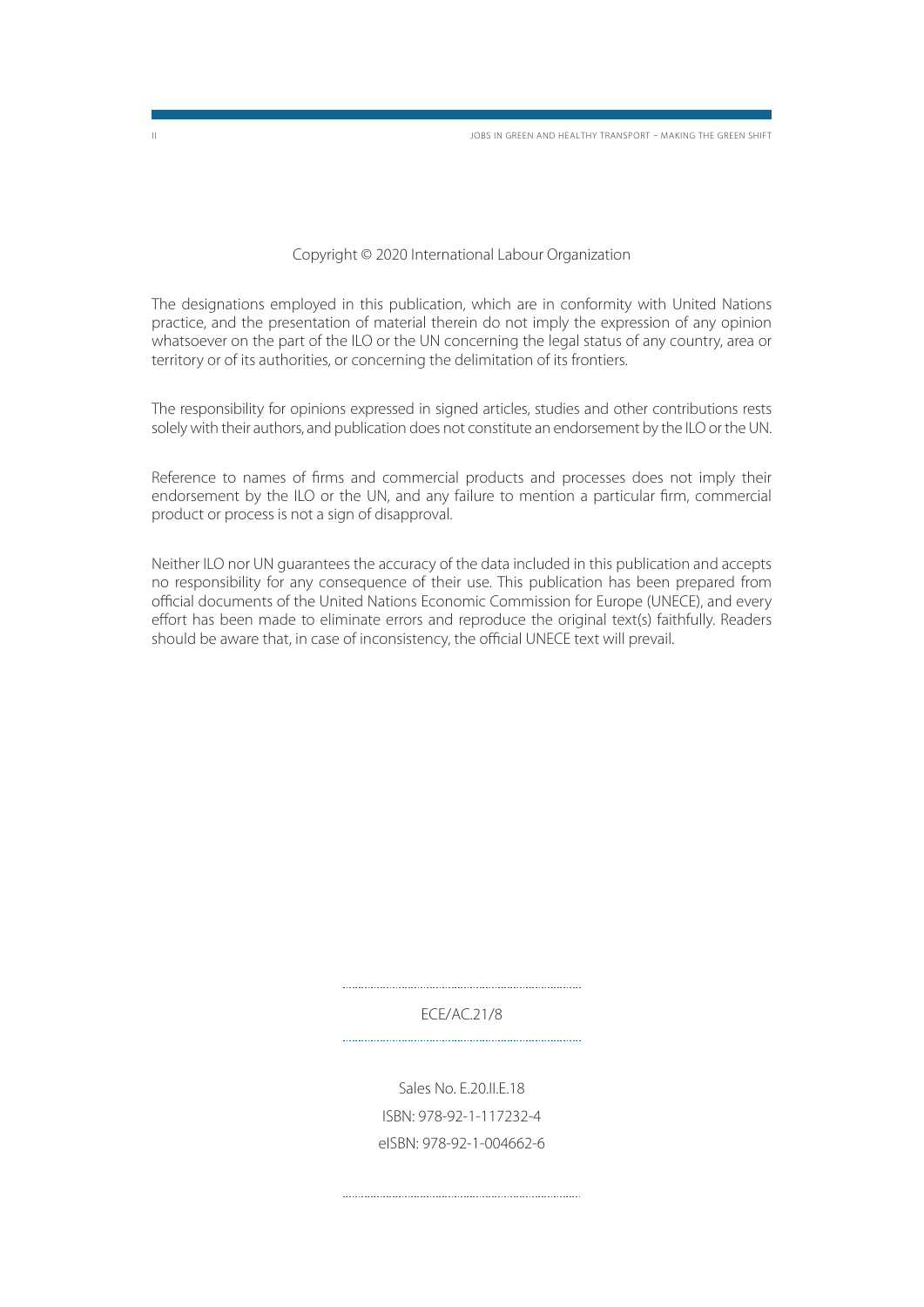Copyright © 2020 International Labour Organization

The designations employed in this publication, which are in conformity with United Nations practice, and the presentation of material therein do not imply the expression of any opinion whatsoever on the part of the ILO or the UN concerning the legal status of any country, area or territory or of its authorities, or concerning the delimitation of its frontiers.

The responsibility for opinions expressed in signed articles, studies and other contributions rests solely with their authors, and publication does not constitute an endorsement by the ILO or the UN.

Reference to names of firms and commercial products and processes does not imply their endorsement by the ILO or the UN, and any failure to mention a particular firm, commercial product or process is not a sign of disapproval.

Neither ILO nor UN guarantees the accuracy of the data included in this publication and accepts no responsibility for any consequence of their use. This publication has been prepared from official documents of the United Nations Economic Commission for Europe (UNECE), and every effort has been made to eliminate errors and reproduce the original text(s) faithfully. Readers should be aware that, in case of inconsistency, the official UNECE text will prevail.

ECE/AC.21/8

Sales No. E.20.II.E.18

ISBN: 978-92-1-117232-4

eISBN: 978-92-1-004662-6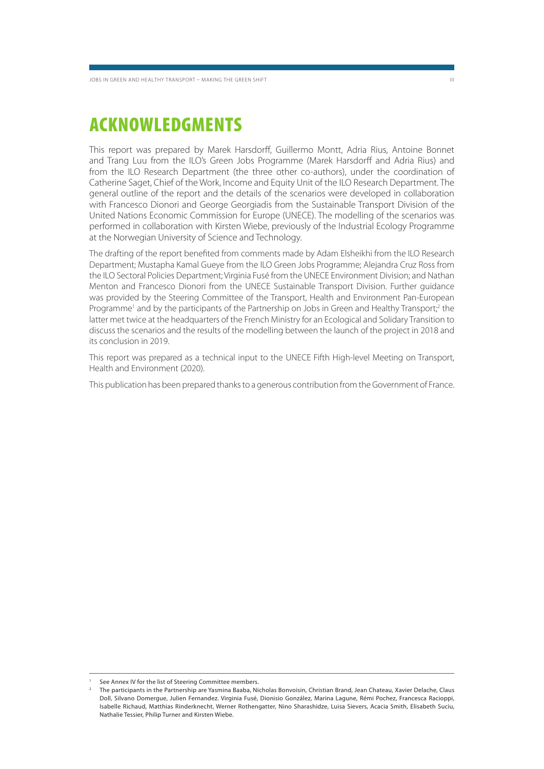# ACKNOWLEDGMENTS

This report was prepared by Marek Harsdorff, Guillermo Montt, Adria Rius, Antoine Bonnet and Trang Luu from the ILO's Green Jobs Programme (Marek Harsdorff and Adria Rius) and from the ILO Research Department (the three other co-authors), under the coordination of Catherine Saget, Chief of the Work, Income and Equity Unit of the ILO Research Department. The general outline of the report and the details of the scenarios were developed in collaboration with Francesco Dionori and George Georgiadis from the Sustainable Transport Division of the United Nations Economic Commission for Europe (UNECE). The modelling of the scenarios was performed in collaboration with Kirsten Wiebe, previously of the Industrial Ecology Programme at the Norwegian University of Science and Technology.

The drafting of the report benefited from comments made by Adam Elsheikhi from the ILO Research Department; Mustapha Kamal Gueye from the ILO Green Jobs Programme; Alejandra Cruz Ross from the ILO Sectoral Policies Department; Virginia Fusé from the UNECE Environment Division; and Nathan Menton and Francesco Dionori from the UNECE Sustainable Transport Division. Further guidance was provided by the Steering Committee of the Transport, Health and Environment Pan-European Programme[1] and by the participants of the Partnership on Jobs in Green and Healthy Transport;[2] the latter met twice at the headquarters of the French Ministry for an Ecological and Solidary Transition to discuss the scenarios and the results of the modelling between the launch of the project in 2018 and its conclusion in 2019.

This report was prepared as a technical input to the UNECE Fifth High-level Meeting on Transport, Health and Environment (2020).

This publication has been prepared thanks to a generous contribution from the Government of France.

---

[1] See Annex IV for the list of Steering Committee members.

[2] The participants in the Partnership are Yasmina Baaba, Nicholas Bonvoisin, Christian Brand, Jean Chateau, Xavier Delache, Claus Doll, Silvano Domergue, Julien Fernandez. Virginia Fusé, Dionisio González, Marina Lagune, Rémi Pochez, Francesca Racioppi, Isabelle Richaud, Matthias Rinderknecht, Werner Rothengatter, Nino Sharashidze, Luisa Sievers, Acacia Smith, Elisabeth Suciu, Nathalie Tessier, Philip Turner and Kirsten Wiebe.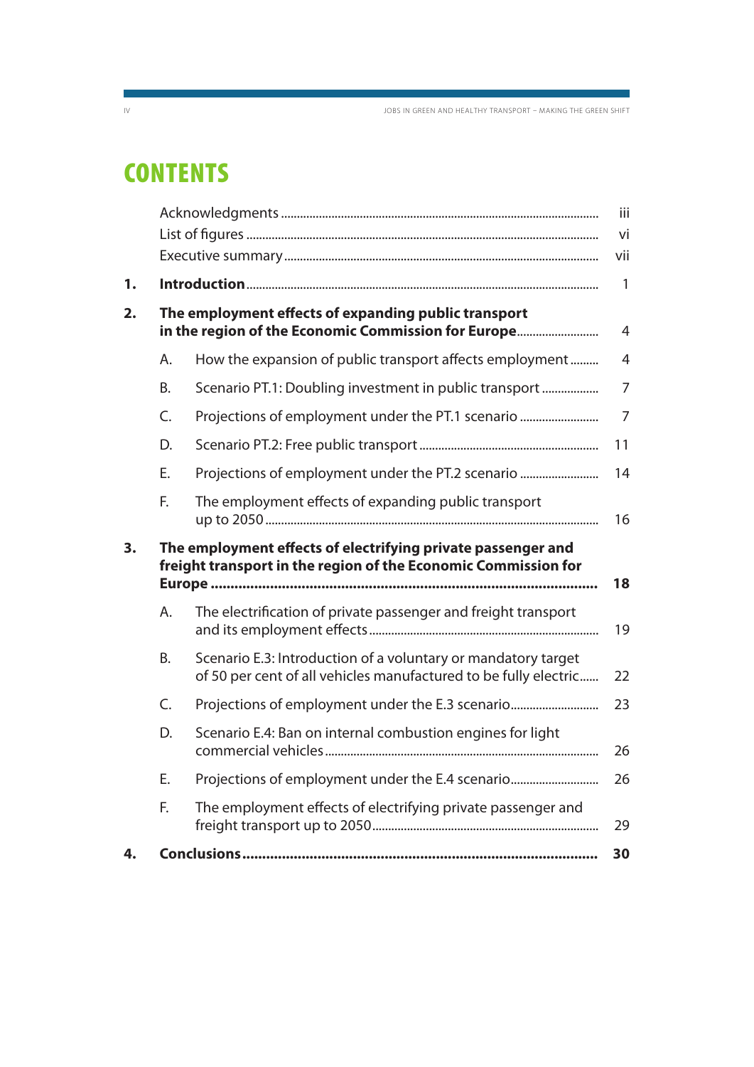# CONTENTS

| | | | |
|---|---|---|---|
| | Acknowledgments | | iii |
| | List of figures | | vi |
| | Executive summary | | vii |
| **1.** | **Introduction** | | 1 |
| **2.** | **The employment effects of expanding public transport in the region of the Economic Commission for Europe** | | 4 |
| | A. | How the expansion of public transport affects employment | 4 |
| | B. | Scenario PT.1: Doubling investment in public transport | 7 |
| | C. | Projections of employment under the PT.1 scenario | 7 |
| | D. | Scenario PT.2: Free public transport | 11 |
| | E. | Projections of employment under the PT.2 scenario | 14 |
| | F. | The employment effects of expanding public transport up to 2050 | 16 |
| **3.** | **The employment effects of electrifying private passenger and freight transport in the region of the Economic Commission for Europe** | | **18** |
| | A. | The electrification of private passenger and freight transport and its employment effects | 19 |
| | B. | Scenario E.3: Introduction of a voluntary or mandatory target of 50 per cent of all vehicles manufactured to be fully electric | 22 |
| | C. | Projections of employment under the E.3 scenario | 23 |
| | D. | Scenario E.4: Ban on internal combustion engines for light commercial vehicles | 26 |
| | E. | Projections of employment under the E.4 scenario | 26 |
| | F. | The employment effects of electrifying private passenger and freight transport up to 2050 | 29 |
| **4.** | **Conclusions** | | **30** |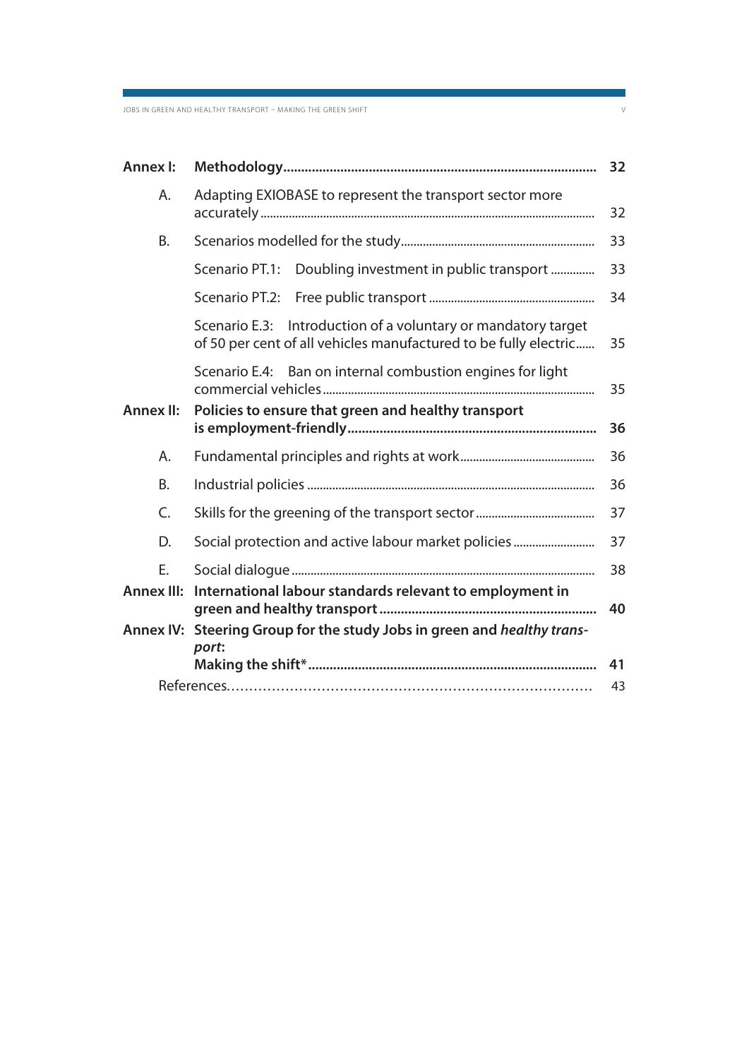| | | |
|---|---|---|
| **Annex I:** | **Methodology** | **32** |
| A. | Adapting EXIOBASE to represent the transport sector more accurately | 32 |
| B. | Scenarios modelled for the study | 33 |
| | Scenario PT.1: Doubling investment in public transport | 33 |
| | Scenario PT.2: Free public transport | 34 |
| | Scenario E.3: Introduction of a voluntary or mandatory target of 50 per cent of all vehicles manufactured to be fully electric | 35 |
| | Scenario E.4: Ban on internal combustion engines for light commercial vehicles | 35 |
| **Annex II:** | **Policies to ensure that green and healthy transport is employment-friendly** | **36** |
| A. | Fundamental principles and rights at work | 36 |
| B. | Industrial policies | 36 |
| C. | Skills for the greening of the transport sector | 37 |
| D. | Social protection and active labour market policies | 37 |
| E. | Social dialogue | 38 |
| **Annex III:** | **International labour standards relevant to employment in green and healthy transport** | **40** |
| **Annex IV:** | **Steering Group for the study Jobs in green and *healthy transport*: Making the shift*** | **41** |
| | References | 43 |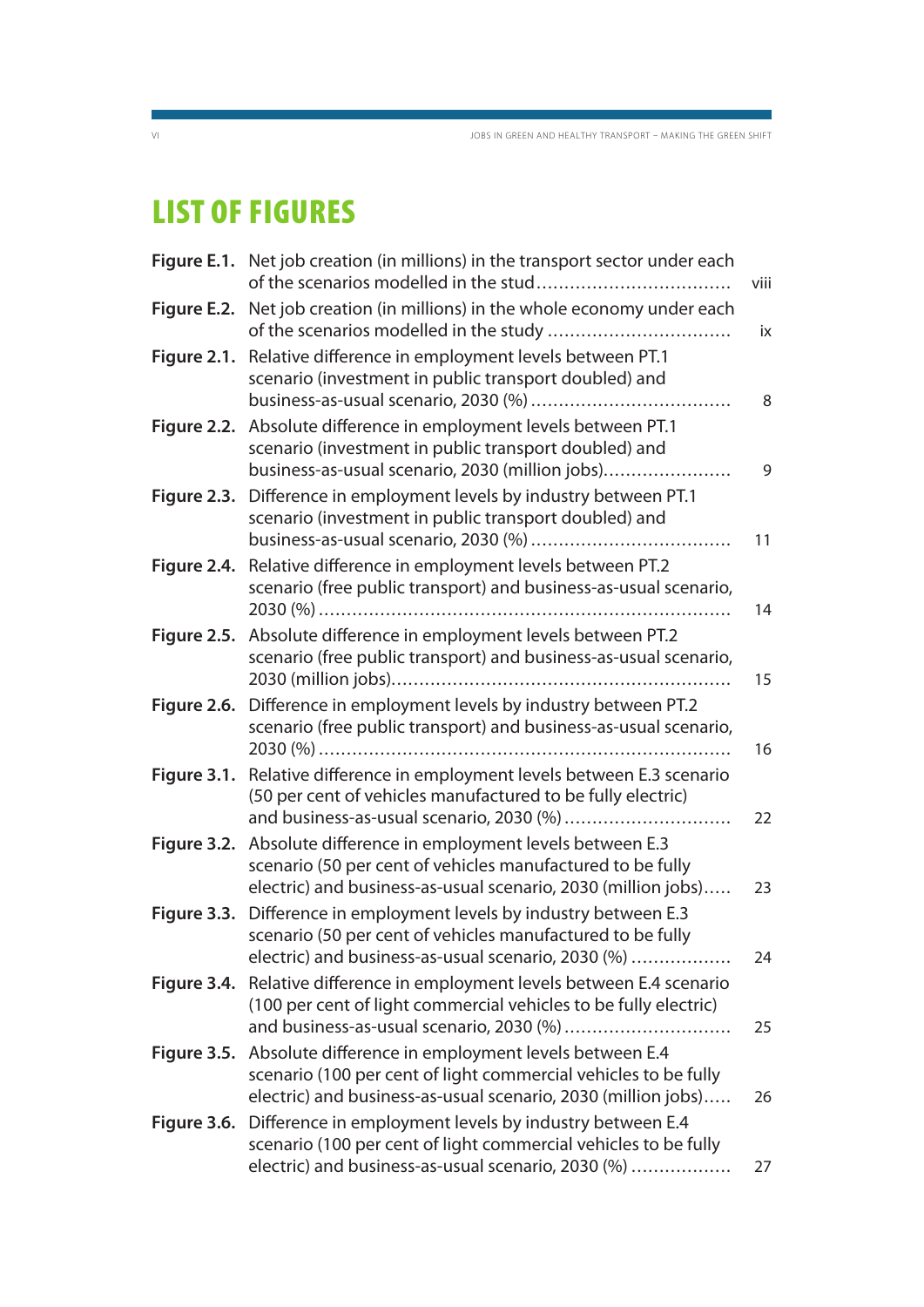# LIST OF FIGURES

| | | |
|---|---|---|
| **Figure E.1.** | Net job creation (in millions) in the transport sector under each of the scenarios modelled in the stud | viii |
| **Figure E.2.** | Net job creation (in millions) in the whole economy under each of the scenarios modelled in the study | ix |
| **Figure 2.1.** | Relative difference in employment levels between PT.1 scenario (investment in public transport doubled) and business-as-usual scenario, 2030 (%) | 8 |
| **Figure 2.2.** | Absolute difference in employment levels between PT.1 scenario (investment in public transport doubled) and business-as-usual scenario, 2030 (million jobs) | 9 |
| **Figure 2.3.** | Difference in employment levels by industry between PT.1 scenario (investment in public transport doubled) and business-as-usual scenario, 2030 (%) | 11 |
| **Figure 2.4.** | Relative difference in employment levels between PT.2 scenario (free public transport) and business-as-usual scenario, 2030 (%) | 14 |
| **Figure 2.5.** | Absolute difference in employment levels between PT.2 scenario (free public transport) and business-as-usual scenario, 2030 (million jobs) | 15 |
| **Figure 2.6.** | Difference in employment levels by industry between PT.2 scenario (free public transport) and business-as-usual scenario, 2030 (%) | 16 |
| **Figure 3.1.** | Relative difference in employment levels between E.3 scenario (50 per cent of vehicles manufactured to be fully electric) and business-as-usual scenario, 2030 (%) | 22 |
| **Figure 3.2.** | Absolute difference in employment levels between E.3 scenario (50 per cent of vehicles manufactured to be fully electric) and business-as-usual scenario, 2030 (million jobs) | 23 |
| **Figure 3.3.** | Difference in employment levels by industry between E.3 scenario (50 per cent of vehicles manufactured to be fully electric) and business-as-usual scenario, 2030 (%) | 24 |
| **Figure 3.4.** | Relative difference in employment levels between E.4 scenario (100 per cent of light commercial vehicles to be fully electric) and business-as-usual scenario, 2030 (%) | 25 |
| **Figure 3.5.** | Absolute difference in employment levels between E.4 scenario (100 per cent of light commercial vehicles to be fully electric) and business-as-usual scenario, 2030 (million jobs) | 26 |
| **Figure 3.6.** | Difference in employment levels by industry between E.4 scenario (100 per cent of light commercial vehicles to be fully electric) and business-as-usual scenario, 2030 (%) | 27 |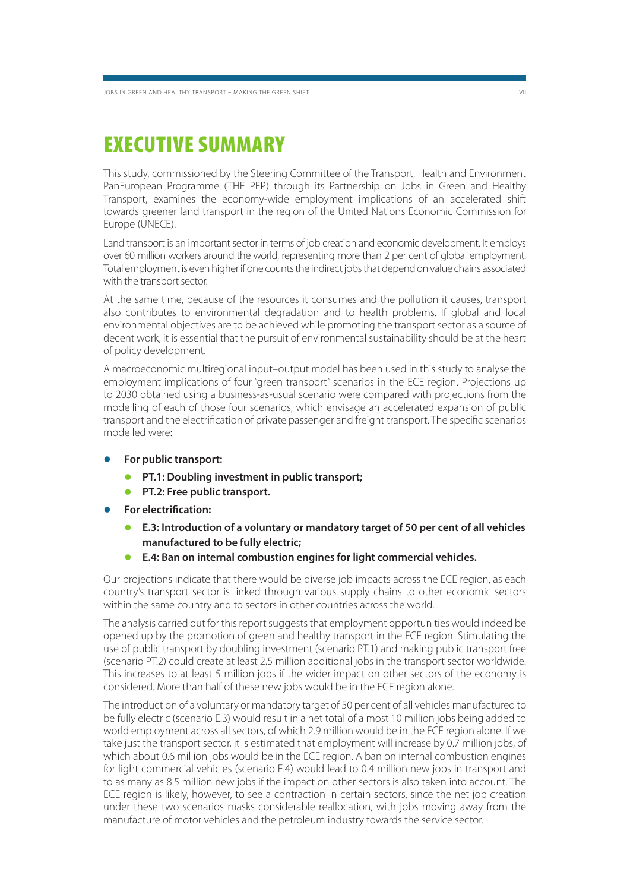# EXECUTIVE SUMMARY

This study, commissioned by the Steering Committee of the Transport, Health and Environment PanEuropean Programme (THE PEP) through its Partnership on Jobs in Green and Healthy Transport, examines the economy-wide employment implications of an accelerated shift towards greener land transport in the region of the United Nations Economic Commission for Europe (UNECE).

Land transport is an important sector in terms of job creation and economic development. It employs over 60 million workers around the world, representing more than 2 per cent of global employment. Total employment is even higher if one counts the indirect jobs that depend on value chains associated with the transport sector.

At the same time, because of the resources it consumes and the pollution it causes, transport also contributes to environmental degradation and to health problems. If global and local environmental objectives are to be achieved while promoting the transport sector as a source of decent work, it is essential that the pursuit of environmental sustainability should be at the heart of policy development.

A macroeconomic multiregional input–output model has been used in this study to analyse the employment implications of four "green transport" scenarios in the ECE region. Projections up to 2030 obtained using a business-as-usual scenario were compared with projections from the modelling of each of those four scenarios, which envisage an accelerated expansion of public transport and the electrification of private passenger and freight transport. The specific scenarios modelled were:

- **For public transport:**
  - **PT.1: Doubling investment in public transport;**
  - **PT.2: Free public transport.**
- **For electrification:**
  - **E.3: Introduction of a voluntary or mandatory target of 50 per cent of all vehicles manufactured to be fully electric;**
  - **E.4: Ban on internal combustion engines for light commercial vehicles.**

Our projections indicate that there would be diverse job impacts across the ECE region, as each country's transport sector is linked through various supply chains to other economic sectors within the same country and to sectors in other countries across the world.

The analysis carried out for this report suggests that employment opportunities would indeed be opened up by the promotion of green and healthy transport in the ECE region. Stimulating the use of public transport by doubling investment (scenario PT.1) and making public transport free (scenario PT.2) could create at least 2.5 million additional jobs in the transport sector worldwide. This increases to at least 5 million jobs if the wider impact on other sectors of the economy is considered. More than half of these new jobs would be in the ECE region alone.

The introduction of a voluntary or mandatory target of 50 per cent of all vehicles manufactured to be fully electric (scenario E.3) would result in a net total of almost 10 million jobs being added to world employment across all sectors, of which 2.9 million would be in the ECE region alone. If we take just the transport sector, it is estimated that employment will increase by 0.7 million jobs, of which about 0.6 million jobs would be in the ECE region. A ban on internal combustion engines for light commercial vehicles (scenario E.4) would lead to 0.4 million new jobs in transport and to as many as 8.5 million new jobs if the impact on other sectors is also taken into account. The ECE region is likely, however, to see a contraction in certain sectors, since the net job creation under these two scenarios masks considerable reallocation, with jobs moving away from the manufacture of motor vehicles and the petroleum industry towards the service sector.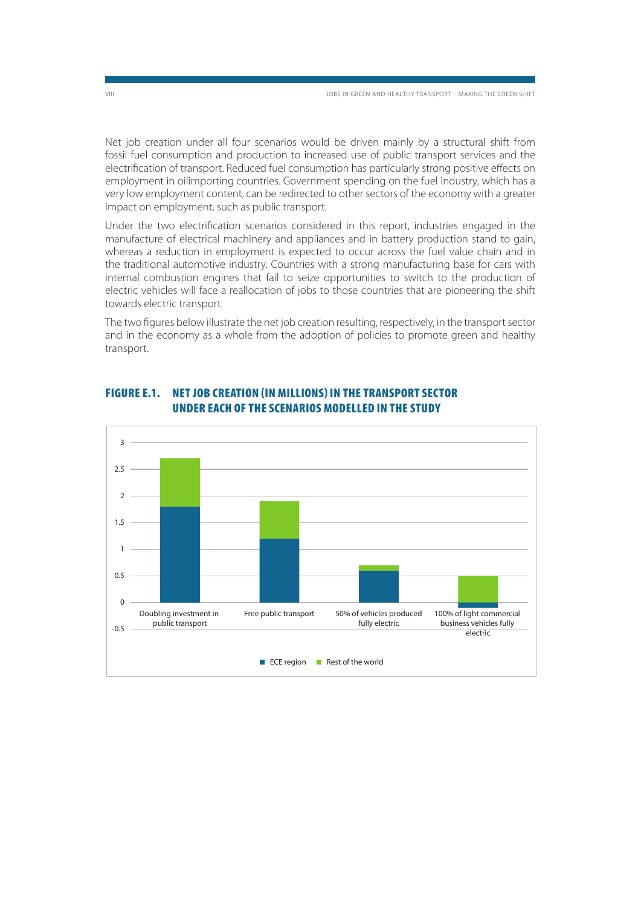Net job creation under all four scenarios would be driven mainly by a structural shift from fossil fuel consumption and production to increased use of public transport services and the electrification of transport. Reduced fuel consumption has particularly strong positive effects on employment in oilimporting countries. Government spending on the fuel industry, which has a very low employment content, can be redirected to other sectors of the economy with a greater impact on employment, such as public transport.

Under the two electrification scenarios considered in this report, industries engaged in the manufacture of electrical machinery and appliances and in battery production stand to gain, whereas a reduction in employment is expected to occur across the fuel value chain and in the traditional automotive industry. Countries with a strong manufacturing base for cars with internal combustion engines that fail to seize opportunities to switch to the production of electric vehicles will face a reallocation of jobs to those countries that are pioneering the shift towards electric transport.

The two figures below illustrate the net job creation resulting, respectively, in the transport sector and in the economy as a whole from the adoption of policies to promote green and healthy transport.

## FIGURE E.1. NET JOB CREATION (IN MILLIONS) IN THE TRANSPORT SECTOR UNDER EACH OF THE SCENARIOS MODELLED IN THE STUDY

| Scenario | ECE region | Rest of the world |
|---|---|---|
| Doubling investment in public transport | 1.8 | 0.9 |
| Free public transport | 1.2 | 0.7 |
| 50% of vehicles produced fully electric | 0.6 | 0.1 |
| 100% of light commercial business vehicles fully electric | -0.1 | 0.5 |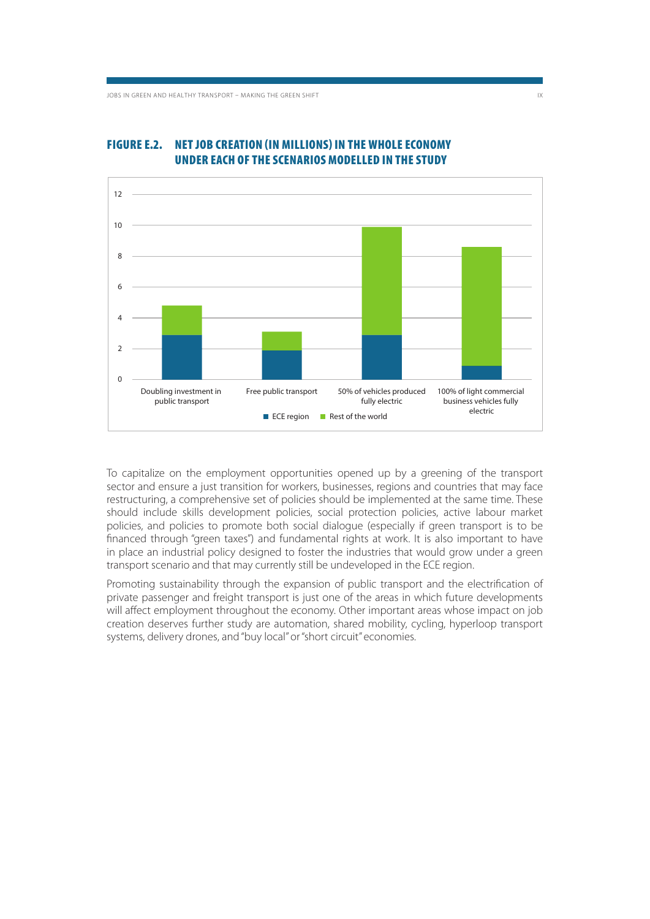## FIGURE E.2. NET JOB CREATION (IN MILLIONS) IN THE WHOLE ECONOMY UNDER EACH OF THE SCENARIOS MODELLED IN THE STUDY

To capitalize on the employment opportunities opened up by a greening of the transport sector and ensure a just transition for workers, businesses, regions and countries that may face restructuring, a comprehensive set of policies should be implemented at the same time. These should include skills development policies, social protection policies, active labour market policies, and policies to promote both social dialogue (especially if green transport is to be financed through "green taxes") and fundamental rights at work. It is also important to have in place an industrial policy designed to foster the industries that would grow under a green transport scenario and that may currently still be undeveloped in the ECE region.

Promoting sustainability through the expansion of public transport and the electrification of private passenger and freight transport is just one of the areas in which future developments will affect employment throughout the economy. Other important areas whose impact on job creation deserves further study are automation, shared mobility, cycling, hyperloop transport systems, delivery drones, and "buy local" or "short circuit" economies.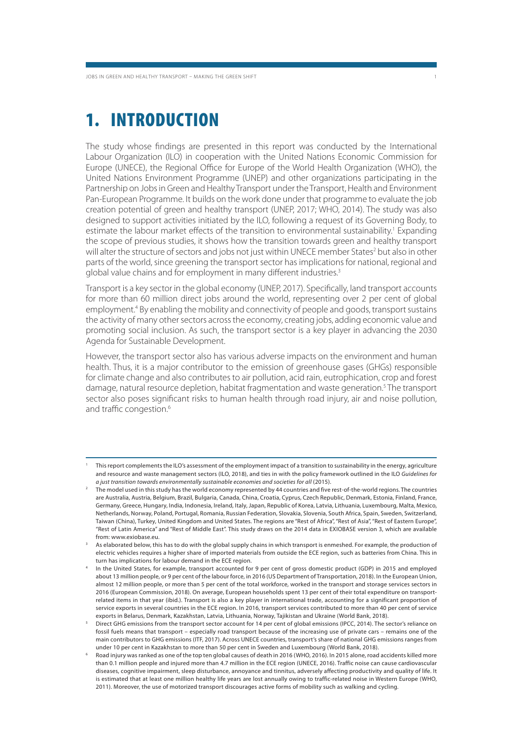# 1. INTRODUCTION

The study whose findings are presented in this report was conducted by the International Labour Organization (ILO) in cooperation with the United Nations Economic Commission for Europe (UNECE), the Regional Office for Europe of the World Health Organization (WHO), the United Nations Environment Programme (UNEP) and other organizations participating in the Partnership on Jobs in Green and Healthy Transport under the Transport, Health and Environment Pan-European Programme. It builds on the work done under that programme to evaluate the job creation potential of green and healthy transport (UNEP, 2017; WHO, 2014). The study was also designed to support activities initiated by the ILO, following a request of its Governing Body, to estimate the labour market effects of the transition to environmental sustainability.[1] Expanding the scope of previous studies, it shows how the transition towards green and healthy transport will alter the structure of sectors and jobs not just within UNECE member States[2] but also in other parts of the world, since greening the transport sector has implications for national, regional and global value chains and for employment in many different industries.[3]

Transport is a key sector in the global economy (UNEP, 2017). Specifically, land transport accounts for more than 60 million direct jobs around the world, representing over 2 per cent of global employment.[4] By enabling the mobility and connectivity of people and goods, transport sustains the activity of many other sectors across the economy, creating jobs, adding economic value and promoting social inclusion. As such, the transport sector is a key player in advancing the 2030 Agenda for Sustainable Development.

However, the transport sector also has various adverse impacts on the environment and human health. Thus, it is a major contributor to the emission of greenhouse gases (GHGs) responsible for climate change and also contributes to air pollution, acid rain, eutrophication, crop and forest damage, natural resource depletion, habitat fragmentation and waste generation.[5] The transport sector also poses significant risks to human health through road injury, air and noise pollution, and traffic congestion.[6]

---

[1] This report complements the ILO's assessment of the employment impact of a transition to sustainability in the energy, agriculture and resource and waste management sectors (ILO, 2018), and ties in with the policy framework outlined in the ILO *Guidelines for a just transition towards environmentally sustainable economies and societies for all* (2015).

[2] The model used in this study has the world economy represented by 44 countries and five rest-of-the-world regions. The countries are Australia, Austria, Belgium, Brazil, Bulgaria, Canada, China, Croatia, Cyprus, Czech Republic, Denmark, Estonia, Finland, France, Germany, Greece, Hungary, India, Indonesia, Ireland, Italy, Japan, Republic of Korea, Latvia, Lithuania, Luxembourg, Malta, Mexico, Netherlands, Norway, Poland, Portugal, Romania, Russian Federation, Slovakia, Slovenia, South Africa, Spain, Sweden, Switzerland, Taiwan (China), Turkey, United Kingdom and United States. The regions are "Rest of Africa", "Rest of Asia", "Rest of Eastern Europe", "Rest of Latin America" and "Rest of Middle East". This study draws on the 2014 data in EXIOBASE version 3, which are available from: www.exiobase.eu.

[3] As elaborated below, this has to do with the global supply chains in which transport is enmeshed. For example, the production of electric vehicles requires a higher share of imported materials from outside the ECE region, such as batteries from China. This in turn has implications for labour demand in the ECE region.

[4] In the United States, for example, transport accounted for 9 per cent of gross domestic product (GDP) in 2015 and employed about 13 million people, or 9 per cent of the labour force, in 2016 (US Department of Transportation, 2018). In the European Union, almost 12 million people, or more than 5 per cent of the total workforce, worked in the transport and storage services sectors in 2016 (European Commission, 2018). On average, European households spent 13 per cent of their total expenditure on transport-related items in that year (ibid.). Transport is also a key player in international trade, accounting for a significant proportion of service exports in several countries in the ECE region. In 2016, transport services contributed to more than 40 per cent of service exports in Belarus, Denmark, Kazakhstan, Latvia, Lithuania, Norway, Tajikistan and Ukraine (World Bank, 2018).

[5] Direct GHG emissions from the transport sector account for 14 per cent of global emissions (IPCC, 2014). The sector's reliance on fossil fuels means that transport – especially road transport because of the increasing use of private cars – remains one of the main contributors to GHG emissions (ITF, 2017). Across UNECE countries, transport's share of national GHG emissions ranges from under 10 per cent in Kazakhstan to more than 50 per cent in Sweden and Luxembourg (World Bank, 2018).

[6] Road injury was ranked as one of the top ten global causes of death in 2016 (WHO, 2016). In 2015 alone, road accidents killed more than 0.1 million people and injured more than 4.7 million in the ECE region (UNECE, 2016). Traffic noise can cause cardiovascular diseases, cognitive impairment, sleep disturbance, annoyance and tinnitus, adversely affecting productivity and quality of life. It is estimated that at least one million healthy life years are lost annually owing to traffic-related noise in Western Europe (WHO, 2011). Moreover, the use of motorized transport discourages active forms of mobility such as walking and cycling.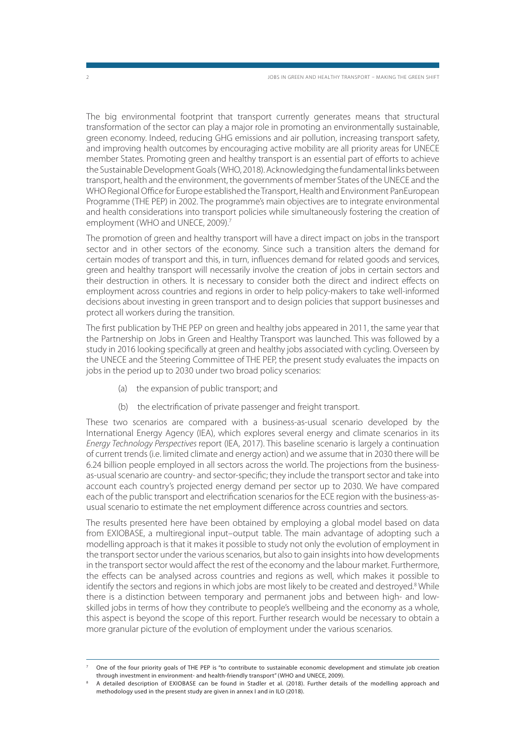The big environmental footprint that transport currently generates means that structural transformation of the sector can play a major role in promoting an environmentally sustainable, green economy. Indeed, reducing GHG emissions and air pollution, increasing transport safety, and improving health outcomes by encouraging active mobility are all priority areas for UNECE member States. Promoting green and healthy transport is an essential part of efforts to achieve the Sustainable Development Goals (WHO, 2018). Acknowledging the fundamental links between transport, health and the environment, the governments of member States of the UNECE and the WHO Regional Office for Europe established the Transport, Health and Environment PanEuropean Programme (THE PEP) in 2002. The programme's main objectives are to integrate environmental and health considerations into transport policies while simultaneously fostering the creation of employment (WHO and UNECE, 2009).[7]

The promotion of green and healthy transport will have a direct impact on jobs in the transport sector and in other sectors of the economy. Since such a transition alters the demand for certain modes of transport and this, in turn, influences demand for related goods and services, green and healthy transport will necessarily involve the creation of jobs in certain sectors and their destruction in others. It is necessary to consider both the direct and indirect effects on employment across countries and regions in order to help policy-makers to take well-informed decisions about investing in green transport and to design policies that support businesses and protect all workers during the transition.

The first publication by THE PEP on green and healthy jobs appeared in 2011, the same year that the Partnership on Jobs in Green and Healthy Transport was launched. This was followed by a study in 2016 looking specifically at green and healthy jobs associated with cycling. Overseen by the UNECE and the Steering Committee of THE PEP, the present study evaluates the impacts on jobs in the period up to 2030 under two broad policy scenarios:

(a) the expansion of public transport; and

(b) the electrification of private passenger and freight transport.

These two scenarios are compared with a business-as-usual scenario developed by the International Energy Agency (IEA), which explores several energy and climate scenarios in its *Energy Technology Perspectives* report (IEA, 2017). This baseline scenario is largely a continuation of current trends (i.e. limited climate and energy action) and we assume that in 2030 there will be 6.24 billion people employed in all sectors across the world. The projections from the business-as-usual scenario are country- and sector-specific; they include the transport sector and take into account each country's projected energy demand per sector up to 2030. We have compared each of the public transport and electrification scenarios for the ECE region with the business-as-usual scenario to estimate the net employment difference across countries and sectors.

The results presented here have been obtained by employing a global model based on data from EXIOBASE, a multiregional input–output table. The main advantage of adopting such a modelling approach is that it makes it possible to study not only the evolution of employment in the transport sector under the various scenarios, but also to gain insights into how developments in the transport sector would affect the rest of the economy and the labour market. Furthermore, the effects can be analysed across countries and regions as well, which makes it possible to identify the sectors and regions in which jobs are most likely to be created and destroyed.[8] While there is a distinction between temporary and permanent jobs and between high- and low-skilled jobs in terms of how they contribute to people's wellbeing and the economy as a whole, this aspect is beyond the scope of this report. Further research would be necessary to obtain a more granular picture of the evolution of employment under the various scenarios.

---

[7] One of the four priority goals of THE PEP is "to contribute to sustainable economic development and stimulate job creation through investment in environment- and health-friendly transport" (WHO and UNECE, 2009).

[8] A detailed description of EXIOBASE can be found in Stadler et al. (2018). Further details of the modelling approach and methodology used in the present study are given in annex I and in ILO (2018).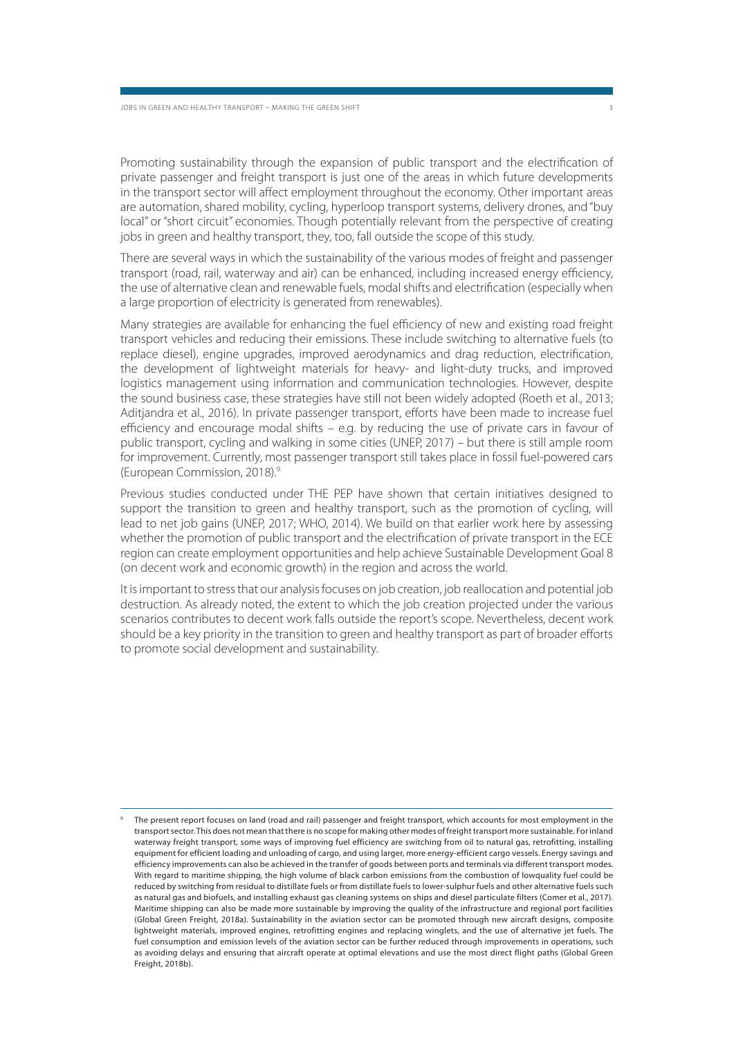Promoting sustainability through the expansion of public transport and the electrification of private passenger and freight transport is just one of the areas in which future developments in the transport sector will affect employment throughout the economy. Other important areas are automation, shared mobility, cycling, hyperloop transport systems, delivery drones, and "buy local" or "short circuit" economies. Though potentially relevant from the perspective of creating jobs in green and healthy transport, they, too, fall outside the scope of this study.

There are several ways in which the sustainability of the various modes of freight and passenger transport (road, rail, waterway and air) can be enhanced, including increased energy efficiency, the use of alternative clean and renewable fuels, modal shifts and electrification (especially when a large proportion of electricity is generated from renewables).

Many strategies are available for enhancing the fuel efficiency of new and existing road freight transport vehicles and reducing their emissions. These include switching to alternative fuels (to replace diesel), engine upgrades, improved aerodynamics and drag reduction, electrification, the development of lightweight materials for heavy- and light-duty trucks, and improved logistics management using information and communication technologies. However, despite the sound business case, these strategies have still not been widely adopted (Roeth et al., 2013; Aditjandra et al., 2016). In private passenger transport, efforts have been made to increase fuel efficiency and encourage modal shifts – e.g. by reducing the use of private cars in favour of public transport, cycling and walking in some cities (UNEP, 2017) – but there is still ample room for improvement. Currently, most passenger transport still takes place in fossil fuel-powered cars (European Commission, 2018).[9]

Previous studies conducted under THE PEP have shown that certain initiatives designed to support the transition to green and healthy transport, such as the promotion of cycling, will lead to net job gains (UNEP, 2017; WHO, 2014). We build on that earlier work here by assessing whether the promotion of public transport and the electrification of private transport in the ECE region can create employment opportunities and help achieve Sustainable Development Goal 8 (on decent work and economic growth) in the region and across the world.

It is important to stress that our analysis focuses on job creation, job reallocation and potential job destruction. As already noted, the extent to which the job creation projected under the various scenarios contributes to decent work falls outside the report's scope. Nevertheless, decent work should be a key priority in the transition to green and healthy transport as part of broader efforts to promote social development and sustainability.

---

[9] The present report focuses on land (road and rail) passenger and freight transport, which accounts for most employment in the transport sector. This does not mean that there is no scope for making other modes of freight transport more sustainable. For inland waterway freight transport, some ways of improving fuel efficiency are switching from oil to natural gas, retrofitting, installing equipment for efficient loading and unloading of cargo, and using larger, more energy-efficient cargo vessels. Energy savings and efficiency improvements can also be achieved in the transfer of goods between ports and terminals via different transport modes. With regard to maritime shipping, the high volume of black carbon emissions from the combustion of lowquality fuel could be reduced by switching from residual to distillate fuels or from distillate fuels to lower-sulphur fuels and other alternative fuels such as natural gas and biofuels, and installing exhaust gas cleaning systems on ships and diesel particulate filters (Comer et al., 2017). Maritime shipping can also be made more sustainable by improving the quality of the infrastructure and regional port facilities (Global Green Freight, 2018a). Sustainability in the aviation sector can be promoted through new aircraft designs, composite lightweight materials, improved engines, retrofitting engines and replacing winglets, and the use of alternative jet fuels. The fuel consumption and emission levels of the aviation sector can be further reduced through improvements in operations, such as avoiding delays and ensuring that aircraft operate at optimal elevations and use the most direct flight paths (Global Green Freight, 2018b).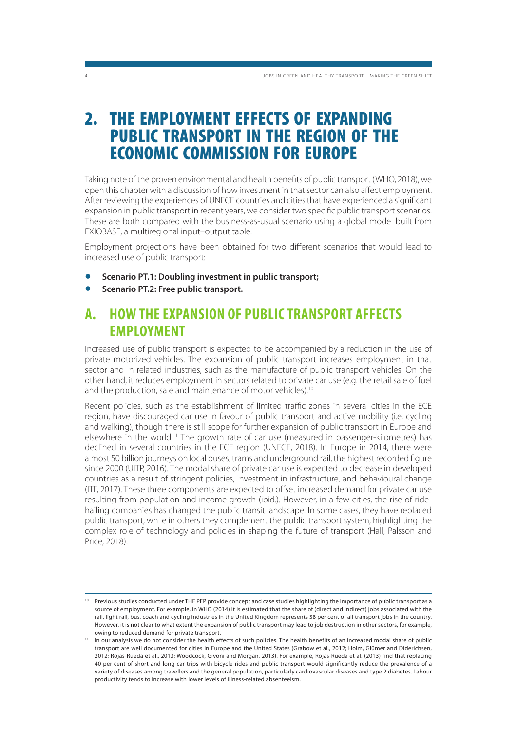# 2. THE EMPLOYMENT EFFECTS OF EXPANDING PUBLIC TRANSPORT IN THE REGION OF THE ECONOMIC COMMISSION FOR EUROPE

Taking note of the proven environmental and health benefits of public transport (WHO, 2018), we open this chapter with a discussion of how investment in that sector can also affect employment. After reviewing the experiences of UNECE countries and cities that have experienced a significant expansion in public transport in recent years, we consider two specific public transport scenarios. These are both compared with the business-as-usual scenario using a global model built from EXIOBASE, a multiregional input–output table.

Employment projections have been obtained for two different scenarios that would lead to increased use of public transport:

- **Scenario PT.1: Doubling investment in public transport;**
- **Scenario PT.2: Free public transport.**

## A. HOW THE EXPANSION OF PUBLIC TRANSPORT AFFECTS EMPLOYMENT

Increased use of public transport is expected to be accompanied by a reduction in the use of private motorized vehicles. The expansion of public transport increases employment in that sector and in related industries, such as the manufacture of public transport vehicles. On the other hand, it reduces employment in sectors related to private car use (e.g. the retail sale of fuel and the production, sale and maintenance of motor vehicles).[10]

Recent policies, such as the establishment of limited traffic zones in several cities in the ECE region, have discouraged car use in favour of public transport and active mobility (i.e. cycling and walking), though there is still scope for further expansion of public transport in Europe and elsewhere in the world.[11] The growth rate of car use (measured in passenger-kilometres) has declined in several countries in the ECE region (UNECE, 2018). In Europe in 2014, there were almost 50 billion journeys on local buses, trams and underground rail, the highest recorded figure since 2000 (UITP, 2016). The modal share of private car use is expected to decrease in developed countries as a result of stringent policies, investment in infrastructure, and behavioural change (ITF, 2017). These three components are expected to offset increased demand for private car use resulting from population and income growth (ibid.). However, in a few cities, the rise of ride-hailing companies has changed the public transit landscape. In some cases, they have replaced public transport, while in others they complement the public transport system, highlighting the complex role of technology and policies in shaping the future of transport (Hall, Palsson and Price, 2018).

---

[10] Previous studies conducted under THE PEP provide concept and case studies highlighting the importance of public transport as a source of employment. For example, in WHO (2014) it is estimated that the share of (direct and indirect) jobs associated with the rail, light rail, bus, coach and cycling industries in the United Kingdom represents 38 per cent of all transport jobs in the country. However, it is not clear to what extent the expansion of public transport may lead to job destruction in other sectors, for example, owing to reduced demand for private transport.

[11] In our analysis we do not consider the health effects of such policies. The health benefits of an increased modal share of public transport are well documented for cities in Europe and the United States (Grabow et al., 2012; Holm, Glümer and Diderichsen, 2012; Rojas-Rueda et al., 2013; Woodcock, Givoni and Morgan, 2013). For example, Rojas-Rueda et al. (2013) find that replacing 40 per cent of short and long car trips with bicycle rides and public transport would significantly reduce the prevalence of a variety of diseases among travellers and the general population, particularly cardiovascular diseases and type 2 diabetes. Labour productivity tends to increase with lower levels of illness-related absenteeism.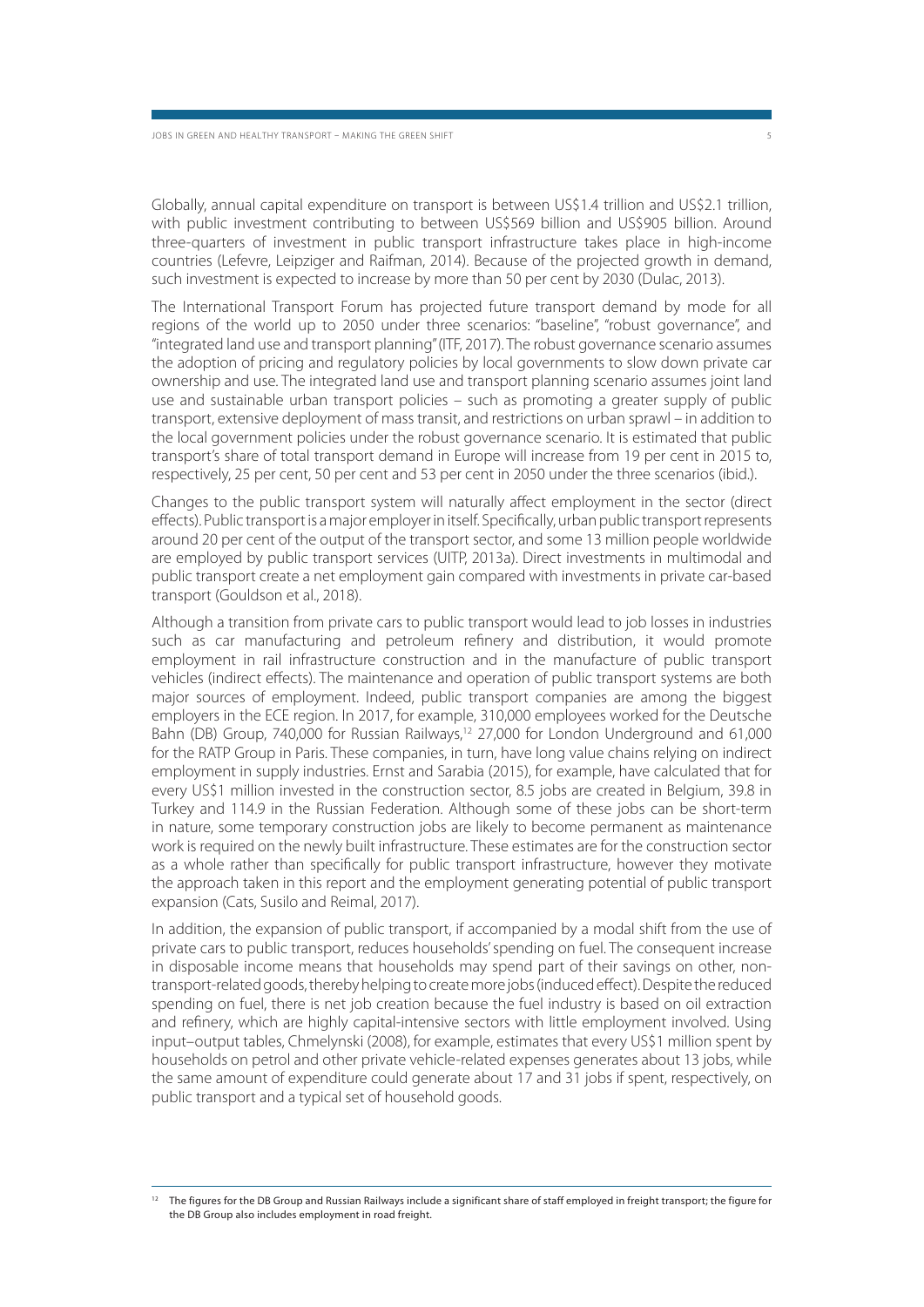Globally, annual capital expenditure on transport is between US$1.4 trillion and US$2.1 trillion, with public investment contributing to between US$569 billion and US$905 billion. Around three-quarters of investment in public transport infrastructure takes place in high-income countries (Lefevre, Leipziger and Raifman, 2014). Because of the projected growth in demand, such investment is expected to increase by more than 50 per cent by 2030 (Dulac, 2013).

The International Transport Forum has projected future transport demand by mode for all regions of the world up to 2050 under three scenarios: "baseline", "robust governance", and "integrated land use and transport planning" (ITF, 2017). The robust governance scenario assumes the adoption of pricing and regulatory policies by local governments to slow down private car ownership and use. The integrated land use and transport planning scenario assumes joint land use and sustainable urban transport policies – such as promoting a greater supply of public transport, extensive deployment of mass transit, and restrictions on urban sprawl – in addition to the local government policies under the robust governance scenario. It is estimated that public transport's share of total transport demand in Europe will increase from 19 per cent in 2015 to, respectively, 25 per cent, 50 per cent and 53 per cent in 2050 under the three scenarios (ibid.).

Changes to the public transport system will naturally affect employment in the sector (direct effects). Public transport is a major employer in itself. Specifically, urban public transport represents around 20 per cent of the output of the transport sector, and some 13 million people worldwide are employed by public transport services (UITP, 2013a). Direct investments in multimodal and public transport create a net employment gain compared with investments in private car-based transport (Gouldson et al., 2018).

Although a transition from private cars to public transport would lead to job losses in industries such as car manufacturing and petroleum refinery and distribution, it would promote employment in rail infrastructure construction and in the manufacture of public transport vehicles (indirect effects). The maintenance and operation of public transport systems are both major sources of employment. Indeed, public transport companies are among the biggest employers in the ECE region. In 2017, for example, 310,000 employees worked for the Deutsche Bahn (DB) Group, 740,000 for Russian Railways,[12] 27,000 for London Underground and 61,000 for the RATP Group in Paris. These companies, in turn, have long value chains relying on indirect employment in supply industries. Ernst and Sarabia (2015), for example, have calculated that for every US$1 million invested in the construction sector, 8.5 jobs are created in Belgium, 39.8 in Turkey and 114.9 in the Russian Federation. Although some of these jobs can be short-term in nature, some temporary construction jobs are likely to become permanent as maintenance work is required on the newly built infrastructure. These estimates are for the construction sector as a whole rather than specifically for public transport infrastructure, however they motivate the approach taken in this report and the employment generating potential of public transport expansion (Cats, Susilo and Reimal, 2017).

In addition, the expansion of public transport, if accompanied by a modal shift from the use of private cars to public transport, reduces households' spending on fuel. The consequent increase in disposable income means that households may spend part of their savings on other, non-transport-related goods, thereby helping to create more jobs (induced effect). Despite the reduced spending on fuel, there is net job creation because the fuel industry is based on oil extraction and refinery, which are highly capital-intensive sectors with little employment involved. Using input–output tables, Chmelynski (2008), for example, estimates that every US$1 million spent by households on petrol and other private vehicle-related expenses generates about 13 jobs, while the same amount of expenditure could generate about 17 and 31 jobs if spent, respectively, on public transport and a typical set of household goods.

---

[12] The figures for the DB Group and Russian Railways include a significant share of staff employed in freight transport; the figure for the DB Group also includes employment in road freight.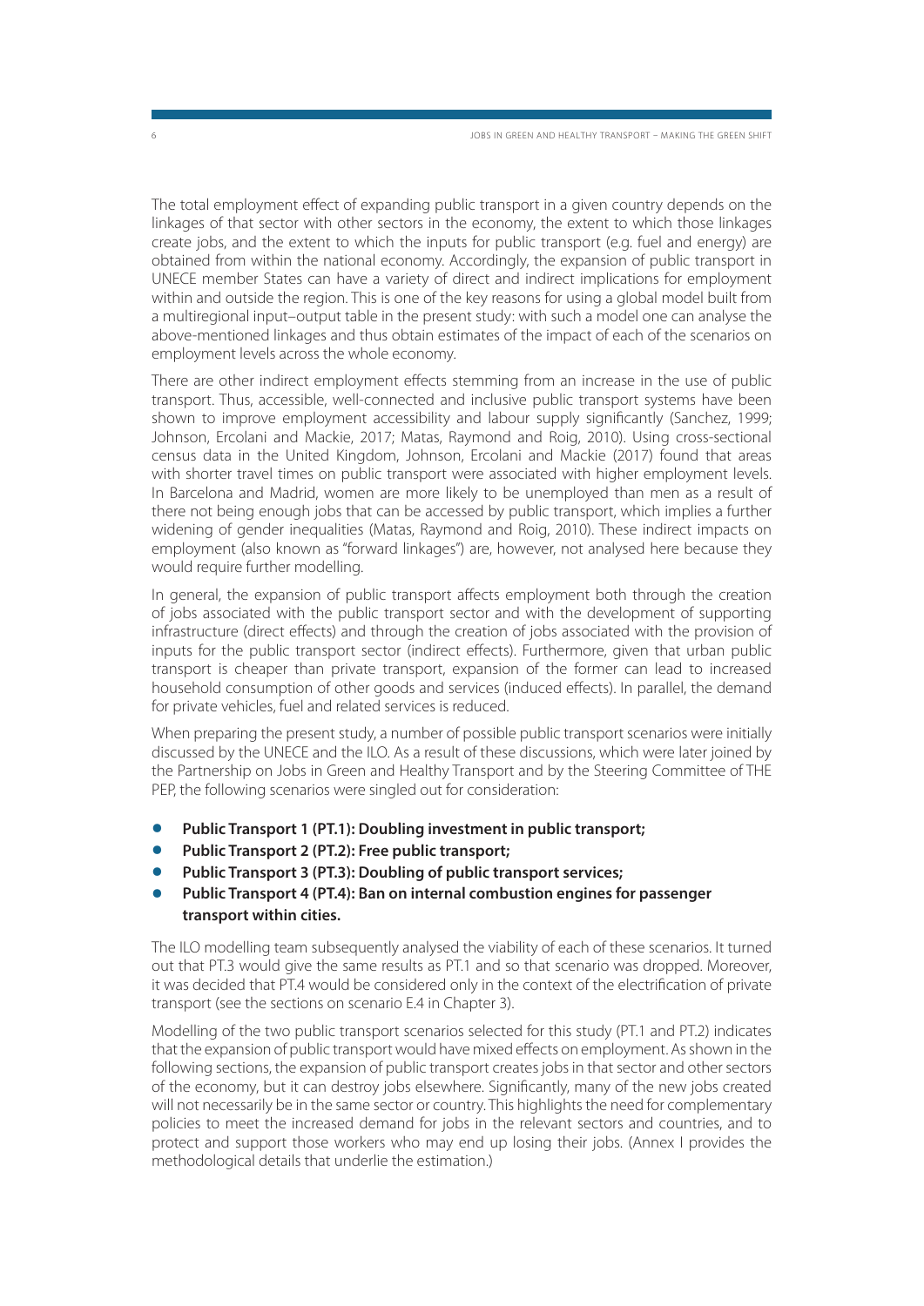The total employment effect of expanding public transport in a given country depends on the linkages of that sector with other sectors in the economy, the extent to which those linkages create jobs, and the extent to which the inputs for public transport (e.g. fuel and energy) are obtained from within the national economy. Accordingly, the expansion of public transport in UNECE member States can have a variety of direct and indirect implications for employment within and outside the region. This is one of the key reasons for using a global model built from a multiregional input–output table in the present study: with such a model one can analyse the above-mentioned linkages and thus obtain estimates of the impact of each of the scenarios on employment levels across the whole economy.

There are other indirect employment effects stemming from an increase in the use of public transport. Thus, accessible, well-connected and inclusive public transport systems have been shown to improve employment accessibility and labour supply significantly (Sanchez, 1999; Johnson, Ercolani and Mackie, 2017; Matas, Raymond and Roig, 2010). Using cross-sectional census data in the United Kingdom, Johnson, Ercolani and Mackie (2017) found that areas with shorter travel times on public transport were associated with higher employment levels. In Barcelona and Madrid, women are more likely to be unemployed than men as a result of there not being enough jobs that can be accessed by public transport, which implies a further widening of gender inequalities (Matas, Raymond and Roig, 2010). These indirect impacts on employment (also known as "forward linkages") are, however, not analysed here because they would require further modelling.

In general, the expansion of public transport affects employment both through the creation of jobs associated with the public transport sector and with the development of supporting infrastructure (direct effects) and through the creation of jobs associated with the provision of inputs for the public transport sector (indirect effects). Furthermore, given that urban public transport is cheaper than private transport, expansion of the former can lead to increased household consumption of other goods and services (induced effects). In parallel, the demand for private vehicles, fuel and related services is reduced.

When preparing the present study, a number of possible public transport scenarios were initially discussed by the UNECE and the ILO. As a result of these discussions, which were later joined by the Partnership on Jobs in Green and Healthy Transport and by the Steering Committee of THE PEP, the following scenarios were singled out for consideration:

- **Public Transport 1 (PT.1): Doubling investment in public transport;**
- **Public Transport 2 (PT.2): Free public transport;**
- **Public Transport 3 (PT.3): Doubling of public transport services;**
- **Public Transport 4 (PT.4): Ban on internal combustion engines for passenger transport within cities.**

The ILO modelling team subsequently analysed the viability of each of these scenarios. It turned out that PT.3 would give the same results as PT.1 and so that scenario was dropped. Moreover, it was decided that PT.4 would be considered only in the context of the electrification of private transport (see the sections on scenario E.4 in Chapter 3).

Modelling of the two public transport scenarios selected for this study (PT.1 and PT.2) indicates that the expansion of public transport would have mixed effects on employment. As shown in the following sections, the expansion of public transport creates jobs in that sector and other sectors of the economy, but it can destroy jobs elsewhere. Significantly, many of the new jobs created will not necessarily be in the same sector or country. This highlights the need for complementary policies to meet the increased demand for jobs in the relevant sectors and countries, and to protect and support those workers who may end up losing their jobs. (Annex I provides the methodological details that underlie the estimation.)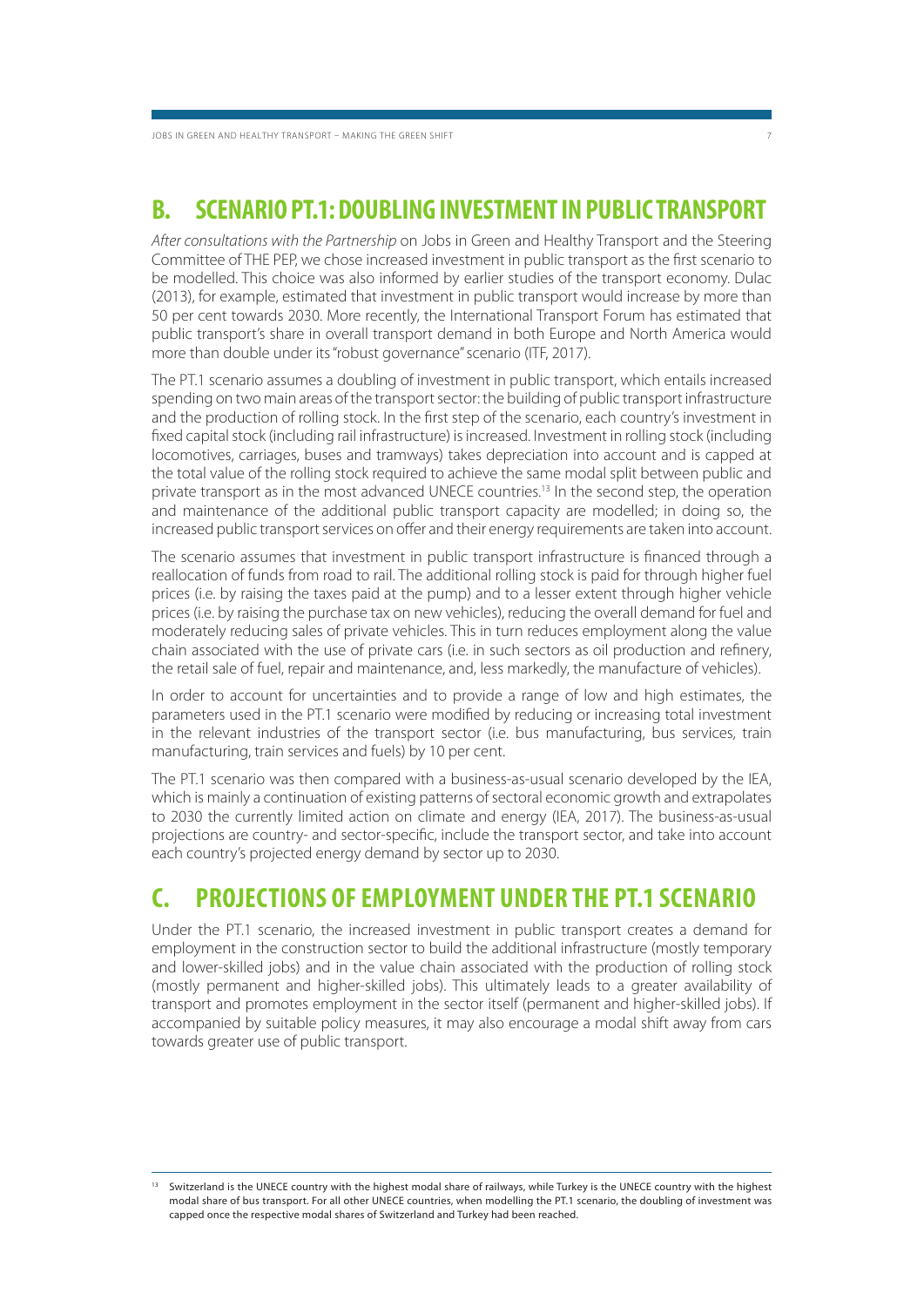## B. SCENARIO PT.1: DOUBLING INVESTMENT IN PUBLIC TRANSPORT

*After consultations with the Partnership* on Jobs in Green and Healthy Transport and the Steering Committee of THE PEP, we chose increased investment in public transport as the first scenario to be modelled. This choice was also informed by earlier studies of the transport economy. Dulac (2013), for example, estimated that investment in public transport would increase by more than 50 per cent towards 2030. More recently, the International Transport Forum has estimated that public transport's share in overall transport demand in both Europe and North America would more than double under its "robust governance" scenario (ITF, 2017).

The PT.1 scenario assumes a doubling of investment in public transport, which entails increased spending on two main areas of the transport sector: the building of public transport infrastructure and the production of rolling stock. In the first step of the scenario, each country's investment in fixed capital stock (including rail infrastructure) is increased. Investment in rolling stock (including locomotives, carriages, buses and tramways) takes depreciation into account and is capped at the total value of the rolling stock required to achieve the same modal split between public and private transport as in the most advanced UNECE countries.[13] In the second step, the operation and maintenance of the additional public transport capacity are modelled; in doing so, the increased public transport services on offer and their energy requirements are taken into account.

The scenario assumes that investment in public transport infrastructure is financed through a reallocation of funds from road to rail. The additional rolling stock is paid for through higher fuel prices (i.e. by raising the taxes paid at the pump) and to a lesser extent through higher vehicle prices (i.e. by raising the purchase tax on new vehicles), reducing the overall demand for fuel and moderately reducing sales of private vehicles. This in turn reduces employment along the value chain associated with the use of private cars (i.e. in such sectors as oil production and refinery, the retail sale of fuel, repair and maintenance, and, less markedly, the manufacture of vehicles).

In order to account for uncertainties and to provide a range of low and high estimates, the parameters used in the PT.1 scenario were modified by reducing or increasing total investment in the relevant industries of the transport sector (i.e. bus manufacturing, bus services, train manufacturing, train services and fuels) by 10 per cent.

The PT.1 scenario was then compared with a business-as-usual scenario developed by the IEA, which is mainly a continuation of existing patterns of sectoral economic growth and extrapolates to 2030 the currently limited action on climate and energy (IEA, 2017). The business-as-usual projections are country- and sector-specific, include the transport sector, and take into account each country's projected energy demand by sector up to 2030.

## C. PROJECTIONS OF EMPLOYMENT UNDER THE PT.1 SCENARIO

Under the PT.1 scenario, the increased investment in public transport creates a demand for employment in the construction sector to build the additional infrastructure (mostly temporary and lower-skilled jobs) and in the value chain associated with the production of rolling stock (mostly permanent and higher-skilled jobs). This ultimately leads to a greater availability of transport and promotes employment in the sector itself (permanent and higher-skilled jobs). If accompanied by suitable policy measures, it may also encourage a modal shift away from cars towards greater use of public transport.

---

[13] Switzerland is the UNECE country with the highest modal share of railways, while Turkey is the UNECE country with the highest modal share of bus transport. For all other UNECE countries, when modelling the PT.1 scenario, the doubling of investment was capped once the respective modal shares of Switzerland and Turkey had been reached.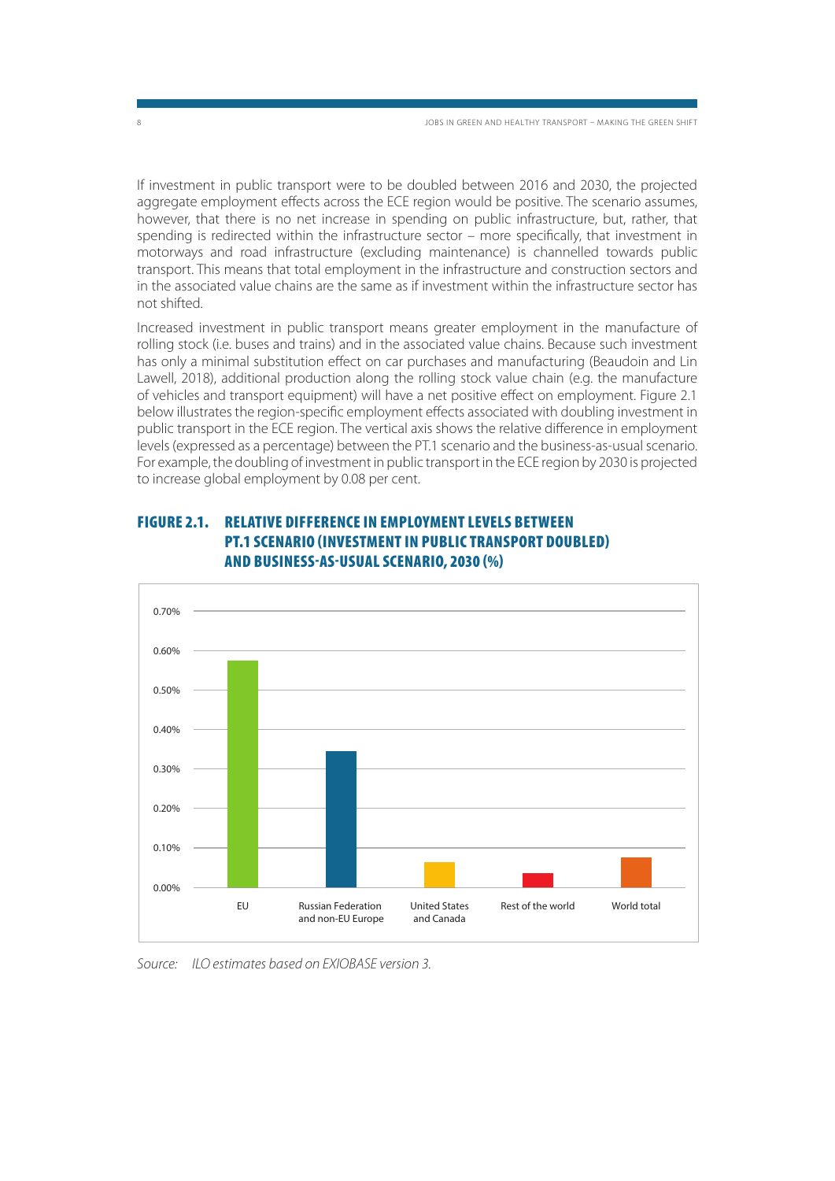If investment in public transport were to be doubled between 2016 and 2030, the projected aggregate employment effects across the ECE region would be positive. The scenario assumes, however, that there is no net increase in spending on public infrastructure, but, rather, that spending is redirected within the infrastructure sector – more specifically, that investment in motorways and road infrastructure (excluding maintenance) is channelled towards public transport. This means that total employment in the infrastructure and construction sectors and in the associated value chains are the same as if investment within the infrastructure sector has not shifted.

Increased investment in public transport means greater employment in the manufacture of rolling stock (i.e. buses and trains) and in the associated value chains. Because such investment has only a minimal substitution effect on car purchases and manufacturing (Beaudoin and Lin Lawell, 2018), additional production along the rolling stock value chain (e.g. the manufacture of vehicles and transport equipment) will have a net positive effect on employment. Figure 2.1 below illustrates the region-specific employment effects associated with doubling investment in public transport in the ECE region. The vertical axis shows the relative difference in employment levels (expressed as a percentage) between the PT.1 scenario and the business-as-usual scenario. For example, the doubling of investment in public transport in the ECE region by 2030 is projected to increase global employment by 0.08 per cent.

## FIGURE 2.1. RELATIVE DIFFERENCE IN EMPLOYMENT LEVELS BETWEEN PT.1 SCENARIO (INVESTMENT IN PUBLIC TRANSPORT DOUBLED) AND BUSINESS-AS-USUAL SCENARIO, 2030 (%)

*Source: ILO estimates based on EXIOBASE version 3.*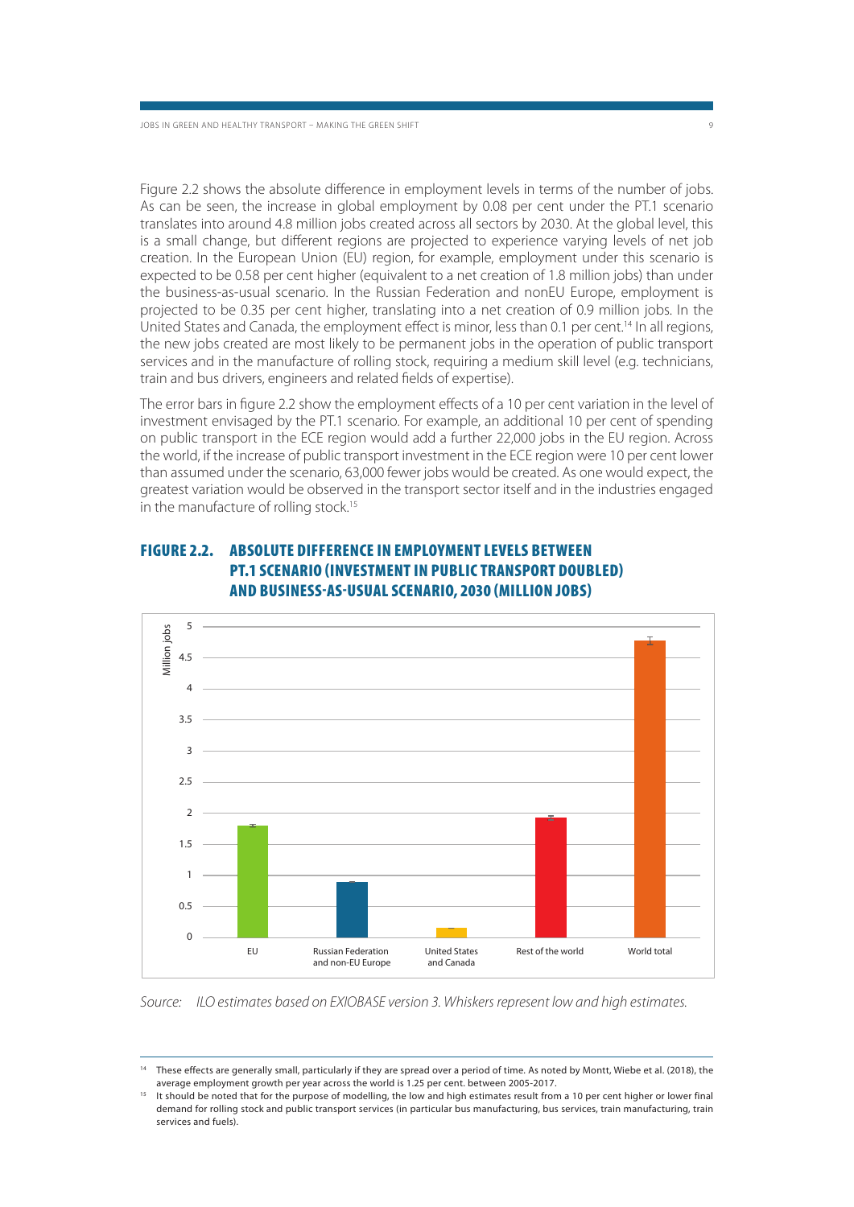Figure 2.2 shows the absolute difference in employment levels in terms of the number of jobs. As can be seen, the increase in global employment by 0.08 per cent under the PT.1 scenario translates into around 4.8 million jobs created across all sectors by 2030. At the global level, this is a small change, but different regions are projected to experience varying levels of net job creation. In the European Union (EU) region, for example, employment under this scenario is expected to be 0.58 per cent higher (equivalent to a net creation of 1.8 million jobs) than under the business-as-usual scenario. In the Russian Federation and nonEU Europe, employment is projected to be 0.35 per cent higher, translating into a net creation of 0.9 million jobs. In the United States and Canada, the employment effect is minor, less than 0.1 per cent.[14] In all regions, the new jobs created are most likely to be permanent jobs in the operation of public transport services and in the manufacture of rolling stock, requiring a medium skill level (e.g. technicians, train and bus drivers, engineers and related fields of expertise).

The error bars in figure 2.2 show the employment effects of a 10 per cent variation in the level of investment envisaged by the PT.1 scenario. For example, an additional 10 per cent of spending on public transport in the ECE region would add a further 22,000 jobs in the EU region. Across the world, if the increase of public transport investment in the ECE region were 10 per cent lower than assumed under the scenario, 63,000 fewer jobs would be created. As one would expect, the greatest variation would be observed in the transport sector itself and in the industries engaged in the manufacture of rolling stock.[15]

## FIGURE 2.2. ABSOLUTE DIFFERENCE IN EMPLOYMENT LEVELS BETWEEN PT.1 SCENARIO (INVESTMENT IN PUBLIC TRANSPORT DOUBLED) AND BUSINESS-AS-USUAL SCENARIO, 2030 (MILLION JOBS)

*Source: ILO estimates based on EXIOBASE version 3. Whiskers represent low and high estimates.*

---

[14] These effects are generally small, particularly if they are spread over a period of time. As noted by Montt, Wiebe et al. (2018), the average employment growth per year across the world is 1.25 per cent. between 2005-2017.

[15] It should be noted that for the purpose of modelling, the low and high estimates result from a 10 per cent higher or lower final demand for rolling stock and public transport services (in particular bus manufacturing, bus services, train manufacturing, train services and fuels).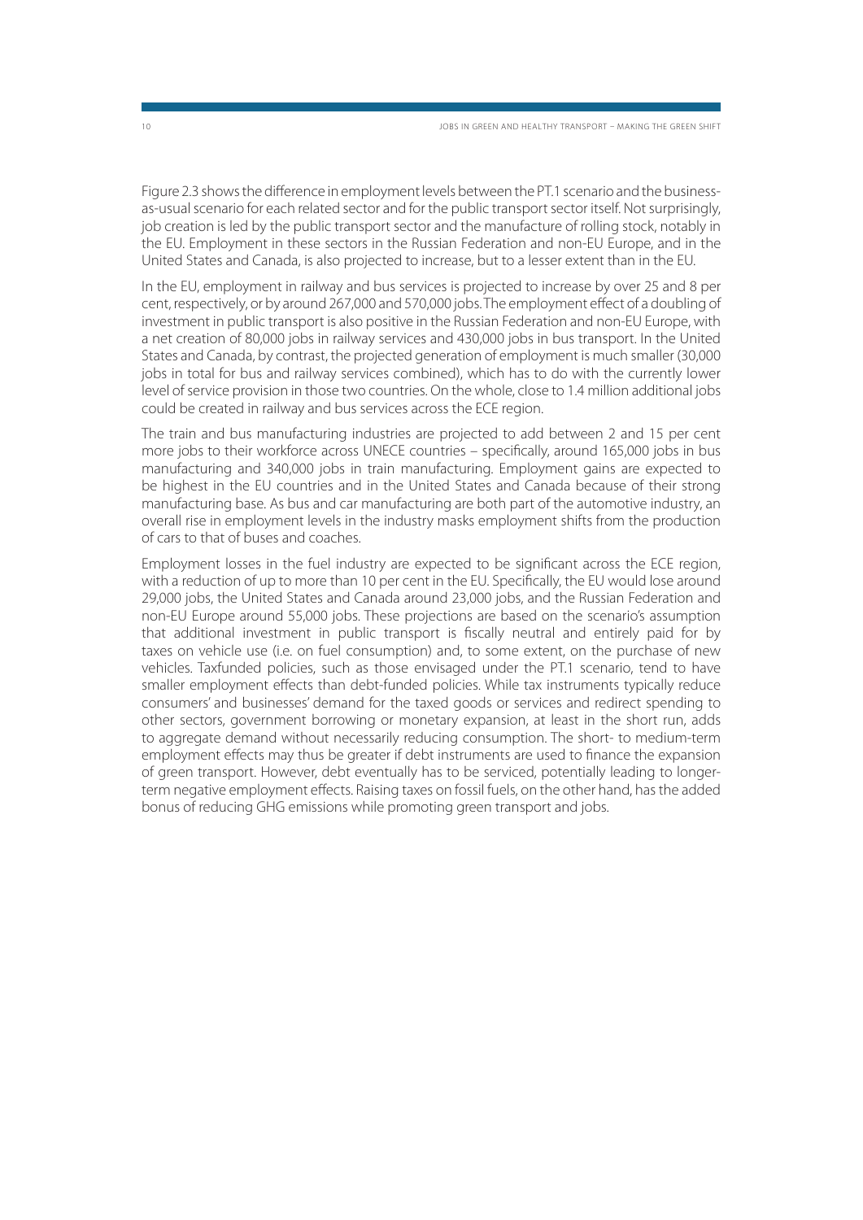Figure 2.3 shows the difference in employment levels between the PT.1 scenario and the business-as-usual scenario for each related sector and for the public transport sector itself. Not surprisingly, job creation is led by the public transport sector and the manufacture of rolling stock, notably in the EU. Employment in these sectors in the Russian Federation and non-EU Europe, and in the United States and Canada, is also projected to increase, but to a lesser extent than in the EU.

In the EU, employment in railway and bus services is projected to increase by over 25 and 8 per cent, respectively, or by around 267,000 and 570,000 jobs. The employment effect of a doubling of investment in public transport is also positive in the Russian Federation and non-EU Europe, with a net creation of 80,000 jobs in railway services and 430,000 jobs in bus transport. In the United States and Canada, by contrast, the projected generation of employment is much smaller (30,000 jobs in total for bus and railway services combined), which has to do with the currently lower level of service provision in those two countries. On the whole, close to 1.4 million additional jobs could be created in railway and bus services across the ECE region.

The train and bus manufacturing industries are projected to add between 2 and 15 per cent more jobs to their workforce across UNECE countries – specifically, around 165,000 jobs in bus manufacturing and 340,000 jobs in train manufacturing. Employment gains are expected to be highest in the EU countries and in the United States and Canada because of their strong manufacturing base. As bus and car manufacturing are both part of the automotive industry, an overall rise in employment levels in the industry masks employment shifts from the production of cars to that of buses and coaches.

Employment losses in the fuel industry are expected to be significant across the ECE region, with a reduction of up to more than 10 per cent in the EU. Specifically, the EU would lose around 29,000 jobs, the United States and Canada around 23,000 jobs, and the Russian Federation and non-EU Europe around 55,000 jobs. These projections are based on the scenario's assumption that additional investment in public transport is fiscally neutral and entirely paid for by taxes on vehicle use (i.e. on fuel consumption) and, to some extent, on the purchase of new vehicles. Taxfunded policies, such as those envisaged under the PT.1 scenario, tend to have smaller employment effects than debt-funded policies. While tax instruments typically reduce consumers' and businesses' demand for the taxed goods or services and redirect spending to other sectors, government borrowing or monetary expansion, at least in the short run, adds to aggregate demand without necessarily reducing consumption. The short- to medium-term employment effects may thus be greater if debt instruments are used to finance the expansion of green transport. However, debt eventually has to be serviced, potentially leading to longer-term negative employment effects. Raising taxes on fossil fuels, on the other hand, has the added bonus of reducing GHG emissions while promoting green transport and jobs.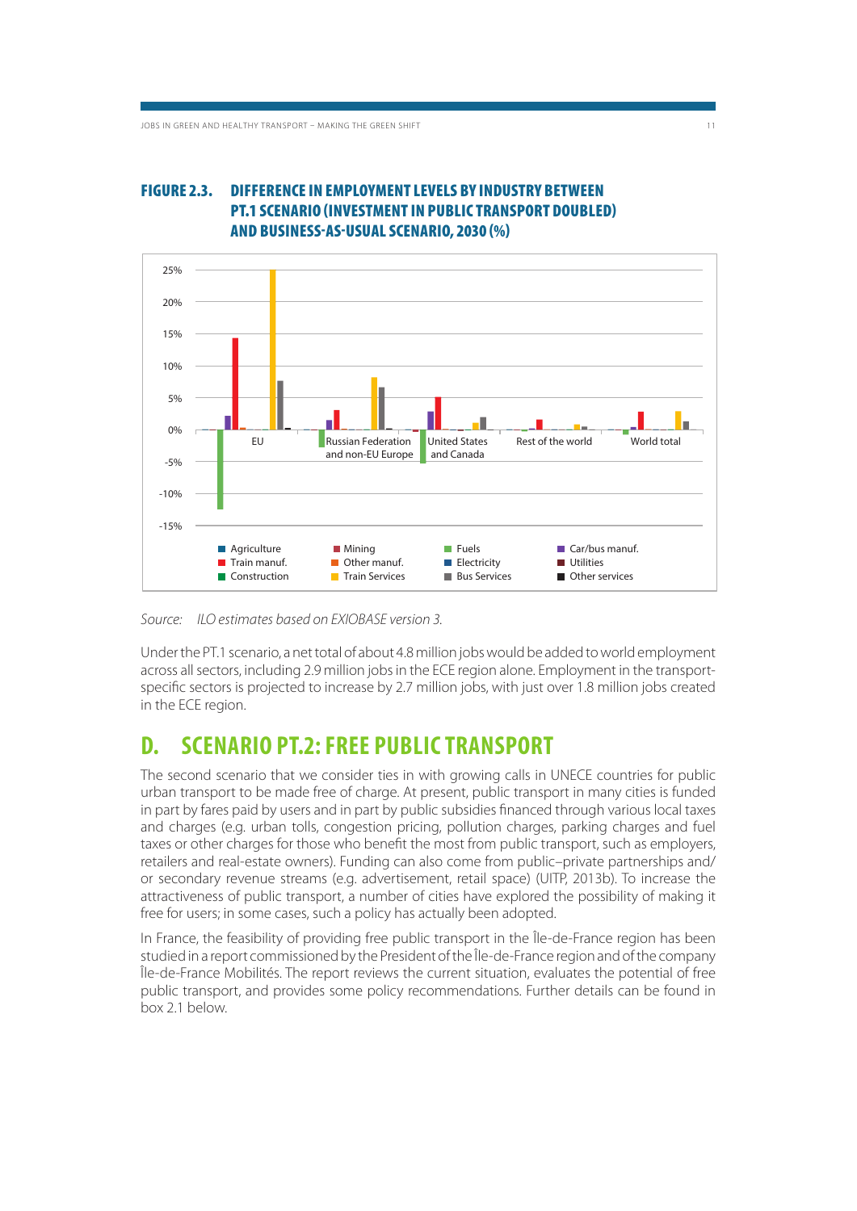### FIGURE 2.3. DIFFERENCE IN EMPLOYMENT LEVELS BY INDUSTRY BETWEEN PT.1 SCENARIO (INVESTMENT IN PUBLIC TRANSPORT DOUBLED) AND BUSINESS-AS-USUAL SCENARIO, 2030 (%)

*Source: ILO estimates based on EXIOBASE version 3.*

Under the PT.1 scenario, a net total of about 4.8 million jobs would be added to world employment across all sectors, including 2.9 million jobs in the ECE region alone. Employment in the transport-specific sectors is projected to increase by 2.7 million jobs, with just over 1.8 million jobs created in the ECE region.

## D. SCENARIO PT.2: FREE PUBLIC TRANSPORT

The second scenario that we consider ties in with growing calls in UNECE countries for public urban transport to be made free of charge. At present, public transport in many cities is funded in part by fares paid by users and in part by public subsidies financed through various local taxes and charges (e.g. urban tolls, congestion pricing, pollution charges, parking charges and fuel taxes or other charges for those who benefit the most from public transport, such as employers, retailers and real-estate owners). Funding can also come from public–private partnerships and/or secondary revenue streams (e.g. advertisement, retail space) (UITP, 2013b). To increase the attractiveness of public transport, a number of cities have explored the possibility of making it free for users; in some cases, such a policy has actually been adopted.

In France, the feasibility of providing free public transport in the Île-de-France region has been studied in a report commissioned by the President of the Île-de-France region and of the company Île-de-France Mobilités. The report reviews the current situation, evaluates the potential of free public transport, and provides some policy recommendations. Further details can be found in box 2.1 below.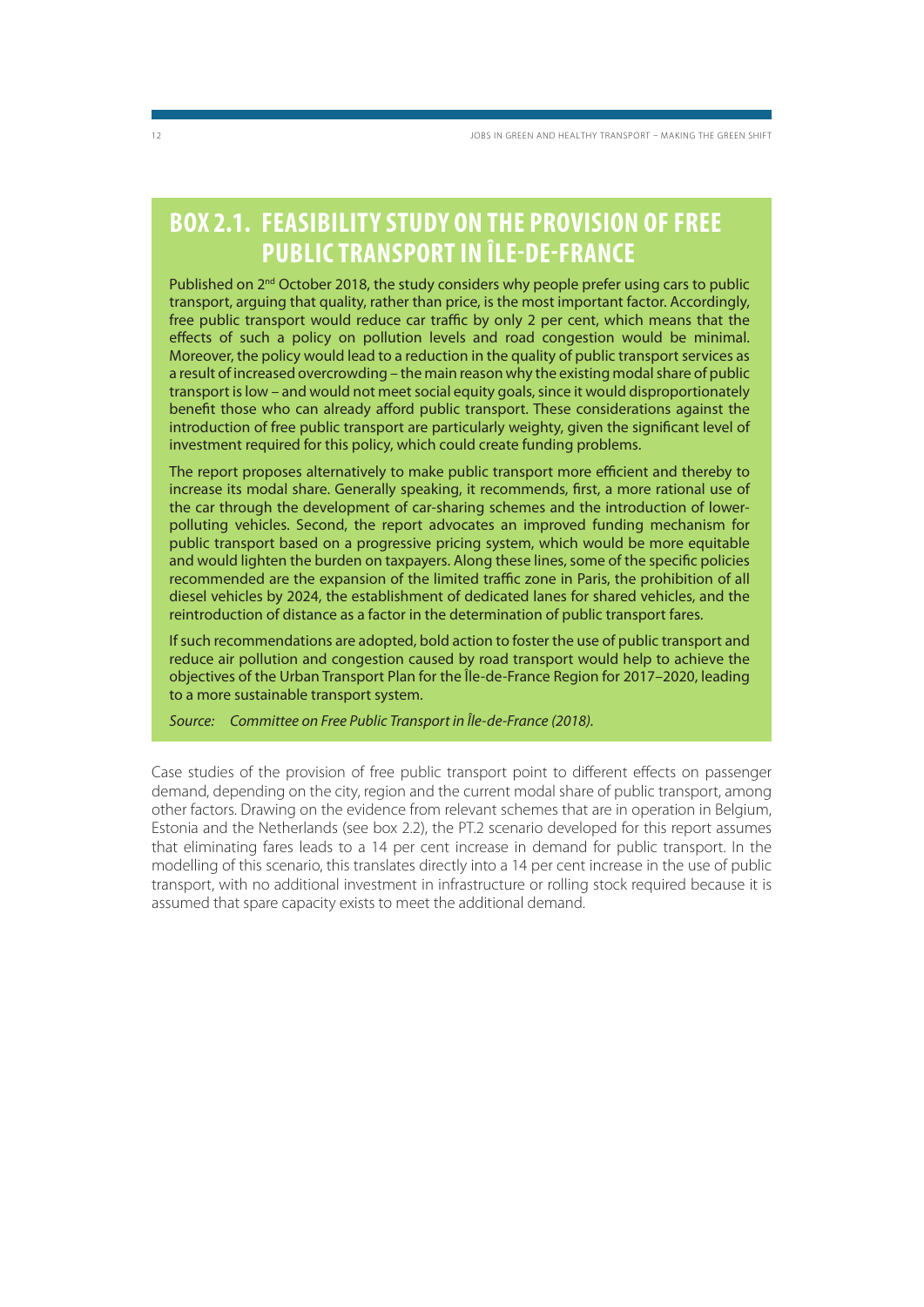## BOX 2.1. FEASIBILITY STUDY ON THE PROVISION OF FREE PUBLIC TRANSPORT IN ÎLE-DE-FRANCE

Published on 2nd October 2018, the study considers why people prefer using cars to public transport, arguing that quality, rather than price, is the most important factor. Accordingly, free public transport would reduce car traffic by only 2 per cent, which means that the effects of such a policy on pollution levels and road congestion would be minimal. Moreover, the policy would lead to a reduction in the quality of public transport services as a result of increased overcrowding – the main reason why the existing modal share of public transport is low – and would not meet social equity goals, since it would disproportionately benefit those who can already afford public transport. These considerations against the introduction of free public transport are particularly weighty, given the significant level of investment required for this policy, which could create funding problems.

The report proposes alternatively to make public transport more efficient and thereby to increase its modal share. Generally speaking, it recommends, first, a more rational use of the car through the development of car-sharing schemes and the introduction of lower-polluting vehicles. Second, the report advocates an improved funding mechanism for public transport based on a progressive pricing system, which would be more equitable and would lighten the burden on taxpayers. Along these lines, some of the specific policies recommended are the expansion of the limited traffic zone in Paris, the prohibition of all diesel vehicles by 2024, the establishment of dedicated lanes for shared vehicles, and the reintroduction of distance as a factor in the determination of public transport fares.

If such recommendations are adopted, bold action to foster the use of public transport and reduce air pollution and congestion caused by road transport would help to achieve the objectives of the Urban Transport Plan for the Île-de-France Region for 2017–2020, leading to a more sustainable transport system.

*Source: Committee on Free Public Transport in Île-de-France (2018).*

Case studies of the provision of free public transport point to different effects on passenger demand, depending on the city, region and the current modal share of public transport, among other factors. Drawing on the evidence from relevant schemes that are in operation in Belgium, Estonia and the Netherlands (see box 2.2), the PT.2 scenario developed for this report assumes that eliminating fares leads to a 14 per cent increase in demand for public transport. In the modelling of this scenario, this translates directly into a 14 per cent increase in the use of public transport, with no additional investment in infrastructure or rolling stock required because it is assumed that spare capacity exists to meet the additional demand.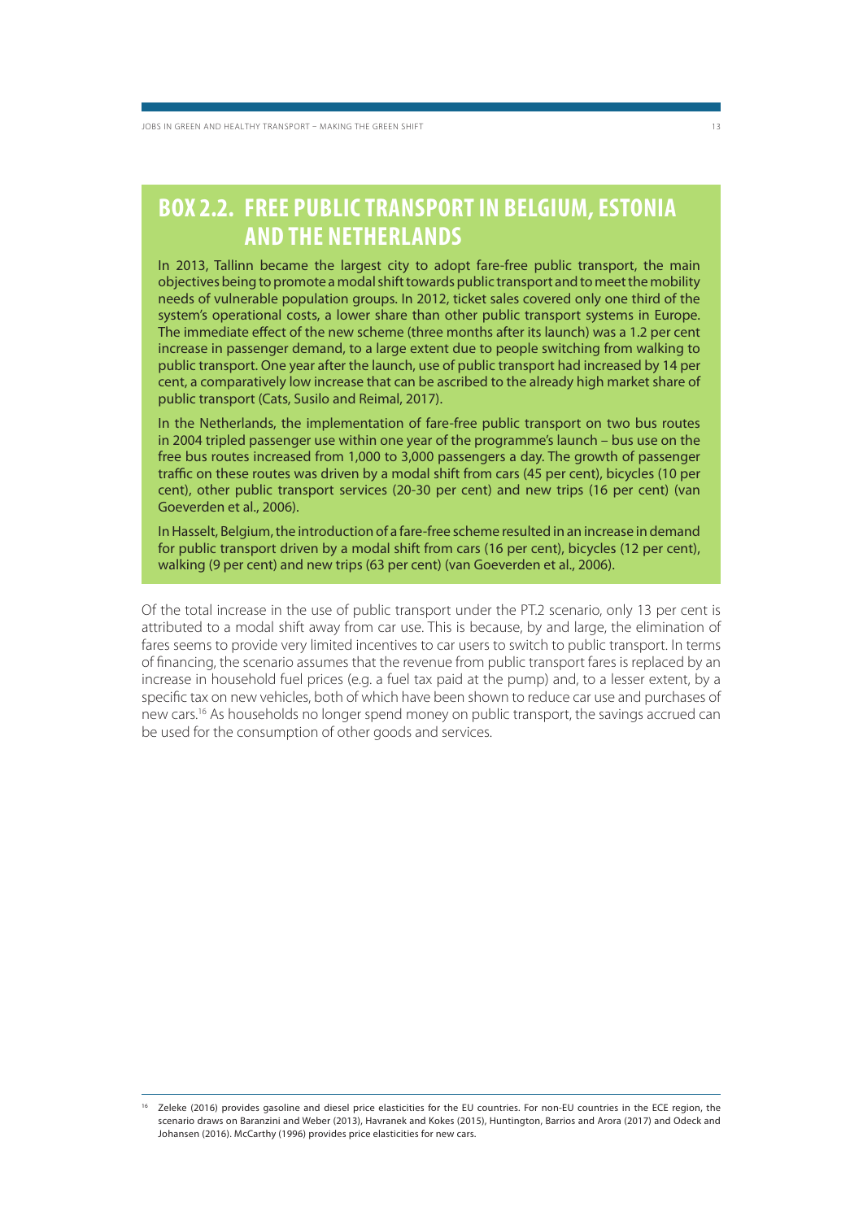## BOX 2.2. FREE PUBLIC TRANSPORT IN BELGIUM, ESTONIA AND THE NETHERLANDS

In 2013, Tallinn became the largest city to adopt fare-free public transport, the main objectives being to promote a modal shift towards public transport and to meet the mobility needs of vulnerable population groups. In 2012, ticket sales covered only one third of the system's operational costs, a lower share than other public transport systems in Europe. The immediate effect of the new scheme (three months after its launch) was a 1.2 per cent increase in passenger demand, to a large extent due to people switching from walking to public transport. One year after the launch, use of public transport had increased by 14 per cent, a comparatively low increase that can be ascribed to the already high market share of public transport (Cats, Susilo and Reimal, 2017).

In the Netherlands, the implementation of fare-free public transport on two bus routes in 2004 tripled passenger use within one year of the programme's launch – bus use on the free bus routes increased from 1,000 to 3,000 passengers a day. The growth of passenger traffic on these routes was driven by a modal shift from cars (45 per cent), bicycles (10 per cent), other public transport services (20-30 per cent) and new trips (16 per cent) (van Goeverden et al., 2006).

In Hasselt, Belgium, the introduction of a fare-free scheme resulted in an increase in demand for public transport driven by a modal shift from cars (16 per cent), bicycles (12 per cent), walking (9 per cent) and new trips (63 per cent) (van Goeverden et al., 2006).

Of the total increase in the use of public transport under the PT.2 scenario, only 13 per cent is attributed to a modal shift away from car use. This is because, by and large, the elimination of fares seems to provide very limited incentives to car users to switch to public transport. In terms of financing, the scenario assumes that the revenue from public transport fares is replaced by an increase in household fuel prices (e.g. a fuel tax paid at the pump) and, to a lesser extent, by a specific tax on new vehicles, both of which have been shown to reduce car use and purchases of new cars.[16] As households no longer spend money on public transport, the savings accrued can be used for the consumption of other goods and services.

[16] Zeleke (2016) provides gasoline and diesel price elasticities for the EU countries. For non-EU countries in the ECE region, the scenario draws on Baranzini and Weber (2013), Havranek and Kokes (2015), Huntington, Barrios and Arora (2017) and Odeck and Johansen (2016). McCarthy (1996) provides price elasticities for new cars.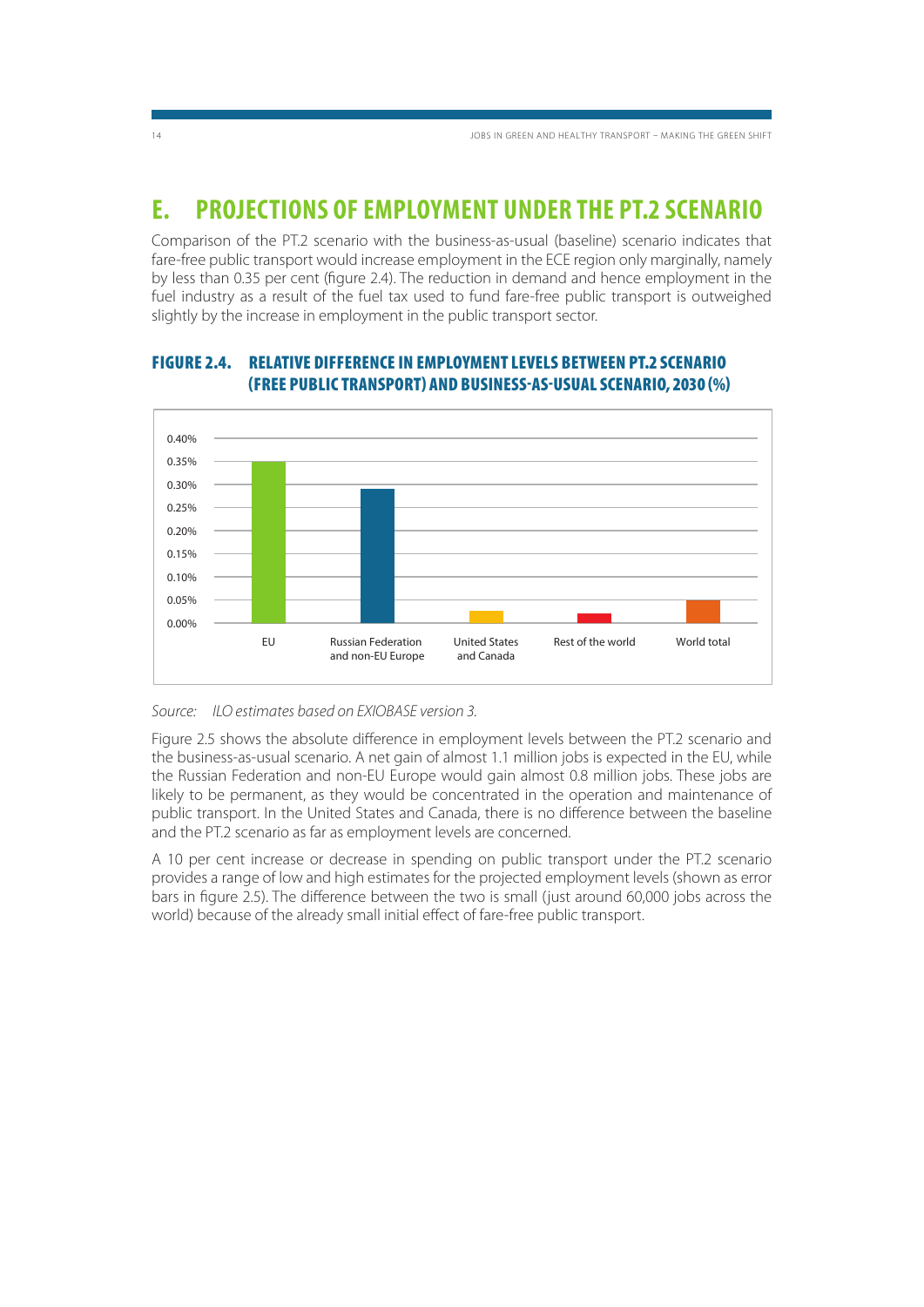## E. PROJECTIONS OF EMPLOYMENT UNDER THE PT.2 SCENARIO

Comparison of the PT.2 scenario with the business-as-usual (baseline) scenario indicates that fare-free public transport would increase employment in the ECE region only marginally, namely by less than 0.35 per cent (figure 2.4). The reduction in demand and hence employment in the fuel industry as a result of the fuel tax used to fund fare-free public transport is outweighed slightly by the increase in employment in the public transport sector.

### FIGURE 2.4. RELATIVE DIFFERENCE IN EMPLOYMENT LEVELS BETWEEN PT.2 SCENARIO (FREE PUBLIC TRANSPORT) AND BUSINESS-AS-USUAL SCENARIO, 2030 (%)

*Source:* *ILO estimates based on EXIOBASE version 3.*

Figure 2.5 shows the absolute difference in employment levels between the PT.2 scenario and the business-as-usual scenario. A net gain of almost 1.1 million jobs is expected in the EU, while the Russian Federation and non-EU Europe would gain almost 0.8 million jobs. These jobs are likely to be permanent, as they would be concentrated in the operation and maintenance of public transport. In the United States and Canada, there is no difference between the baseline and the PT.2 scenario as far as employment levels are concerned.

A 10 per cent increase or decrease in spending on public transport under the PT.2 scenario provides a range of low and high estimates for the projected employment levels (shown as error bars in figure 2.5). The difference between the two is small (just around 60,000 jobs across the world) because of the already small initial effect of fare-free public transport.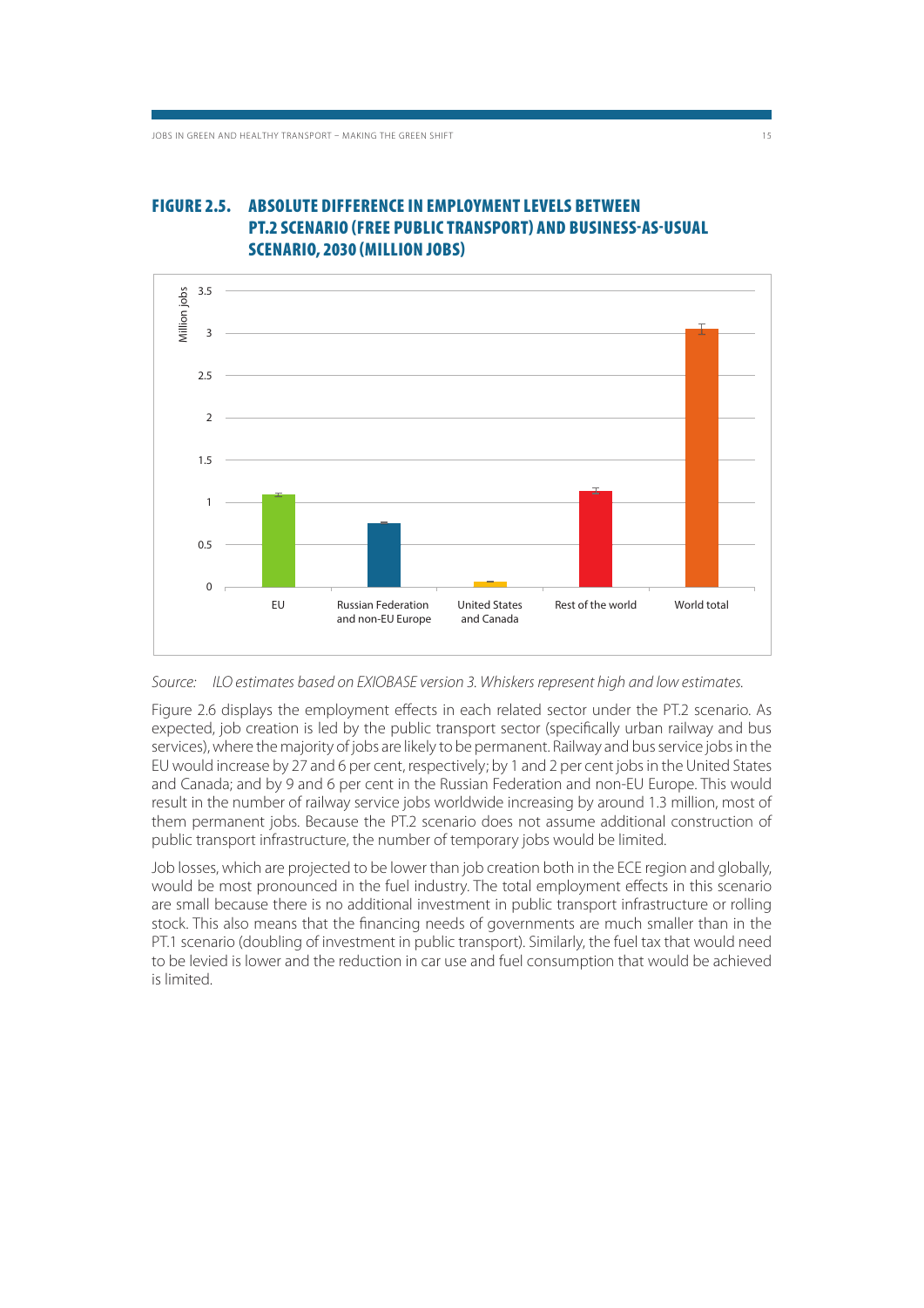## FIGURE 2.5. ABSOLUTE DIFFERENCE IN EMPLOYMENT LEVELS BETWEEN PT.2 SCENARIO (FREE PUBLIC TRANSPORT) AND BUSINESS-AS-USUAL SCENARIO, 2030 (MILLION JOBS)

*Source: ILO estimates based on EXIOBASE version 3. Whiskers represent high and low estimates.*

Figure 2.6 displays the employment effects in each related sector under the PT.2 scenario. As expected, job creation is led by the public transport sector (specifically urban railway and bus services), where the majority of jobs are likely to be permanent. Railway and bus service jobs in the EU would increase by 27 and 6 per cent, respectively; by 1 and 2 per cent jobs in the United States and Canada; and by 9 and 6 per cent in the Russian Federation and non-EU Europe. This would result in the number of railway service jobs worldwide increasing by around 1.3 million, most of them permanent jobs. Because the PT.2 scenario does not assume additional construction of public transport infrastructure, the number of temporary jobs would be limited.

Job losses, which are projected to be lower than job creation both in the ECE region and globally, would be most pronounced in the fuel industry. The total employment effects in this scenario are small because there is no additional investment in public transport infrastructure or rolling stock. This also means that the financing needs of governments are much smaller than in the PT.1 scenario (doubling of investment in public transport). Similarly, the fuel tax that would need to be levied is lower and the reduction in car use and fuel consumption that would be achieved is limited.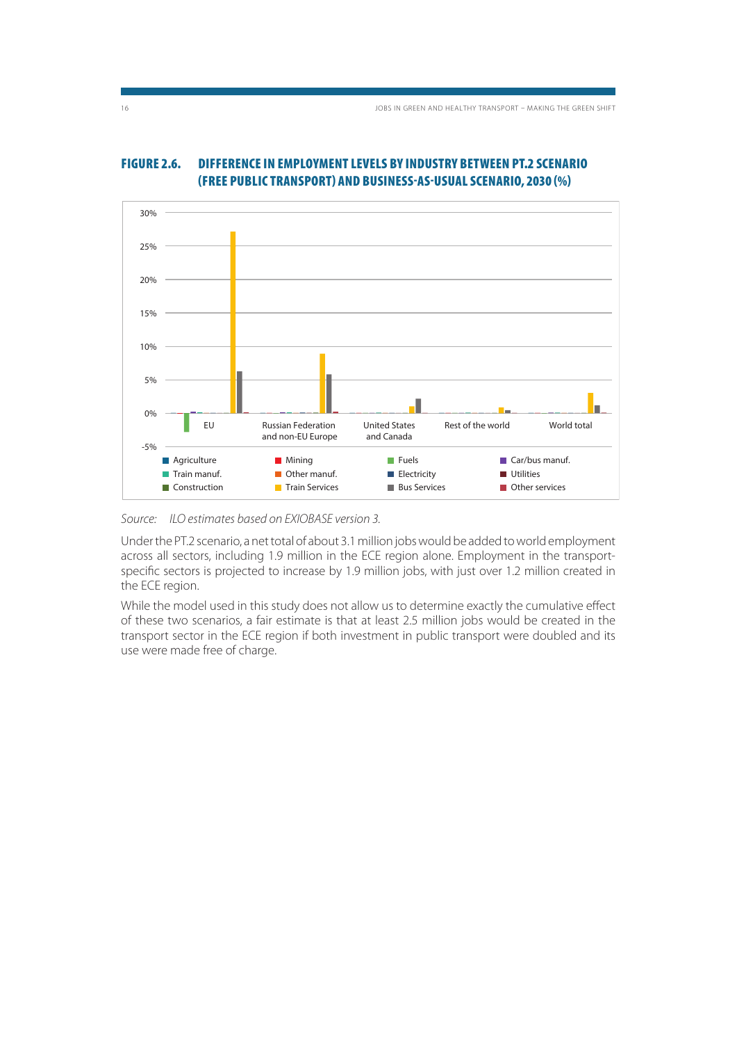## FIGURE 2.6. DIFFERENCE IN EMPLOYMENT LEVELS BY INDUSTRY BETWEEN PT.2 SCENARIO (FREE PUBLIC TRANSPORT) AND BUSINESS-AS-USUAL SCENARIO, 2030 (%)

*Source:* *ILO estimates based on EXIOBASE version 3.*

Under the PT.2 scenario, a net total of about 3.1 million jobs would be added to world employment across all sectors, including 1.9 million in the ECE region alone. Employment in the transport-specific sectors is projected to increase by 1.9 million jobs, with just over 1.2 million created in the ECE region.

While the model used in this study does not allow us to determine exactly the cumulative effect of these two scenarios, a fair estimate is that at least 2.5 million jobs would be created in the transport sector in the ECE region if both investment in public transport were doubled and its use were made free of charge.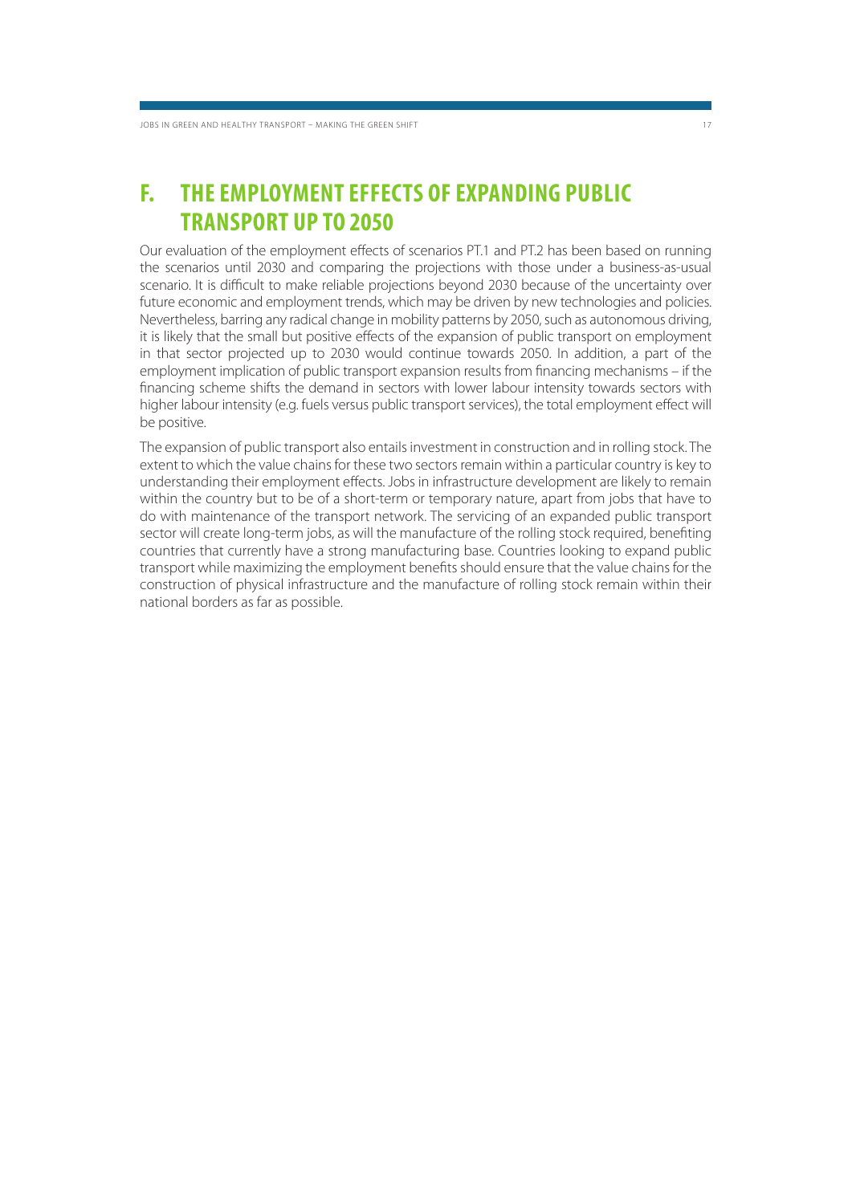# F. THE EMPLOYMENT EFFECTS OF EXPANDING PUBLIC TRANSPORT UP TO 2050

Our evaluation of the employment effects of scenarios PT.1 and PT.2 has been based on running the scenarios until 2030 and comparing the projections with those under a business-as-usual scenario. It is difficult to make reliable projections beyond 2030 because of the uncertainty over future economic and employment trends, which may be driven by new technologies and policies. Nevertheless, barring any radical change in mobility patterns by 2050, such as autonomous driving, it is likely that the small but positive effects of the expansion of public transport on employment in that sector projected up to 2030 would continue towards 2050. In addition, a part of the employment implication of public transport expansion results from financing mechanisms – if the financing scheme shifts the demand in sectors with lower labour intensity towards sectors with higher labour intensity (e.g. fuels versus public transport services), the total employment effect will be positive.

The expansion of public transport also entails investment in construction and in rolling stock. The extent to which the value chains for these two sectors remain within a particular country is key to understanding their employment effects. Jobs in infrastructure development are likely to remain within the country but to be of a short-term or temporary nature, apart from jobs that have to do with maintenance of the transport network. The servicing of an expanded public transport sector will create long-term jobs, as will the manufacture of the rolling stock required, benefiting countries that currently have a strong manufacturing base. Countries looking to expand public transport while maximizing the employment benefits should ensure that the value chains for the construction of physical infrastructure and the manufacture of rolling stock remain within their national borders as far as possible.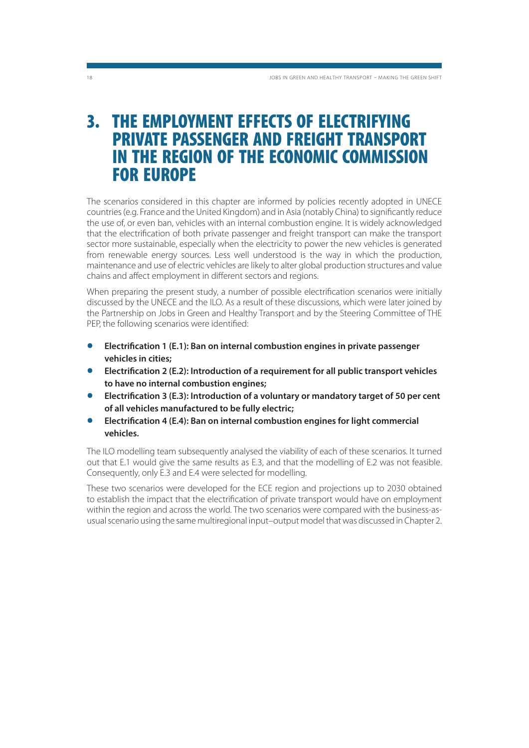# 3. THE EMPLOYMENT EFFECTS OF ELECTRIFYING PRIVATE PASSENGER AND FREIGHT TRANSPORT IN THE REGION OF THE ECONOMIC COMMISSION FOR EUROPE

The scenarios considered in this chapter are informed by policies recently adopted in UNECE countries (e.g. France and the United Kingdom) and in Asia (notably China) to significantly reduce the use of, or even ban, vehicles with an internal combustion engine. It is widely acknowledged that the electrification of both private passenger and freight transport can make the transport sector more sustainable, especially when the electricity to power the new vehicles is generated from renewable energy sources. Less well understood is the way in which the production, maintenance and use of electric vehicles are likely to alter global production structures and value chains and affect employment in different sectors and regions.

When preparing the present study, a number of possible electrification scenarios were initially discussed by the UNECE and the ILO. As a result of these discussions, which were later joined by the Partnership on Jobs in Green and Healthy Transport and by the Steering Committee of THE PEP, the following scenarios were identified:

- **Electrification 1 (E.1): Ban on internal combustion engines in private passenger vehicles in cities;**
- **Electrification 2 (E.2): Introduction of a requirement for all public transport vehicles to have no internal combustion engines;**
- **Electrification 3 (E.3): Introduction of a voluntary or mandatory target of 50 per cent of all vehicles manufactured to be fully electric;**
- **Electrification 4 (E.4): Ban on internal combustion engines for light commercial vehicles.**

The ILO modelling team subsequently analysed the viability of each of these scenarios. It turned out that E.1 would give the same results as E.3, and that the modelling of E.2 was not feasible. Consequently, only E.3 and E.4 were selected for modelling.

These two scenarios were developed for the ECE region and projections up to 2030 obtained to establish the impact that the electrification of private transport would have on employment within the region and across the world. The two scenarios were compared with the business-as-usual scenario using the same multiregional input–output model that was discussed in Chapter 2.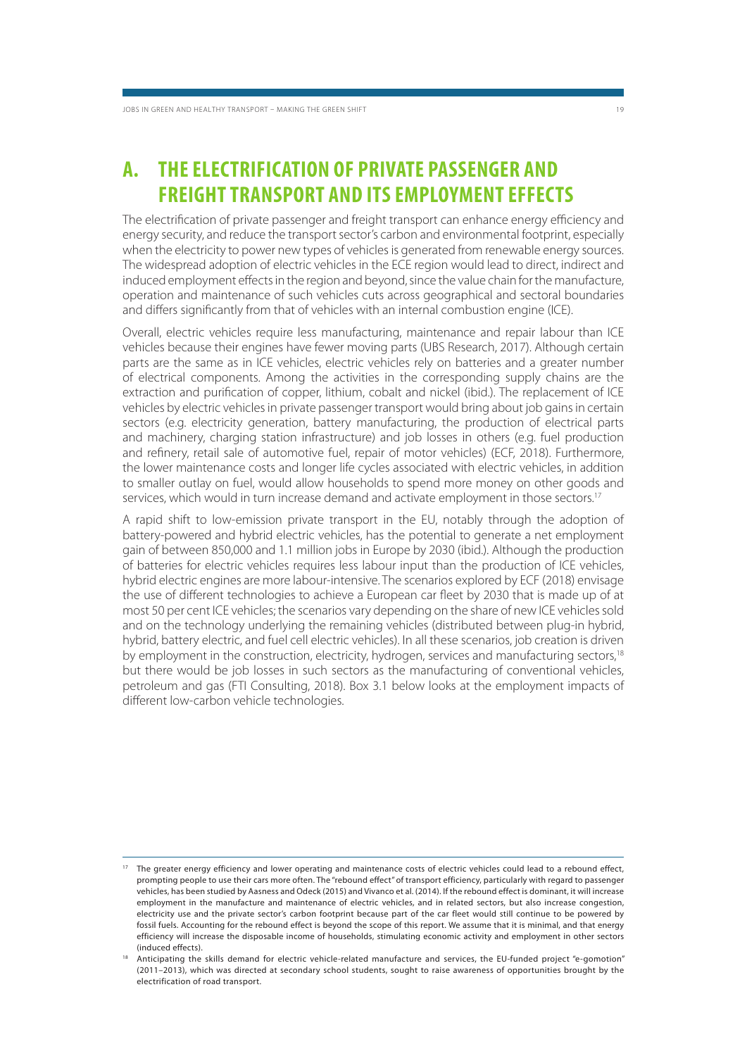# A. THE ELECTRIFICATION OF PRIVATE PASSENGER AND FREIGHT TRANSPORT AND ITS EMPLOYMENT EFFECTS

The electrification of private passenger and freight transport can enhance energy efficiency and energy security, and reduce the transport sector's carbon and environmental footprint, especially when the electricity to power new types of vehicles is generated from renewable energy sources. The widespread adoption of electric vehicles in the ECE region would lead to direct, indirect and induced employment effects in the region and beyond, since the value chain for the manufacture, operation and maintenance of such vehicles cuts across geographical and sectoral boundaries and differs significantly from that of vehicles with an internal combustion engine (ICE).

Overall, electric vehicles require less manufacturing, maintenance and repair labour than ICE vehicles because their engines have fewer moving parts (UBS Research, 2017). Although certain parts are the same as in ICE vehicles, electric vehicles rely on batteries and a greater number of electrical components. Among the activities in the corresponding supply chains are the extraction and purification of copper, lithium, cobalt and nickel (ibid.). The replacement of ICE vehicles by electric vehicles in private passenger transport would bring about job gains in certain sectors (e.g. electricity generation, battery manufacturing, the production of electrical parts and machinery, charging station infrastructure) and job losses in others (e.g. fuel production and refinery, retail sale of automotive fuel, repair of motor vehicles) (ECF, 2018). Furthermore, the lower maintenance costs and longer life cycles associated with electric vehicles, in addition to smaller outlay on fuel, would allow households to spend more money on other goods and services, which would in turn increase demand and activate employment in those sectors.[17]

A rapid shift to low-emission private transport in the EU, notably through the adoption of battery-powered and hybrid electric vehicles, has the potential to generate a net employment gain of between 850,000 and 1.1 million jobs in Europe by 2030 (ibid.). Although the production of batteries for electric vehicles requires less labour input than the production of ICE vehicles, hybrid electric engines are more labour-intensive. The scenarios explored by ECF (2018) envisage the use of different technologies to achieve a European car fleet by 2030 that is made up of at most 50 per cent ICE vehicles; the scenarios vary depending on the share of new ICE vehicles sold and on the technology underlying the remaining vehicles (distributed between plug-in hybrid, hybrid, battery electric, and fuel cell electric vehicles). In all these scenarios, job creation is driven by employment in the construction, electricity, hydrogen, services and manufacturing sectors,[18] but there would be job losses in such sectors as the manufacturing of conventional vehicles, petroleum and gas (FTI Consulting, 2018). Box 3.1 below looks at the employment impacts of different low-carbon vehicle technologies.

---

[17] The greater energy efficiency and lower operating and maintenance costs of electric vehicles could lead to a rebound effect, prompting people to use their cars more often. The "rebound effect" of transport efficiency, particularly with regard to passenger vehicles, has been studied by Aasness and Odeck (2015) and Vivanco et al. (2014). If the rebound effect is dominant, it will increase employment in the manufacture and maintenance of electric vehicles, and in related sectors, but also increase congestion, electricity use and the private sector's carbon footprint because part of the car fleet would still continue to be powered by fossil fuels. Accounting for the rebound effect is beyond the scope of this report. We assume that it is minimal, and that energy efficiency will increase the disposable income of households, stimulating economic activity and employment in other sectors (induced effects).

[18] Anticipating the skills demand for electric vehicle-related manufacture and services, the EU-funded project "e-gomotion" (2011–2013), which was directed at secondary school students, sought to raise awareness of opportunities brought by the electrification of road transport.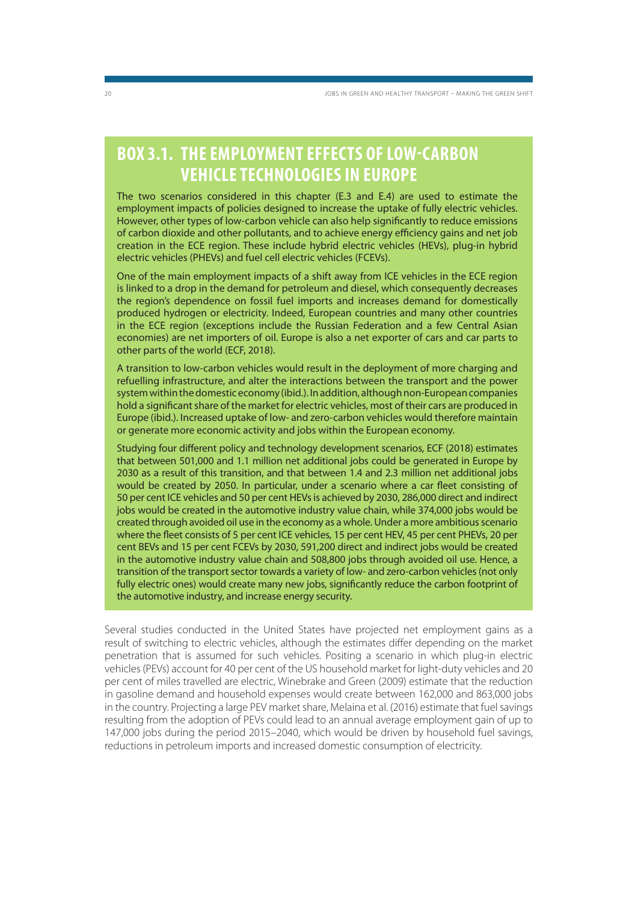## BOX 3.1. THE EMPLOYMENT EFFECTS OF LOW-CARBON VEHICLE TECHNOLOGIES IN EUROPE

The two scenarios considered in this chapter (E.3 and E.4) are used to estimate the employment impacts of policies designed to increase the uptake of fully electric vehicles. However, other types of low-carbon vehicle can also help significantly to reduce emissions of carbon dioxide and other pollutants, and to achieve energy efficiency gains and net job creation in the ECE region. These include hybrid electric vehicles (HEVs), plug-in hybrid electric vehicles (PHEVs) and fuel cell electric vehicles (FCEVs).

One of the main employment impacts of a shift away from ICE vehicles in the ECE region is linked to a drop in the demand for petroleum and diesel, which consequently decreases the region's dependence on fossil fuel imports and increases demand for domestically produced hydrogen or electricity. Indeed, European countries and many other countries in the ECE region (exceptions include the Russian Federation and a few Central Asian economies) are net importers of oil. Europe is also a net exporter of cars and car parts to other parts of the world (ECF, 2018).

A transition to low-carbon vehicles would result in the deployment of more charging and refuelling infrastructure, and alter the interactions between the transport and the power system within the domestic economy (ibid.). In addition, although non-European companies hold a significant share of the market for electric vehicles, most of their cars are produced in Europe (ibid.). Increased uptake of low- and zero-carbon vehicles would therefore maintain or generate more economic activity and jobs within the European economy.

Studying four different policy and technology development scenarios, ECF (2018) estimates that between 501,000 and 1.1 million net additional jobs could be generated in Europe by 2030 as a result of this transition, and that between 1.4 and 2.3 million net additional jobs would be created by 2050. In particular, under a scenario where a car fleet consisting of 50 per cent ICE vehicles and 50 per cent HEVs is achieved by 2030, 286,000 direct and indirect jobs would be created in the automotive industry value chain, while 374,000 jobs would be created through avoided oil use in the economy as a whole. Under a more ambitious scenario where the fleet consists of 5 per cent ICE vehicles, 15 per cent HEV, 45 per cent PHEVs, 20 per cent BEVs and 15 per cent FCEVs by 2030, 591,200 direct and indirect jobs would be created in the automotive industry value chain and 508,800 jobs through avoided oil use. Hence, a transition of the transport sector towards a variety of low- and zero-carbon vehicles (not only fully electric ones) would create many new jobs, significantly reduce the carbon footprint of the automotive industry, and increase energy security.

Several studies conducted in the United States have projected net employment gains as a result of switching to electric vehicles, although the estimates differ depending on the market penetration that is assumed for such vehicles. Positing a scenario in which plug-in electric vehicles (PEVs) account for 40 per cent of the US household market for light-duty vehicles and 20 per cent of miles travelled are electric, Winebrake and Green (2009) estimate that the reduction in gasoline demand and household expenses would create between 162,000 and 863,000 jobs in the country. Projecting a large PEV market share, Melaina et al. (2016) estimate that fuel savings resulting from the adoption of PEVs could lead to an annual average employment gain of up to 147,000 jobs during the period 2015–2040, which would be driven by household fuel savings, reductions in petroleum imports and increased domestic consumption of electricity.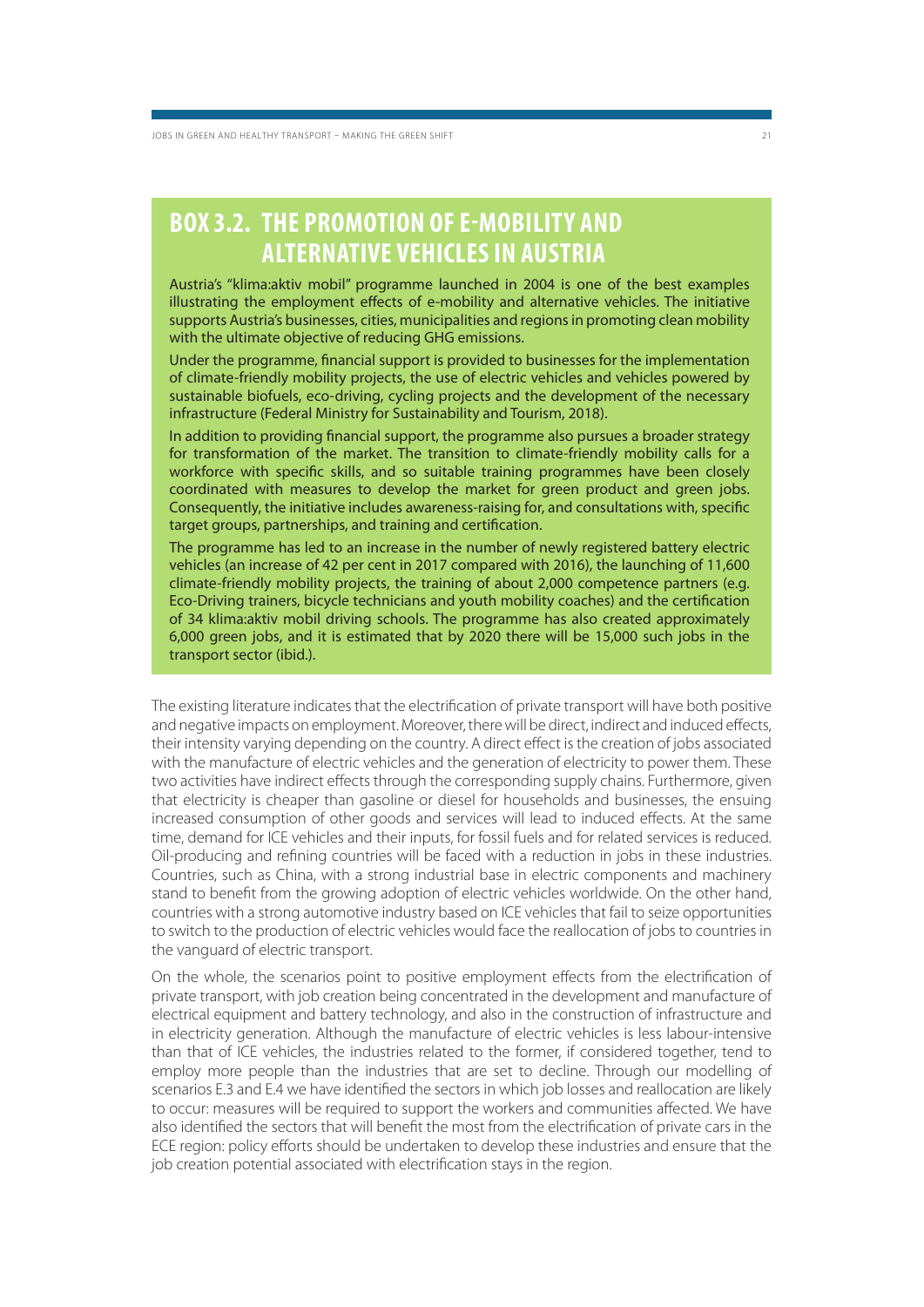## BOX 3.2. THE PROMOTION OF E-MOBILITY AND ALTERNATIVE VEHICLES IN AUSTRIA

Austria's "klima:aktiv mobil" programme launched in 2004 is one of the best examples illustrating the employment effects of e-mobility and alternative vehicles. The initiative supports Austria's businesses, cities, municipalities and regions in promoting clean mobility with the ultimate objective of reducing GHG emissions.

Under the programme, financial support is provided to businesses for the implementation of climate-friendly mobility projects, the use of electric vehicles and vehicles powered by sustainable biofuels, eco-driving, cycling projects and the development of the necessary infrastructure (Federal Ministry for Sustainability and Tourism, 2018).

In addition to providing financial support, the programme also pursues a broader strategy for transformation of the market. The transition to climate-friendly mobility calls for a workforce with specific skills, and so suitable training programmes have been closely coordinated with measures to develop the market for green product and green jobs. Consequently, the initiative includes awareness-raising for, and consultations with, specific target groups, partnerships, and training and certification.

The programme has led to an increase in the number of newly registered battery electric vehicles (an increase of 42 per cent in 2017 compared with 2016), the launching of 11,600 climate-friendly mobility projects, the training of about 2,000 competence partners (e.g. Eco-Driving trainers, bicycle technicians and youth mobility coaches) and the certification of 34 klima:aktiv mobil driving schools. The programme has also created approximately 6,000 green jobs, and it is estimated that by 2020 there will be 15,000 such jobs in the transport sector (ibid.).

The existing literature indicates that the electrification of private transport will have both positive and negative impacts on employment. Moreover, there will be direct, indirect and induced effects, their intensity varying depending on the country. A direct effect is the creation of jobs associated with the manufacture of electric vehicles and the generation of electricity to power them. These two activities have indirect effects through the corresponding supply chains. Furthermore, given that electricity is cheaper than gasoline or diesel for households and businesses, the ensuing increased consumption of other goods and services will lead to induced effects. At the same time, demand for ICE vehicles and their inputs, for fossil fuels and for related services is reduced. Oil-producing and refining countries will be faced with a reduction in jobs in these industries. Countries, such as China, with a strong industrial base in electric components and machinery stand to benefit from the growing adoption of electric vehicles worldwide. On the other hand, countries with a strong automotive industry based on ICE vehicles that fail to seize opportunities to switch to the production of electric vehicles would face the reallocation of jobs to countries in the vanguard of electric transport.

On the whole, the scenarios point to positive employment effects from the electrification of private transport, with job creation being concentrated in the development and manufacture of electrical equipment and battery technology, and also in the construction of infrastructure and in electricity generation. Although the manufacture of electric vehicles is less labour-intensive than that of ICE vehicles, the industries related to the former, if considered together, tend to employ more people than the industries that are set to decline. Through our modelling of scenarios E.3 and E.4 we have identified the sectors in which job losses and reallocation are likely to occur: measures will be required to support the workers and communities affected. We have also identified the sectors that will benefit the most from the electrification of private cars in the ECE region: policy efforts should be undertaken to develop these industries and ensure that the job creation potential associated with electrification stays in the region.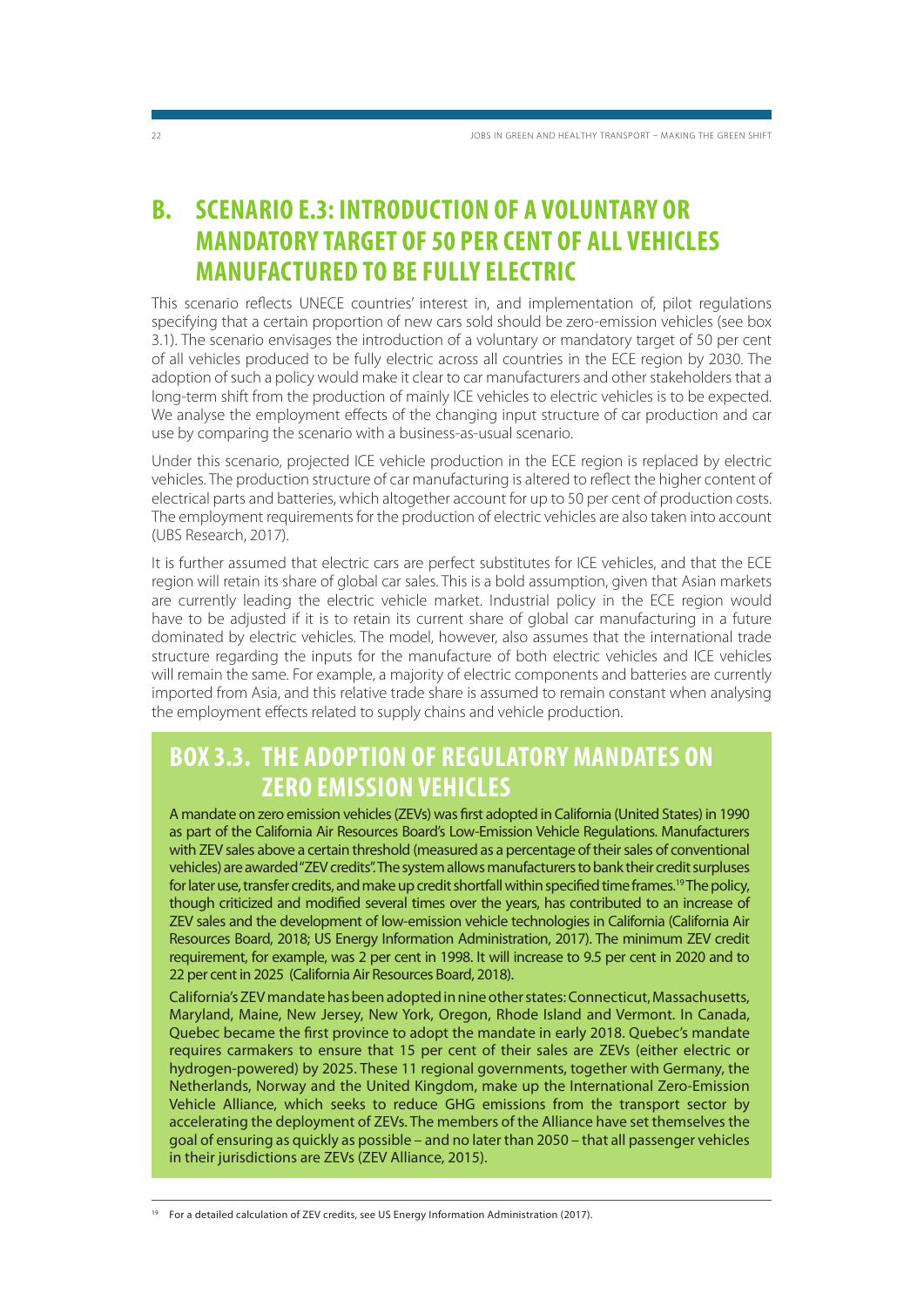## B. SCENARIO E.3: INTRODUCTION OF A VOLUNTARY OR MANDATORY TARGET OF 50 PER CENT OF ALL VEHICLES MANUFACTURED TO BE FULLY ELECTRIC

This scenario reflects UNECE countries' interest in, and implementation of, pilot regulations specifying that a certain proportion of new cars sold should be zero-emission vehicles (see box 3.1). The scenario envisages the introduction of a voluntary or mandatory target of 50 per cent of all vehicles produced to be fully electric across all countries in the ECE region by 2030. The adoption of such a policy would make it clear to car manufacturers and other stakeholders that a long-term shift from the production of mainly ICE vehicles to electric vehicles is to be expected. We analyse the employment effects of the changing input structure of car production and car use by comparing the scenario with a business-as-usual scenario.

Under this scenario, projected ICE vehicle production in the ECE region is replaced by electric vehicles. The production structure of car manufacturing is altered to reflect the higher content of electrical parts and batteries, which altogether account for up to 50 per cent of production costs. The employment requirements for the production of electric vehicles are also taken into account (UBS Research, 2017).

It is further assumed that electric cars are perfect substitutes for ICE vehicles, and that the ECE region will retain its share of global car sales. This is a bold assumption, given that Asian markets are currently leading the electric vehicle market. Industrial policy in the ECE region would have to be adjusted if it is to retain its current share of global car manufacturing in a future dominated by electric vehicles. The model, however, also assumes that the international trade structure regarding the inputs for the manufacture of both electric vehicles and ICE vehicles will remain the same. For example, a majority of electric components and batteries are currently imported from Asia, and this relative trade share is assumed to remain constant when analysing the employment effects related to supply chains and vehicle production.

### BOX 3.3. THE ADOPTION OF REGULATORY MANDATES ON ZERO EMISSION VEHICLES

A mandate on zero emission vehicles (ZEVs) was first adopted in California (United States) in 1990 as part of the California Air Resources Board's Low-Emission Vehicle Regulations. Manufacturers with ZEV sales above a certain threshold (measured as a percentage of their sales of conventional vehicles) are awarded "ZEV credits". The system allows manufacturers to bank their credit surpluses for later use, transfer credits, and make up credit shortfall within specified time frames.[19] The policy, though criticized and modified several times over the years, has contributed to an increase of ZEV sales and the development of low-emission vehicle technologies in California (California Air Resources Board, 2018; US Energy Information Administration, 2017). The minimum ZEV credit requirement, for example, was 2 per cent in 1998. It will increase to 9.5 per cent in 2020 and to 22 per cent in 2025 (California Air Resources Board, 2018).

California's ZEV mandate has been adopted in nine other states: Connecticut, Massachusetts, Maryland, Maine, New Jersey, New York, Oregon, Rhode Island and Vermont. In Canada, Quebec became the first province to adopt the mandate in early 2018. Quebec's mandate requires carmakers to ensure that 15 per cent of their sales are ZEVs (either electric or hydrogen-powered) by 2025. These 11 regional governments, together with Germany, the Netherlands, Norway and the United Kingdom, make up the International Zero-Emission Vehicle Alliance, which seeks to reduce GHG emissions from the transport sector by accelerating the deployment of ZEVs. The members of the Alliance have set themselves the goal of ensuring as quickly as possible – and no later than 2050 – that all passenger vehicles in their jurisdictions are ZEVs (ZEV Alliance, 2015).

[19] For a detailed calculation of ZEV credits, see US Energy Information Administration (2017).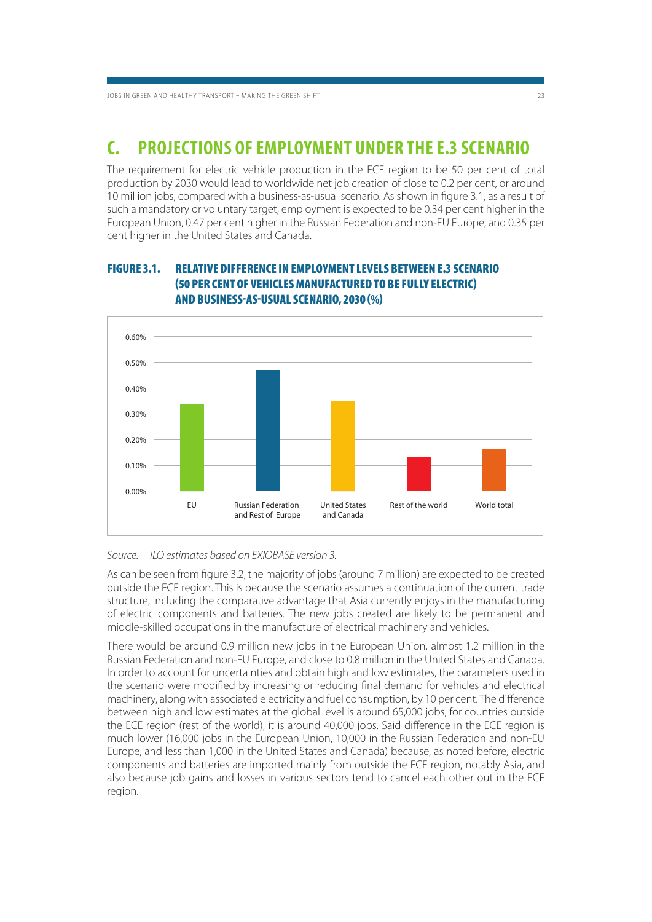## C. PROJECTIONS OF EMPLOYMENT UNDER THE E.3 SCENARIO

The requirement for electric vehicle production in the ECE region to be 50 per cent of total production by 2030 would lead to worldwide net job creation of close to 0.2 per cent, or around 10 million jobs, compared with a business-as-usual scenario. As shown in figure 3.1, as a result of such a mandatory or voluntary target, employment is expected to be 0.34 per cent higher in the European Union, 0.47 per cent higher in the Russian Federation and non-EU Europe, and 0.35 per cent higher in the United States and Canada.

### FIGURE 3.1. RELATIVE DIFFERENCE IN EMPLOYMENT LEVELS BETWEEN E.3 SCENARIO (50 PER CENT OF VEHICLES MANUFACTURED TO BE FULLY ELECTRIC) AND BUSINESS-AS-USUAL SCENARIO, 2030 (%)

| Region | Relative difference |
|---|---|
| EU | 0.34% |
| Russian Federation and Rest of Europe | 0.47% |
| United States and Canada | 0.35% |
| Rest of the world | 0.13% |
| World total | 0.16% |

*Source: ILO estimates based on EXIOBASE version 3.*

As can be seen from figure 3.2, the majority of jobs (around 7 million) are expected to be created outside the ECE region. This is because the scenario assumes a continuation of the current trade structure, including the comparative advantage that Asia currently enjoys in the manufacturing of electric components and batteries. The new jobs created are likely to be permanent and middle-skilled occupations in the manufacture of electrical machinery and vehicles.

There would be around 0.9 million new jobs in the European Union, almost 1.2 million in the Russian Federation and non-EU Europe, and close to 0.8 million in the United States and Canada. In order to account for uncertainties and obtain high and low estimates, the parameters used in the scenario were modified by increasing or reducing final demand for vehicles and electrical machinery, along with associated electricity and fuel consumption, by 10 per cent. The difference between high and low estimates at the global level is around 65,000 jobs; for countries outside the ECE region (rest of the world), it is around 40,000 jobs. Said difference in the ECE region is much lower (16,000 jobs in the European Union, 10,000 in the Russian Federation and non-EU Europe, and less than 1,000 in the United States and Canada) because, as noted before, electric components and batteries are imported mainly from outside the ECE region, notably Asia, and also because job gains and losses in various sectors tend to cancel each other out in the ECE region.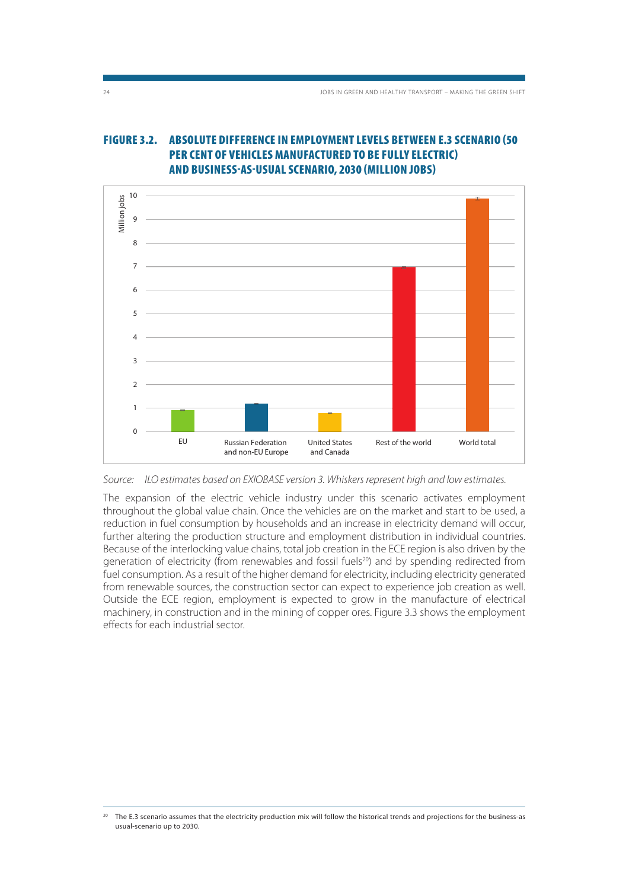## FIGURE 3.2. ABSOLUTE DIFFERENCE IN EMPLOYMENT LEVELS BETWEEN E.3 SCENARIO (50 PER CENT OF VEHICLES MANUFACTURED TO BE FULLY ELECTRIC) AND BUSINESS-AS-USUAL SCENARIO, 2030 (MILLION JOBS)

*Source: ILO estimates based on EXIOBASE version 3. Whiskers represent high and low estimates.*

The expansion of the electric vehicle industry under this scenario activates employment throughout the global value chain. Once the vehicles are on the market and start to be used, a reduction in fuel consumption by households and an increase in electricity demand will occur, further altering the production structure and employment distribution in individual countries. Because of the interlocking value chains, total job creation in the ECE region is also driven by the generation of electricity (from renewables and fossil fuels[20]) and by spending redirected from fuel consumption. As a result of the higher demand for electricity, including electricity generated from renewable sources, the construction sector can expect to experience job creation as well. Outside the ECE region, employment is expected to grow in the manufacture of electrical machinery, in construction and in the mining of copper ores. Figure 3.3 shows the employment effects for each industrial sector.

[20] The E.3 scenario assumes that the electricity production mix will follow the historical trends and projections for the business-as usual-scenario up to 2030.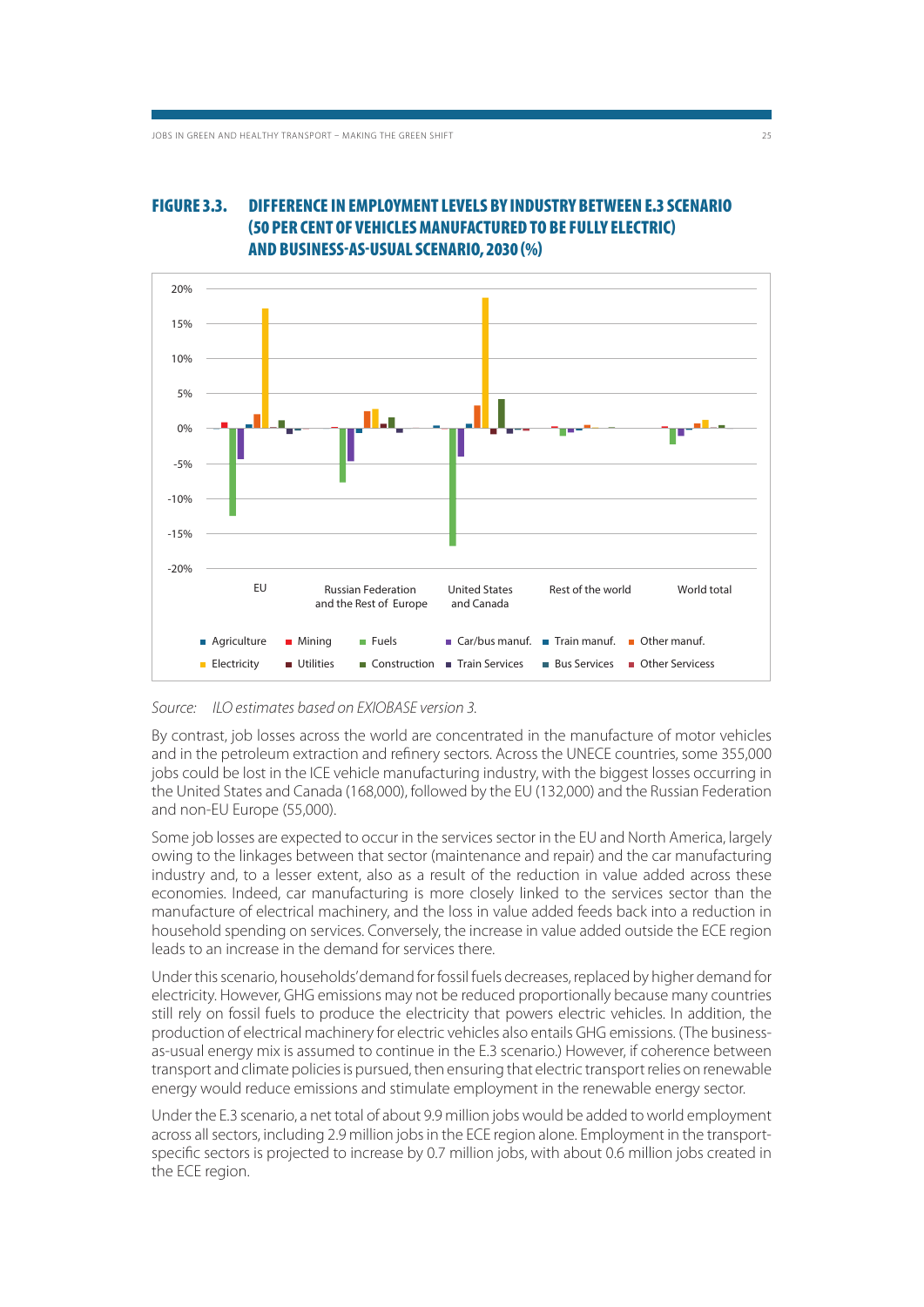### FIGURE 3.3. DIFFERENCE IN EMPLOYMENT LEVELS BY INDUSTRY BETWEEN E.3 SCENARIO (50 PER CENT OF VEHICLES MANUFACTURED TO BE FULLY ELECTRIC) AND BUSINESS-AS-USUAL SCENARIO, 2030 (%)

*Source: ILO estimates based on EXIOBASE version 3.*

By contrast, job losses across the world are concentrated in the manufacture of motor vehicles and in the petroleum extraction and refinery sectors. Across the UNECE countries, some 355,000 jobs could be lost in the ICE vehicle manufacturing industry, with the biggest losses occurring in the United States and Canada (168,000), followed by the EU (132,000) and the Russian Federation and non-EU Europe (55,000).

Some job losses are expected to occur in the services sector in the EU and North America, largely owing to the linkages between that sector (maintenance and repair) and the car manufacturing industry and, to a lesser extent, also as a result of the reduction in value added across these economies. Indeed, car manufacturing is more closely linked to the services sector than the manufacture of electrical machinery, and the loss in value added feeds back into a reduction in household spending on services. Conversely, the increase in value added outside the ECE region leads to an increase in the demand for services there.

Under this scenario, households' demand for fossil fuels decreases, replaced by higher demand for electricity. However, GHG emissions may not be reduced proportionally because many countries still rely on fossil fuels to produce the electricity that powers electric vehicles. In addition, the production of electrical machinery for electric vehicles also entails GHG emissions. (The business-as-usual energy mix is assumed to continue in the E.3 scenario.) However, if coherence between transport and climate policies is pursued, then ensuring that electric transport relies on renewable energy would reduce emissions and stimulate employment in the renewable energy sector.

Under the E.3 scenario, a net total of about 9.9 million jobs would be added to world employment across all sectors, including 2.9 million jobs in the ECE region alone. Employment in the transport-specific sectors is projected to increase by 0.7 million jobs, with about 0.6 million jobs created in the ECE region.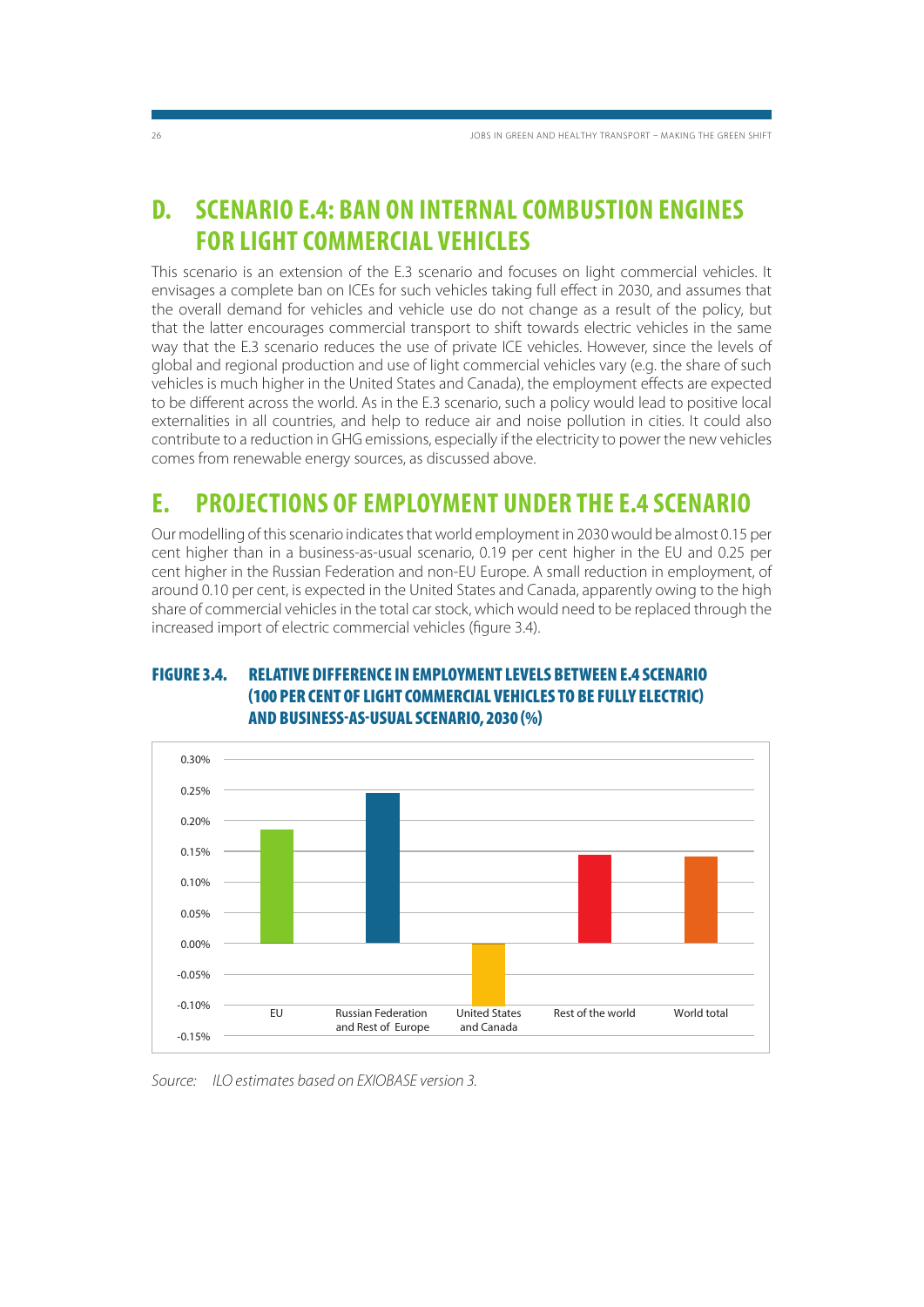## D. SCENARIO E.4: BAN ON INTERNAL COMBUSTION ENGINES FOR LIGHT COMMERCIAL VEHICLES

This scenario is an extension of the E.3 scenario and focuses on light commercial vehicles. It envisages a complete ban on ICEs for such vehicles taking full effect in 2030, and assumes that the overall demand for vehicles and vehicle use do not change as a result of the policy, but that the latter encourages commercial transport to shift towards electric vehicles in the same way that the E.3 scenario reduces the use of private ICE vehicles. However, since the levels of global and regional production and use of light commercial vehicles vary (e.g. the share of such vehicles is much higher in the United States and Canada), the employment effects are expected to be different across the world. As in the E.3 scenario, such a policy would lead to positive local externalities in all countries, and help to reduce air and noise pollution in cities. It could also contribute to a reduction in GHG emissions, especially if the electricity to power the new vehicles comes from renewable energy sources, as discussed above.

## E. PROJECTIONS OF EMPLOYMENT UNDER THE E.4 SCENARIO

Our modelling of this scenario indicates that world employment in 2030 would be almost 0.15 per cent higher than in a business-as-usual scenario, 0.19 per cent higher in the EU and 0.25 per cent higher in the Russian Federation and non-EU Europe. A small reduction in employment, of around 0.10 per cent, is expected in the United States and Canada, apparently owing to the high share of commercial vehicles in the total car stock, which would need to be replaced through the increased import of electric commercial vehicles (figure 3.4).

**FIGURE 3.4. RELATIVE DIFFERENCE IN EMPLOYMENT LEVELS BETWEEN E.4 SCENARIO (100 PER CENT OF LIGHT COMMERCIAL VEHICLES TO BE FULLY ELECTRIC) AND BUSINESS-AS-USUAL SCENARIO, 2030 (%)**

*Source: ILO estimates based on EXIOBASE version 3.*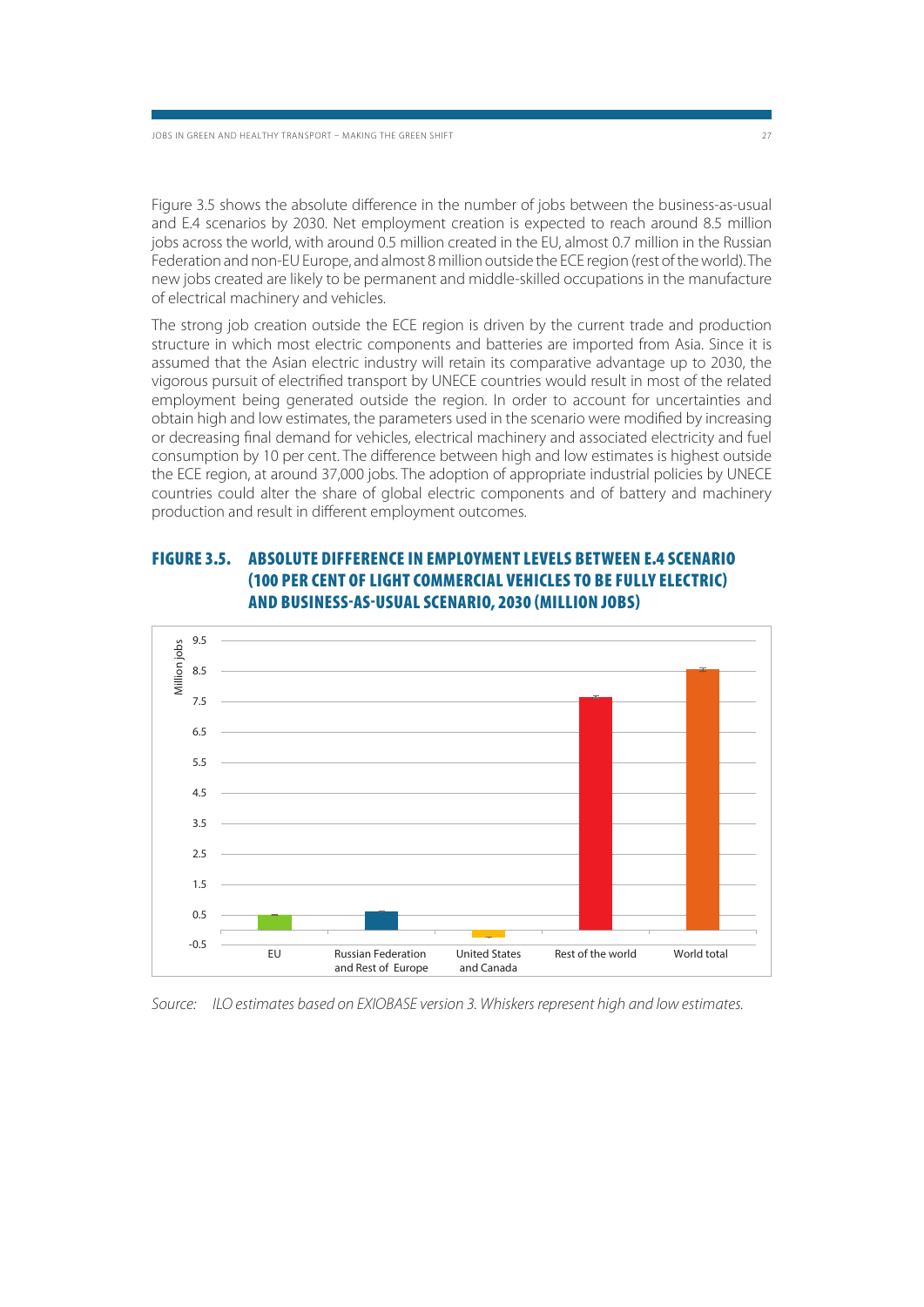Figure 3.5 shows the absolute difference in the number of jobs between the business-as-usual and E.4 scenarios by 2030. Net employment creation is expected to reach around 8.5 million jobs across the world, with around 0.5 million created in the EU, almost 0.7 million in the Russian Federation and non-EU Europe, and almost 8 million outside the ECE region (rest of the world). The new jobs created are likely to be permanent and middle-skilled occupations in the manufacture of electrical machinery and vehicles.

The strong job creation outside the ECE region is driven by the current trade and production structure in which most electric components and batteries are imported from Asia. Since it is assumed that the Asian electric industry will retain its comparative advantage up to 2030, the vigorous pursuit of electrified transport by UNECE countries would result in most of the related employment being generated outside the region. In order to account for uncertainties and obtain high and low estimates, the parameters used in the scenario were modified by increasing or decreasing final demand for vehicles, electrical machinery and associated electricity and fuel consumption by 10 per cent. The difference between high and low estimates is highest outside the ECE region, at around 37,000 jobs. The adoption of appropriate industrial policies by UNECE countries could alter the share of global electric components and of battery and machinery production and result in different employment outcomes.

## FIGURE 3.5. ABSOLUTE DIFFERENCE IN EMPLOYMENT LEVELS BETWEEN E.4 SCENARIO (100 PER CENT OF LIGHT COMMERCIAL VEHICLES TO BE FULLY ELECTRIC) AND BUSINESS-AS-USUAL SCENARIO, 2030 (MILLION JOBS)

Million jobs

9.5
8.5
7.5
6.5
5.5
4.5
3.5
2.5
1.5
0.5
-0.5

EU | Russian Federation and Rest of Europe | United States and Canada | Rest of the world | World total

*Source: ILO estimates based on EXIOBASE version 3. Whiskers represent high and low estimates.*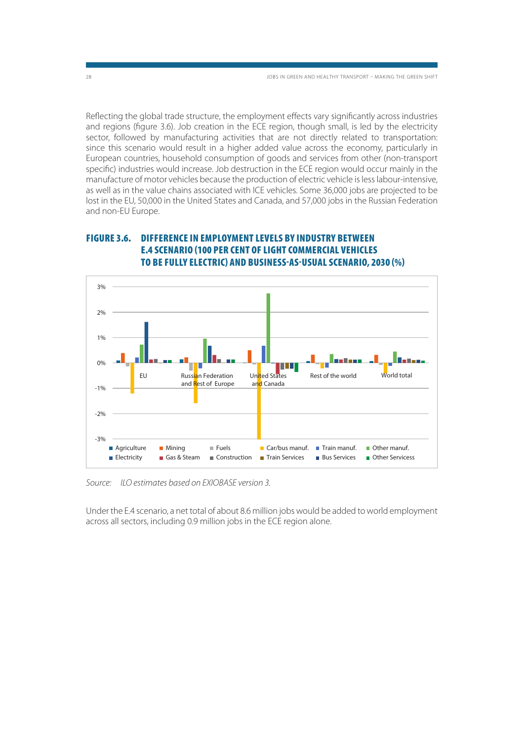Reflecting the global trade structure, the employment effects vary significantly across industries and regions (figure 3.6). Job creation in the ECE region, though small, is led by the electricity sector, followed by manufacturing activities that are not directly related to transportation: since this scenario would result in a higher added value across the economy, particularly in European countries, household consumption of goods and services from other (non-transport specific) industries would increase. Job destruction in the ECE region would occur mainly in the manufacture of motor vehicles because the production of electric vehicle is less labour-intensive, as well as in the value chains associated with ICE vehicles. Some 36,000 jobs are projected to be lost in the EU, 50,000 in the United States and Canada, and 57,000 jobs in the Russian Federation and non-EU Europe.

## FIGURE 3.6. DIFFERENCE IN EMPLOYMENT LEVELS BY INDUSTRY BETWEEN E.4 SCENARIO (100 PER CENT OF LIGHT COMMERCIAL VEHICLES TO BE FULLY ELECTRIC) AND BUSINESS-AS-USUAL SCENARIO, 2030 (%)

Source: *ILO estimates based on EXIOBASE version 3.*

Under the E.4 scenario, a net total of about 8.6 million jobs would be added to world employment across all sectors, including 0.9 million jobs in the ECE region alone.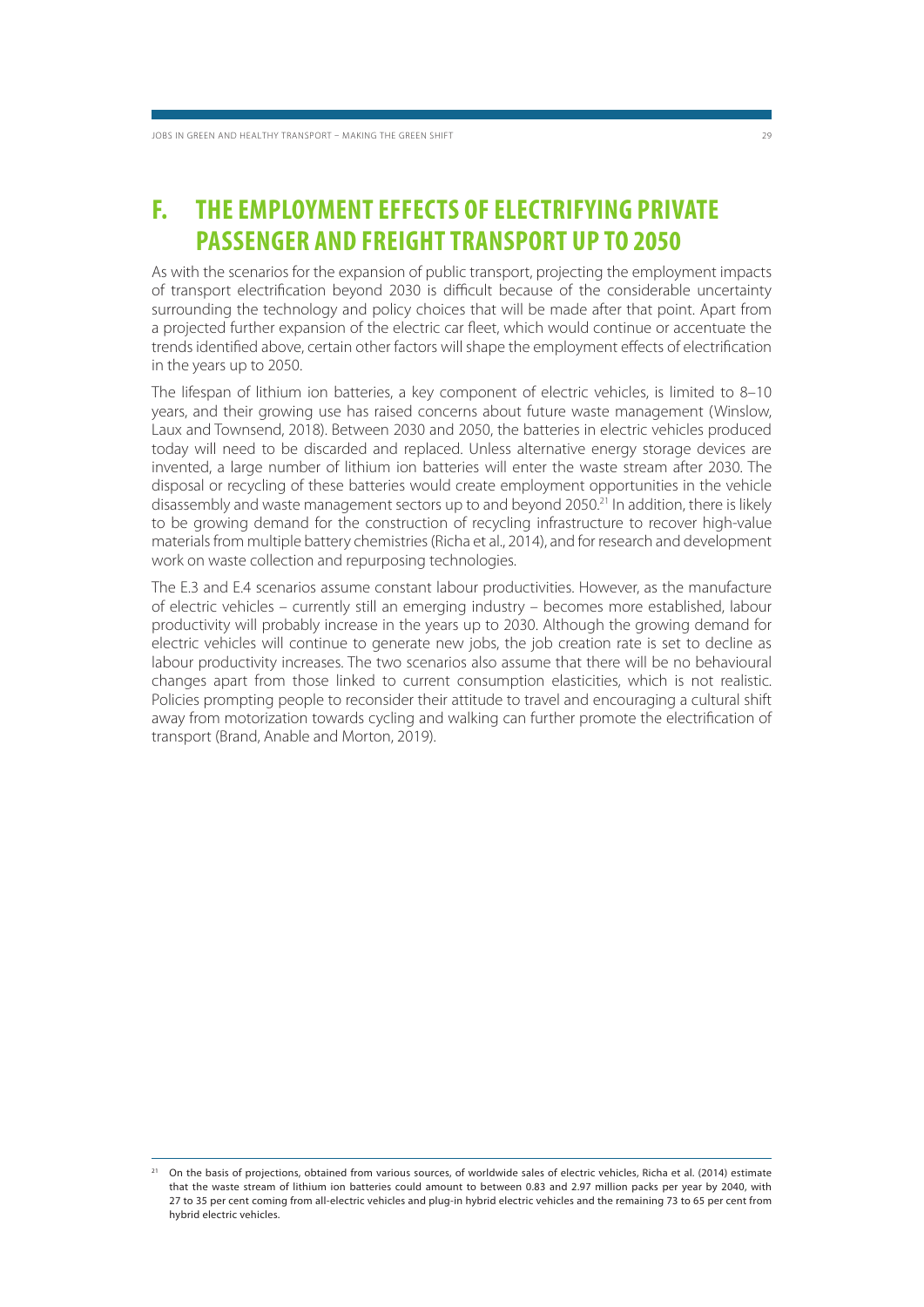# F. THE EMPLOYMENT EFFECTS OF ELECTRIFYING PRIVATE PASSENGER AND FREIGHT TRANSPORT UP TO 2050

As with the scenarios for the expansion of public transport, projecting the employment impacts of transport electrification beyond 2030 is difficult because of the considerable uncertainty surrounding the technology and policy choices that will be made after that point. Apart from a projected further expansion of the electric car fleet, which would continue or accentuate the trends identified above, certain other factors will shape the employment effects of electrification in the years up to 2050.

The lifespan of lithium ion batteries, a key component of electric vehicles, is limited to 8–10 years, and their growing use has raised concerns about future waste management (Winslow, Laux and Townsend, 2018). Between 2030 and 2050, the batteries in electric vehicles produced today will need to be discarded and replaced. Unless alternative energy storage devices are invented, a large number of lithium ion batteries will enter the waste stream after 2030. The disposal or recycling of these batteries would create employment opportunities in the vehicle disassembly and waste management sectors up to and beyond 2050.[21] In addition, there is likely to be growing demand for the construction of recycling infrastructure to recover high-value materials from multiple battery chemistries (Richa et al., 2014), and for research and development work on waste collection and repurposing technologies.

The E.3 and E.4 scenarios assume constant labour productivities. However, as the manufacture of electric vehicles – currently still an emerging industry – becomes more established, labour productivity will probably increase in the years up to 2030. Although the growing demand for electric vehicles will continue to generate new jobs, the job creation rate is set to decline as labour productivity increases. The two scenarios also assume that there will be no behavioural changes apart from those linked to current consumption elasticities, which is not realistic. Policies prompting people to reconsider their attitude to travel and encouraging a cultural shift away from motorization towards cycling and walking can further promote the electrification of transport (Brand, Anable and Morton, 2019).

---

[21] On the basis of projections, obtained from various sources, of worldwide sales of electric vehicles, Richa et al. (2014) estimate that the waste stream of lithium ion batteries could amount to between 0.83 and 2.97 million packs per year by 2040, with 27 to 35 per cent coming from all-electric vehicles and plug-in hybrid electric vehicles and the remaining 73 to 65 per cent from hybrid electric vehicles.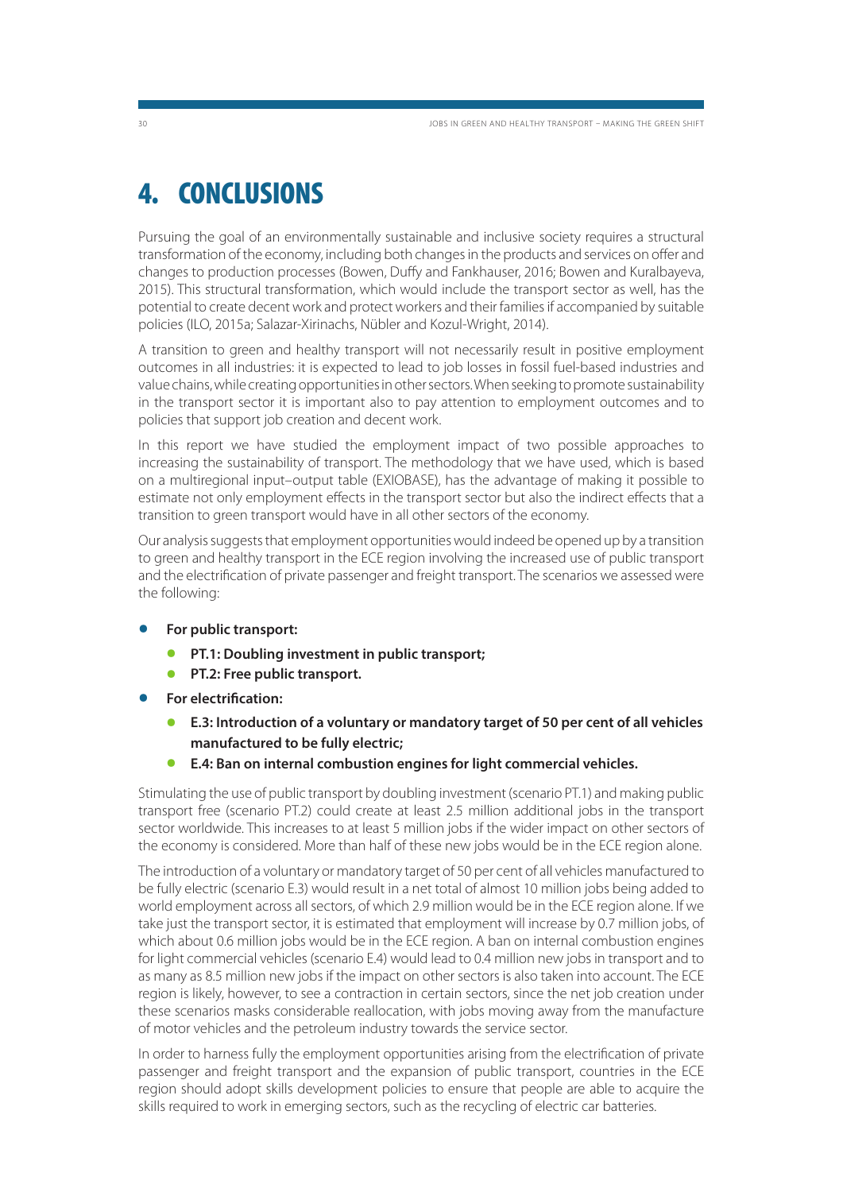# 4. CONCLUSIONS

Pursuing the goal of an environmentally sustainable and inclusive society requires a structural transformation of the economy, including both changes in the products and services on offer and changes to production processes (Bowen, Duffy and Fankhauser, 2016; Bowen and Kuralbayeva, 2015). This structural transformation, which would include the transport sector as well, has the potential to create decent work and protect workers and their families if accompanied by suitable policies (ILO, 2015a; Salazar-Xirinachs, Nübler and Kozul-Wright, 2014).

A transition to green and healthy transport will not necessarily result in positive employment outcomes in all industries: it is expected to lead to job losses in fossil fuel-based industries and value chains, while creating opportunities in other sectors. When seeking to promote sustainability in the transport sector it is important also to pay attention to employment outcomes and to policies that support job creation and decent work.

In this report we have studied the employment impact of two possible approaches to increasing the sustainability of transport. The methodology that we have used, which is based on a multiregional input–output table (EXIOBASE), has the advantage of making it possible to estimate not only employment effects in the transport sector but also the indirect effects that a transition to green transport would have in all other sectors of the economy.

Our analysis suggests that employment opportunities would indeed be opened up by a transition to green and healthy transport in the ECE region involving the increased use of public transport and the electrification of private passenger and freight transport. The scenarios we assessed were the following:

- **For public transport:**
  - **PT.1: Doubling investment in public transport;**
  - **PT.2: Free public transport.**
- **For electrification:**
  - **E.3: Introduction of a voluntary or mandatory target of 50 per cent of all vehicles manufactured to be fully electric;**
  - **E.4: Ban on internal combustion engines for light commercial vehicles.**

Stimulating the use of public transport by doubling investment (scenario PT.1) and making public transport free (scenario PT.2) could create at least 2.5 million additional jobs in the transport sector worldwide. This increases to at least 5 million jobs if the wider impact on other sectors of the economy is considered. More than half of these new jobs would be in the ECE region alone.

The introduction of a voluntary or mandatory target of 50 per cent of all vehicles manufactured to be fully electric (scenario E.3) would result in a net total of almost 10 million jobs being added to world employment across all sectors, of which 2.9 million would be in the ECE region alone. If we take just the transport sector, it is estimated that employment will increase by 0.7 million jobs, of which about 0.6 million jobs would be in the ECE region. A ban on internal combustion engines for light commercial vehicles (scenario E.4) would lead to 0.4 million new jobs in transport and to as many as 8.5 million new jobs if the impact on other sectors is also taken into account. The ECE region is likely, however, to see a contraction in certain sectors, since the net job creation under these scenarios masks considerable reallocation, with jobs moving away from the manufacture of motor vehicles and the petroleum industry towards the service sector.

In order to harness fully the employment opportunities arising from the electrification of private passenger and freight transport and the expansion of public transport, countries in the ECE region should adopt skills development policies to ensure that people are able to acquire the skills required to work in emerging sectors, such as the recycling of electric car batteries.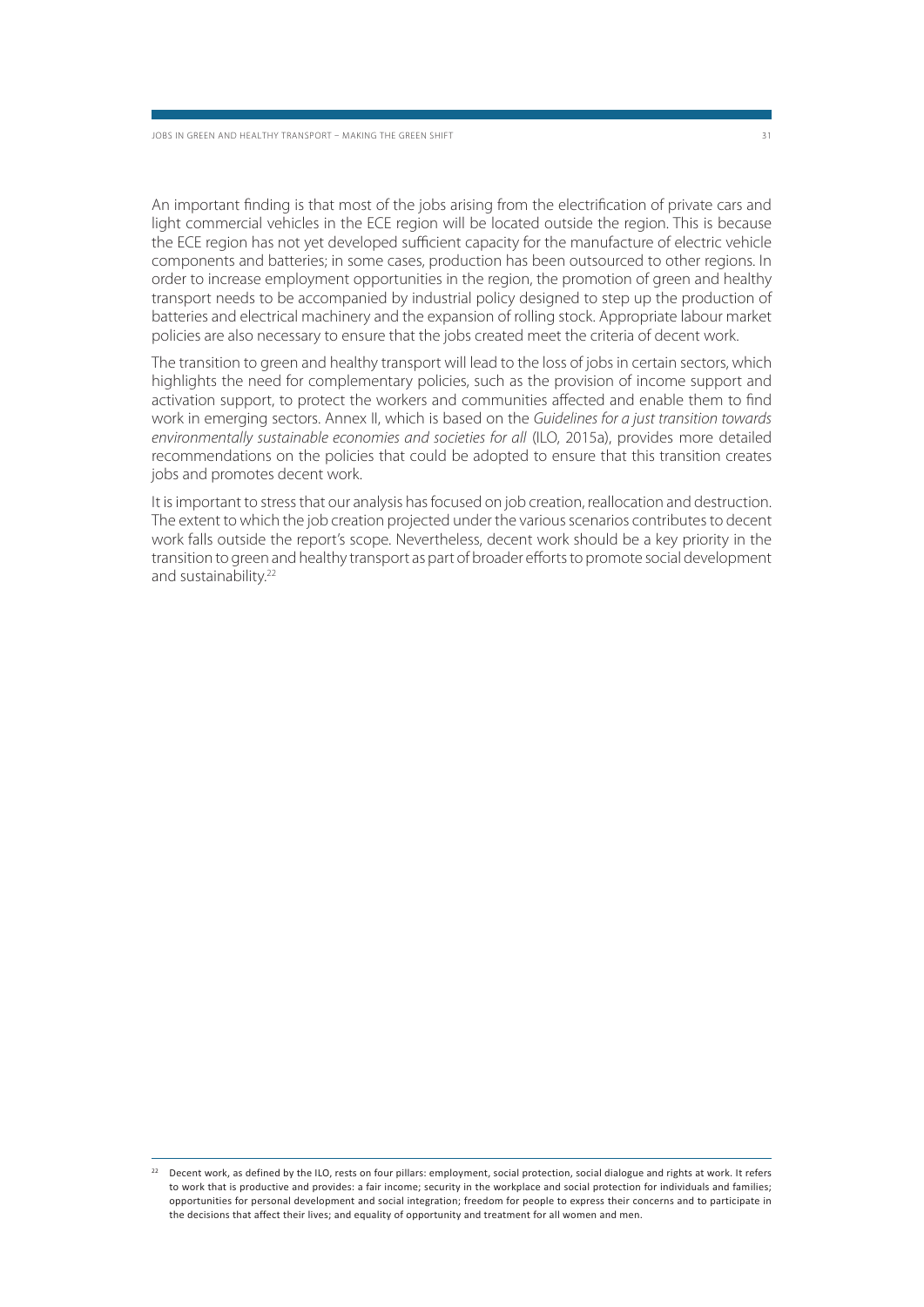An important finding is that most of the jobs arising from the electrification of private cars and light commercial vehicles in the ECE region will be located outside the region. This is because the ECE region has not yet developed sufficient capacity for the manufacture of electric vehicle components and batteries; in some cases, production has been outsourced to other regions. In order to increase employment opportunities in the region, the promotion of green and healthy transport needs to be accompanied by industrial policy designed to step up the production of batteries and electrical machinery and the expansion of rolling stock. Appropriate labour market policies are also necessary to ensure that the jobs created meet the criteria of decent work.

The transition to green and healthy transport will lead to the loss of jobs in certain sectors, which highlights the need for complementary policies, such as the provision of income support and activation support, to protect the workers and communities affected and enable them to find work in emerging sectors. Annex II, which is based on the *Guidelines for a just transition towards environmentally sustainable economies and societies for all* (ILO, 2015a), provides more detailed recommendations on the policies that could be adopted to ensure that this transition creates jobs and promotes decent work.

It is important to stress that our analysis has focused on job creation, reallocation and destruction. The extent to which the job creation projected under the various scenarios contributes to decent work falls outside the report's scope. Nevertheless, decent work should be a key priority in the transition to green and healthy transport as part of broader efforts to promote social development and sustainability.[22]

---

[22] Decent work, as defined by the ILO, rests on four pillars: employment, social protection, social dialogue and rights at work. It refers to work that is productive and provides: a fair income; security in the workplace and social protection for individuals and families; opportunities for personal development and social integration; freedom for people to express their concerns and to participate in the decisions that affect their lives; and equality of opportunity and treatment for all women and men.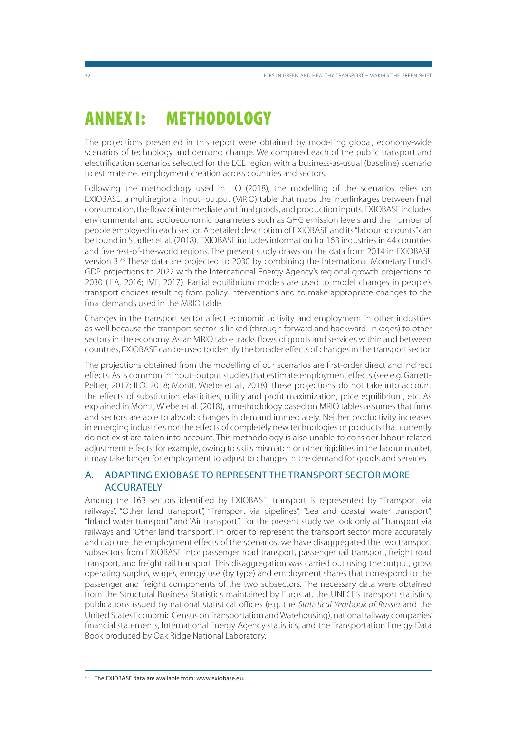# ANNEX I: METHODOLOGY

The projections presented in this report were obtained by modelling global, economy-wide scenarios of technology and demand change. We compared each of the public transport and electrification scenarios selected for the ECE region with a business-as-usual (baseline) scenario to estimate net employment creation across countries and sectors.

Following the methodology used in ILO (2018), the modelling of the scenarios relies on EXIOBASE, a multiregional input–output (MRIO) table that maps the interlinkages between final consumption, the flow of intermediate and final goods, and production inputs. EXIOBASE includes environmental and socioeconomic parameters such as GHG emission levels and the number of people employed in each sector. A detailed description of EXIOBASE and its "labour accounts" can be found in Stadler et al. (2018). EXIOBASE includes information for 163 industries in 44 countries and five rest-of-the-world regions. The present study draws on the data from 2014 in EXIOBASE version 3.[23] These data are projected to 2030 by combining the International Monetary Fund's GDP projections to 2022 with the International Energy Agency's regional growth projections to 2030 (IEA, 2016; IMF, 2017). Partial equilibrium models are used to model changes in people's transport choices resulting from policy interventions and to make appropriate changes to the final demands used in the MRIO table.

Changes in the transport sector affect economic activity and employment in other industries as well because the transport sector is linked (through forward and backward linkages) to other sectors in the economy. As an MRIO table tracks flows of goods and services within and between countries, EXIOBASE can be used to identify the broader effects of changes in the transport sector.

The projections obtained from the modelling of our scenarios are first-order direct and indirect effects. As is common in input–output studies that estimate employment effects (see e.g. Garrett-Peltier, 2017; ILO, 2018; Montt, Wiebe et al., 2018), these projections do not take into account the effects of substitution elasticities, utility and profit maximization, price equilibrium, etc. As explained in Montt, Wiebe et al. (2018), a methodology based on MRIO tables assumes that firms and sectors are able to absorb changes in demand immediately. Neither productivity increases in emerging industries nor the effects of completely new technologies or products that currently do not exist are taken into account. This methodology is also unable to consider labour-related adjustment effects: for example, owing to skills mismatch or other rigidities in the labour market, it may take longer for employment to adjust to changes in the demand for goods and services.

## A. ADAPTING EXIOBASE TO REPRESENT THE TRANSPORT SECTOR MORE ACCURATELY

Among the 163 sectors identified by EXIOBASE, transport is represented by "Transport via railways", "Other land transport", "Transport via pipelines", "Sea and coastal water transport", "Inland water transport" and "Air transport". For the present study we look only at "Transport via railways and "Other land transport". In order to represent the transport sector more accurately and capture the employment effects of the scenarios, we have disaggregated the two transport subsectors from EXIOBASE into: passenger road transport, passenger rail transport, freight road transport, and freight rail transport. This disaggregation was carried out using the output, gross operating surplus, wages, energy use (by type) and employment shares that correspond to the passenger and freight components of the two subsectors. The necessary data were obtained from the Structural Business Statistics maintained by Eurostat, the UNECE's transport statistics, publications issued by national statistical offices (e.g. the *Statistical Yearbook of Russia* and the United States Economic Census on Transportation and Warehousing), national railway companies' financial statements, International Energy Agency statistics, and the Transportation Energy Data Book produced by Oak Ridge National Laboratory.

---

[23] The EXIOBASE data are available from: www.exiobase.eu.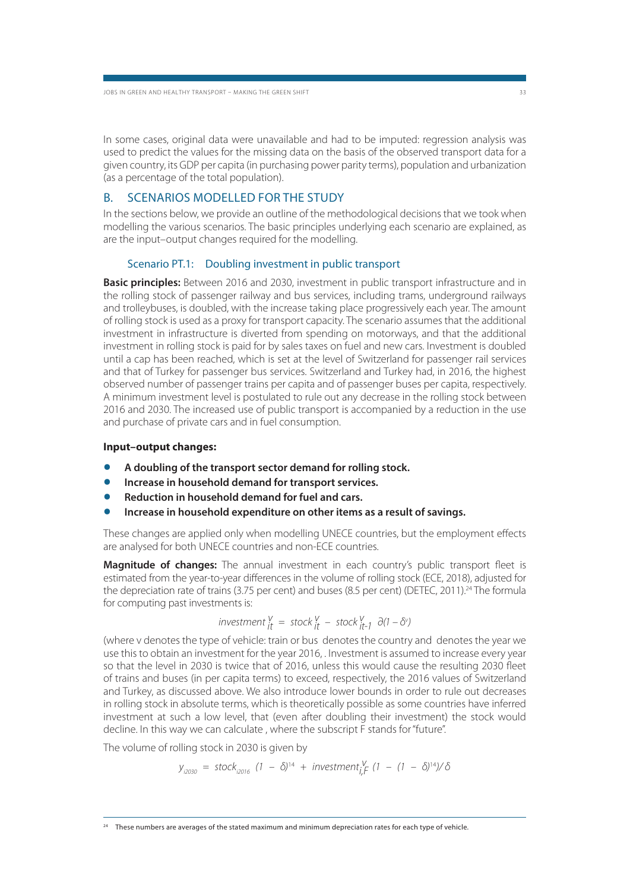In some cases, original data were unavailable and had to be imputed: regression analysis was used to predict the values for the missing data on the basis of the observed transport data for a given country, its GDP per capita (in purchasing power parity terms), population and urbanization (as a percentage of the total population).

## B. SCENARIOS MODELLED FOR THE STUDY

In the sections below, we provide an outline of the methodological decisions that we took when modelling the various scenarios. The basic principles underlying each scenario are explained, as are the input–output changes required for the modelling.

### Scenario PT.1: Doubling investment in public transport

**Basic principles:** Between 2016 and 2030, investment in public transport infrastructure and in the rolling stock of passenger railway and bus services, including trams, underground railways and trolleybuses, is doubled, with the increase taking place progressively each year. The amount of rolling stock is used as a proxy for transport capacity. The scenario assumes that the additional investment in infrastructure is diverted from spending on motorways, and that the additional investment in rolling stock is paid for by sales taxes on fuel and new cars. Investment is doubled until a cap has been reached, which is set at the level of Switzerland for passenger rail services and that of Turkey for passenger bus services. Switzerland and Turkey had, in 2016, the highest observed number of passenger trains per capita and of passenger buses per capita, respectively. A minimum investment level is postulated to rule out any decrease in the rolling stock between 2016 and 2030. The increased use of public transport is accompanied by a reduction in the use and purchase of private cars and in fuel consumption.

**Input–output changes:**

- **A doubling of the transport sector demand for rolling stock.**
- **Increase in household demand for transport services.**
- **Reduction in household demand for fuel and cars.**
- **Increase in household expenditure on other items as a result of savings.**

These changes are applied only when modelling UNECE countries, but the employment effects are analysed for both UNECE countries and non-ECE countries.

**Magnitude of changes:** The annual investment in each country's public transport fleet is estimated from the year-to-year differences in the volume of rolling stock (ECE, 2018), adjusted for the depreciation rate of trains (3.75 per cent) and buses (8.5 per cent) (DETEC, 2011).[24] The formula for computing past investments is:

$$investment_{it}^{v} = stock_{it}^{v} - stock_{it-1}^{v}\ \partial(1 - \delta^{v})$$

(where v denotes the type of vehicle: train or bus denotes the country and denotes the year we use this to obtain an investment for the year 2016, . Investment is assumed to increase every year so that the level in 2030 is twice that of 2016, unless this would cause the resulting 2030 fleet of trains and buses (in per capita terms) to exceed, respectively, the 2016 values of Switzerland and Turkey, as discussed above. We also introduce lower bounds in order to rule out decreases in rolling stock in absolute terms, which is theoretically possible as some countries have inferred investment at such a low level, that (even after doubling their investment) the stock would decline. In this way we can calculate , where the subscript F stands for "future".

The volume of rolling stock in 2030 is given by

$$y_{i2030} = stock_{i2016}\ (1 - \delta)^{14} + investment_{i,F}^{v}\ (1 - (1 - \delta)^{14})/\delta$$

[24] These numbers are averages of the stated maximum and minimum depreciation rates for each type of vehicle.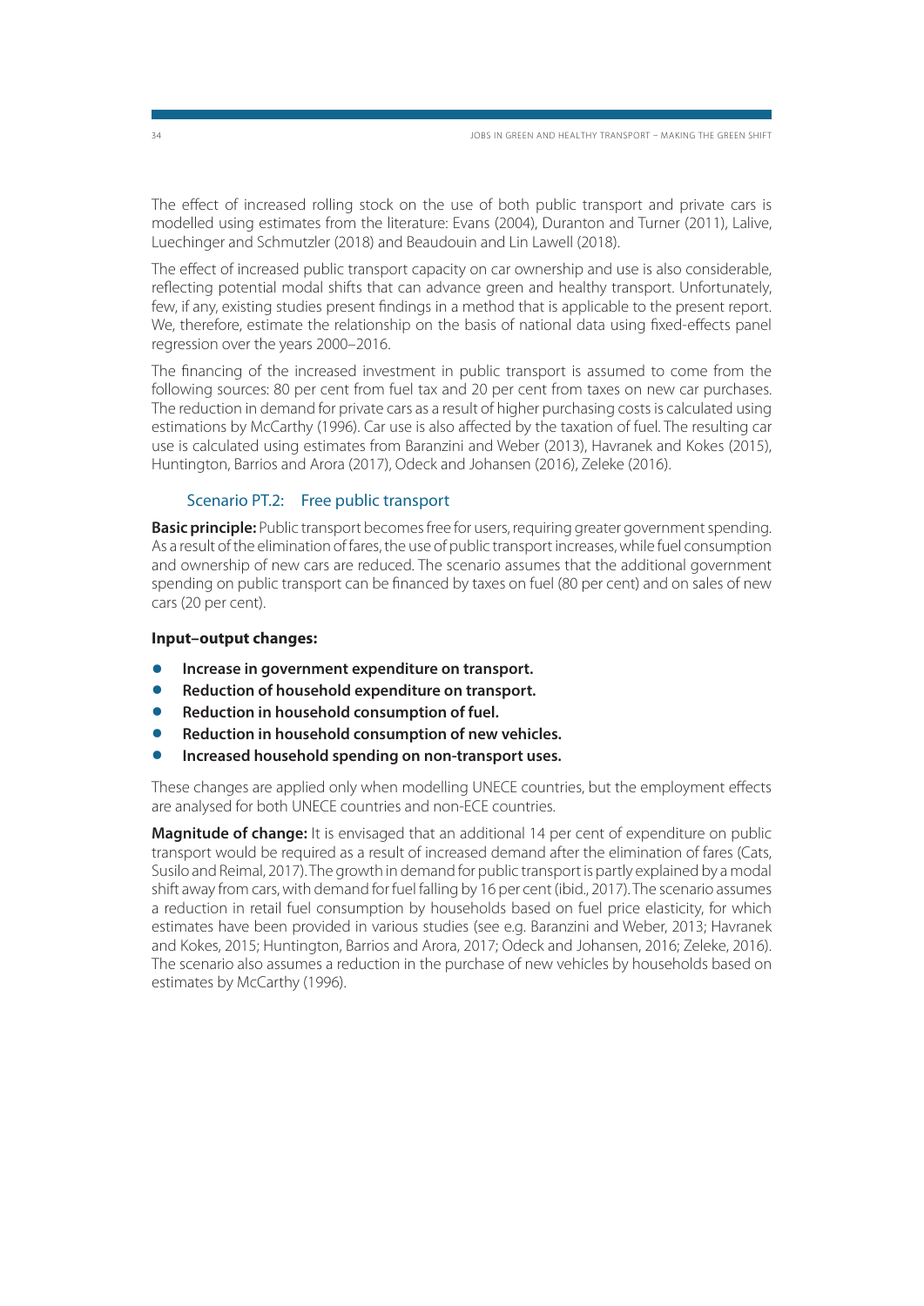The effect of increased rolling stock on the use of both public transport and private cars is modelled using estimates from the literature: Evans (2004), Duranton and Turner (2011), Lalive, Luechinger and Schmutzler (2018) and Beaudouin and Lin Lawell (2018).

The effect of increased public transport capacity on car ownership and use is also considerable, reflecting potential modal shifts that can advance green and healthy transport. Unfortunately, few, if any, existing studies present findings in a method that is applicable to the present report. We, therefore, estimate the relationship on the basis of national data using fixed-effects panel regression over the years 2000–2016.

The financing of the increased investment in public transport is assumed to come from the following sources: 80 per cent from fuel tax and 20 per cent from taxes on new car purchases. The reduction in demand for private cars as a result of higher purchasing costs is calculated using estimations by McCarthy (1996). Car use is also affected by the taxation of fuel. The resulting car use is calculated using estimates from Baranzini and Weber (2013), Havranek and Kokes (2015), Huntington, Barrios and Arora (2017), Odeck and Johansen (2016), Zeleke (2016).

### Scenario PT.2: Free public transport

**Basic principle:** Public transport becomes free for users, requiring greater government spending. As a result of the elimination of fares, the use of public transport increases, while fuel consumption and ownership of new cars are reduced. The scenario assumes that the additional government spending on public transport can be financed by taxes on fuel (80 per cent) and on sales of new cars (20 per cent).

**Input–output changes:**

- **Increase in government expenditure on transport.**
- **Reduction of household expenditure on transport.**
- **Reduction in household consumption of fuel.**
- **Reduction in household consumption of new vehicles.**
- **Increased household spending on non-transport uses.**

These changes are applied only when modelling UNECE countries, but the employment effects are analysed for both UNECE countries and non-ECE countries.

**Magnitude of change:** It is envisaged that an additional 14 per cent of expenditure on public transport would be required as a result of increased demand after the elimination of fares (Cats, Susilo and Reimal, 2017). The growth in demand for public transport is partly explained by a modal shift away from cars, with demand for fuel falling by 16 per cent (ibid., 2017). The scenario assumes a reduction in retail fuel consumption by households based on fuel price elasticity, for which estimates have been provided in various studies (see e.g. Baranzini and Weber, 2013; Havranek and Kokes, 2015; Huntington, Barrios and Arora, 2017; Odeck and Johansen, 2016; Zeleke, 2016). The scenario also assumes a reduction in the purchase of new vehicles by households based on estimates by McCarthy (1996).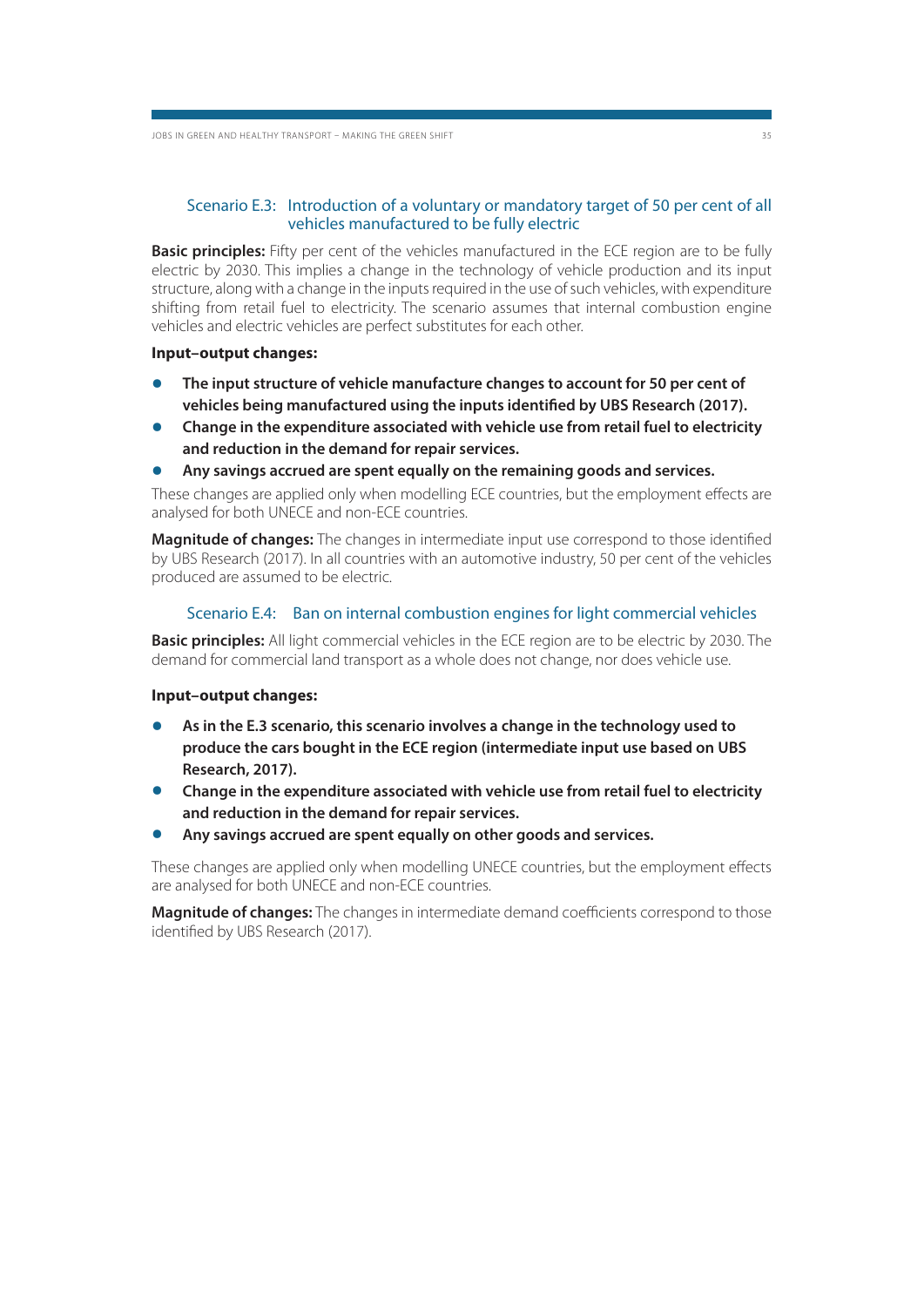### Scenario E.3: Introduction of a voluntary or mandatory target of 50 per cent of all vehicles manufactured to be fully electric

**Basic principles:** Fifty per cent of the vehicles manufactured in the ECE region are to be fully electric by 2030. This implies a change in the technology of vehicle production and its input structure, along with a change in the inputs required in the use of such vehicles, with expenditure shifting from retail fuel to electricity. The scenario assumes that internal combustion engine vehicles and electric vehicles are perfect substitutes for each other.

**Input–output changes:**

- **The input structure of vehicle manufacture changes to account for 50 per cent of vehicles being manufactured using the inputs identified by UBS Research (2017).**
- **Change in the expenditure associated with vehicle use from retail fuel to electricity and reduction in the demand for repair services.**
- **Any savings accrued are spent equally on the remaining goods and services.**

These changes are applied only when modelling ECE countries, but the employment effects are analysed for both UNECE and non-ECE countries.

**Magnitude of changes:** The changes in intermediate input use correspond to those identified by UBS Research (2017). In all countries with an automotive industry, 50 per cent of the vehicles produced are assumed to be electric.

### Scenario E.4: Ban on internal combustion engines for light commercial vehicles

**Basic principles:** All light commercial vehicles in the ECE region are to be electric by 2030. The demand for commercial land transport as a whole does not change, nor does vehicle use.

**Input–output changes:**

- **As in the E.3 scenario, this scenario involves a change in the technology used to produce the cars bought in the ECE region (intermediate input use based on UBS Research, 2017).**
- **Change in the expenditure associated with vehicle use from retail fuel to electricity and reduction in the demand for repair services.**
- **Any savings accrued are spent equally on other goods and services.**

These changes are applied only when modelling UNECE countries, but the employment effects are analysed for both UNECE and non-ECE countries.

**Magnitude of changes:** The changes in intermediate demand coefficients correspond to those identified by UBS Research (2017).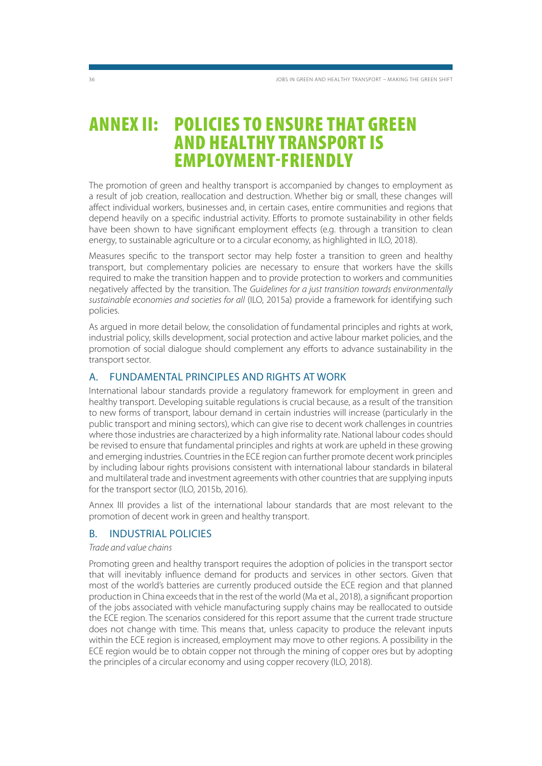# ANNEX II: POLICIES TO ENSURE THAT GREEN AND HEALTHY TRANSPORT IS EMPLOYMENT-FRIENDLY

The promotion of green and healthy transport is accompanied by changes to employment as a result of job creation, reallocation and destruction. Whether big or small, these changes will affect individual workers, businesses and, in certain cases, entire communities and regions that depend heavily on a specific industrial activity. Efforts to promote sustainability in other fields have been shown to have significant employment effects (e.g. through a transition to clean energy, to sustainable agriculture or to a circular economy, as highlighted in ILO, 2018).

Measures specific to the transport sector may help foster a transition to green and healthy transport, but complementary policies are necessary to ensure that workers have the skills required to make the transition happen and to provide protection to workers and communities negatively affected by the transition. The *Guidelines for a just transition towards environmentally sustainable economies and societies for all* (ILO, 2015a) provide a framework for identifying such policies.

As argued in more detail below, the consolidation of fundamental principles and rights at work, industrial policy, skills development, social protection and active labour market policies, and the promotion of social dialogue should complement any efforts to advance sustainability in the transport sector.

## A. FUNDAMENTAL PRINCIPLES AND RIGHTS AT WORK

International labour standards provide a regulatory framework for employment in green and healthy transport. Developing suitable regulations is crucial because, as a result of the transition to new forms of transport, labour demand in certain industries will increase (particularly in the public transport and mining sectors), which can give rise to decent work challenges in countries where those industries are characterized by a high informality rate. National labour codes should be revised to ensure that fundamental principles and rights at work are upheld in these growing and emerging industries. Countries in the ECE region can further promote decent work principles by including labour rights provisions consistent with international labour standards in bilateral and multilateral trade and investment agreements with other countries that are supplying inputs for the transport sector (ILO, 2015b, 2016).

Annex III provides a list of the international labour standards that are most relevant to the promotion of decent work in green and healthy transport.

## B. INDUSTRIAL POLICIES

*Trade and value chains*

Promoting green and healthy transport requires the adoption of policies in the transport sector that will inevitably influence demand for products and services in other sectors. Given that most of the world's batteries are currently produced outside the ECE region and that planned production in China exceeds that in the rest of the world (Ma et al., 2018), a significant proportion of the jobs associated with vehicle manufacturing supply chains may be reallocated to outside the ECE region. The scenarios considered for this report assume that the current trade structure does not change with time. This means that, unless capacity to produce the relevant inputs within the ECE region is increased, employment may move to other regions. A possibility in the ECE region would be to obtain copper not through the mining of copper ores but by adopting the principles of a circular economy and using copper recovery (ILO, 2018).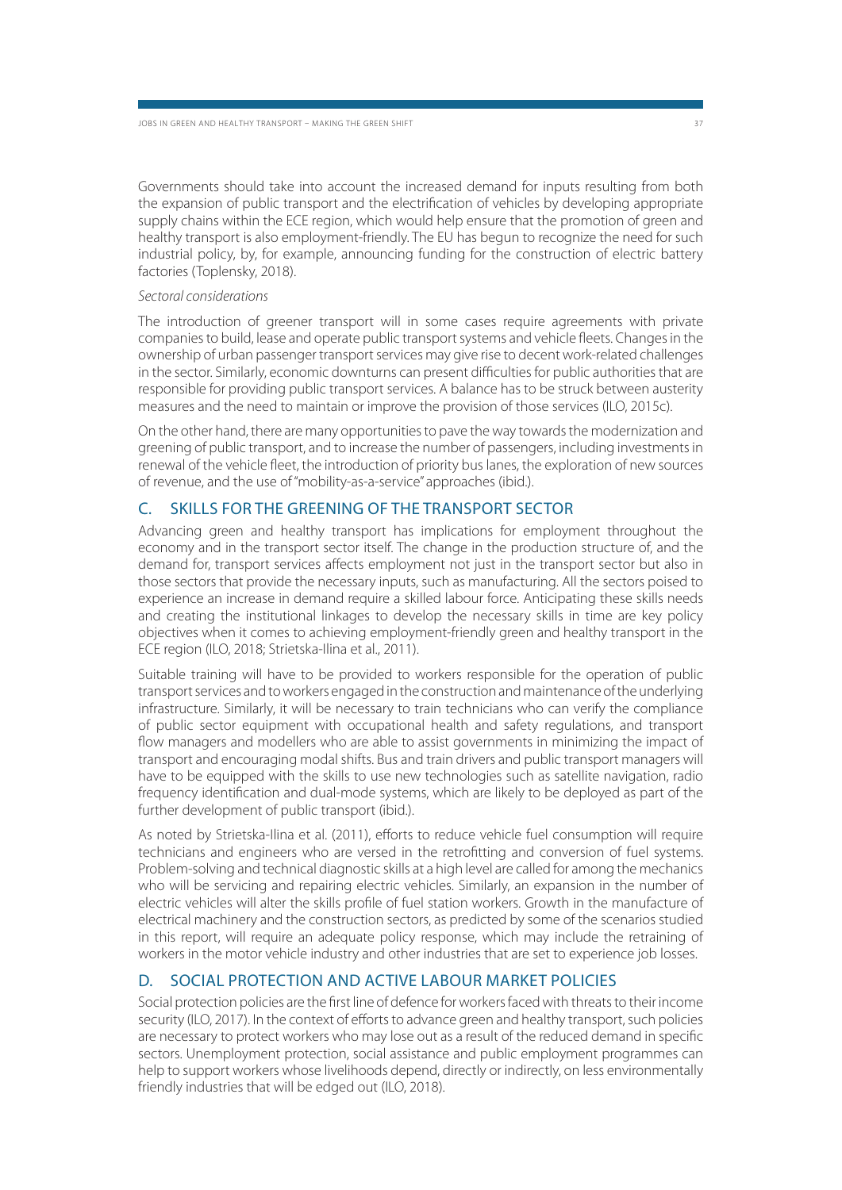Governments should take into account the increased demand for inputs resulting from both the expansion of public transport and the electrification of vehicles by developing appropriate supply chains within the ECE region, which would help ensure that the promotion of green and healthy transport is also employment-friendly. The EU has begun to recognize the need for such industrial policy, by, for example, announcing funding for the construction of electric battery factories (Toplensky, 2018).

*Sectoral considerations*

The introduction of greener transport will in some cases require agreements with private companies to build, lease and operate public transport systems and vehicle fleets. Changes in the ownership of urban passenger transport services may give rise to decent work-related challenges in the sector. Similarly, economic downturns can present difficulties for public authorities that are responsible for providing public transport services. A balance has to be struck between austerity measures and the need to maintain or improve the provision of those services (ILO, 2015c).

On the other hand, there are many opportunities to pave the way towards the modernization and greening of public transport, and to increase the number of passengers, including investments in renewal of the vehicle fleet, the introduction of priority bus lanes, the exploration of new sources of revenue, and the use of "mobility-as-a-service" approaches (ibid.).

## C. SKILLS FOR THE GREENING OF THE TRANSPORT SECTOR

Advancing green and healthy transport has implications for employment throughout the economy and in the transport sector itself. The change in the production structure of, and the demand for, transport services affects employment not just in the transport sector but also in those sectors that provide the necessary inputs, such as manufacturing. All the sectors poised to experience an increase in demand require a skilled labour force. Anticipating these skills needs and creating the institutional linkages to develop the necessary skills in time are key policy objectives when it comes to achieving employment-friendly green and healthy transport in the ECE region (ILO, 2018; Strietska-Ilina et al., 2011).

Suitable training will have to be provided to workers responsible for the operation of public transport services and to workers engaged in the construction and maintenance of the underlying infrastructure. Similarly, it will be necessary to train technicians who can verify the compliance of public sector equipment with occupational health and safety regulations, and transport flow managers and modellers who are able to assist governments in minimizing the impact of transport and encouraging modal shifts. Bus and train drivers and public transport managers will have to be equipped with the skills to use new technologies such as satellite navigation, radio frequency identification and dual-mode systems, which are likely to be deployed as part of the further development of public transport (ibid.).

As noted by Strietska-Ilina et al. (2011), efforts to reduce vehicle fuel consumption will require technicians and engineers who are versed in the retrofitting and conversion of fuel systems. Problem-solving and technical diagnostic skills at a high level are called for among the mechanics who will be servicing and repairing electric vehicles. Similarly, an expansion in the number of electric vehicles will alter the skills profile of fuel station workers. Growth in the manufacture of electrical machinery and the construction sectors, as predicted by some of the scenarios studied in this report, will require an adequate policy response, which may include the retraining of workers in the motor vehicle industry and other industries that are set to experience job losses.

## D. SOCIAL PROTECTION AND ACTIVE LABOUR MARKET POLICIES

Social protection policies are the first line of defence for workers faced with threats to their income security (ILO, 2017). In the context of efforts to advance green and healthy transport, such policies are necessary to protect workers who may lose out as a result of the reduced demand in specific sectors. Unemployment protection, social assistance and public employment programmes can help to support workers whose livelihoods depend, directly or indirectly, on less environmentally friendly industries that will be edged out (ILO, 2018).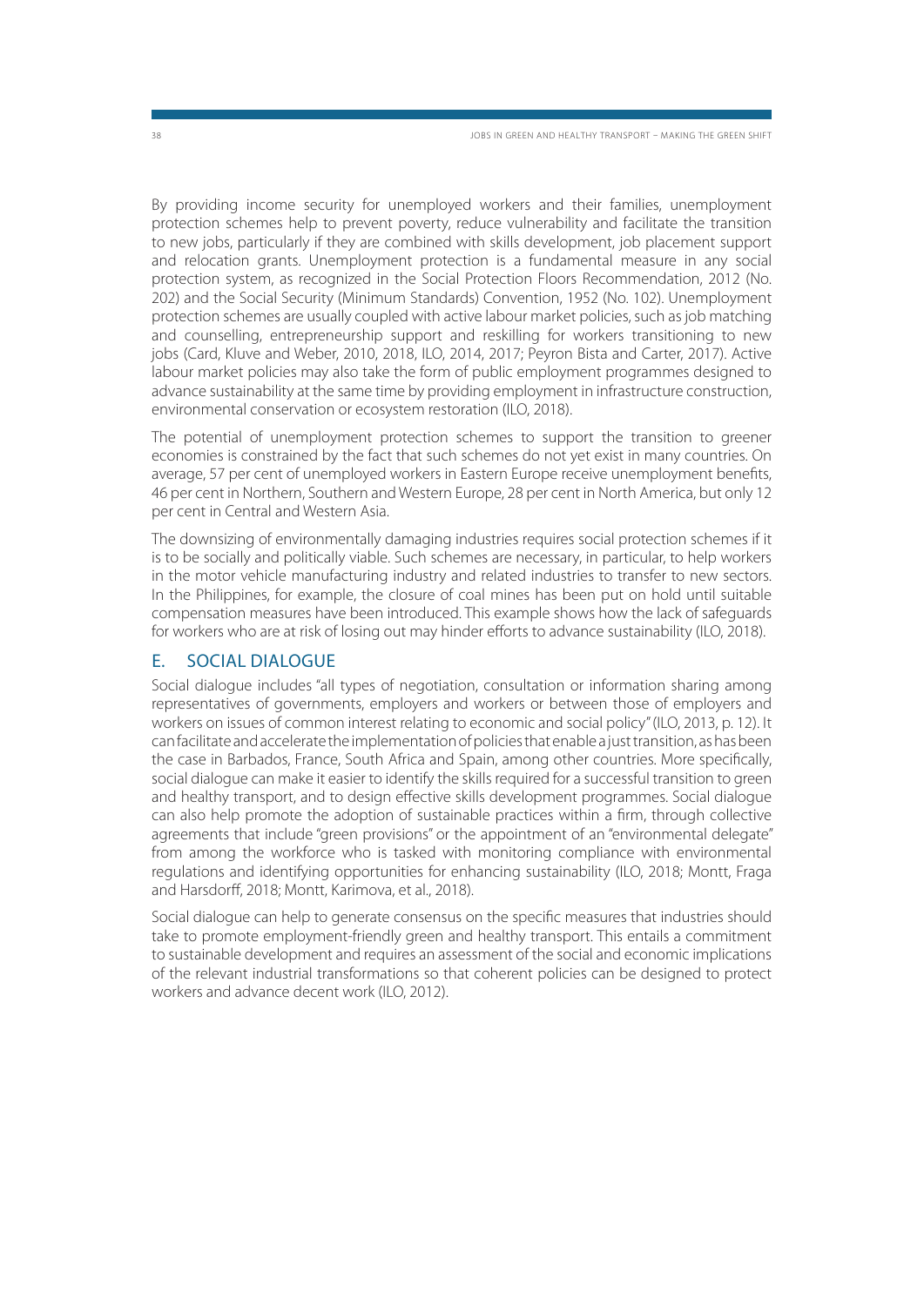By providing income security for unemployed workers and their families, unemployment protection schemes help to prevent poverty, reduce vulnerability and facilitate the transition to new jobs, particularly if they are combined with skills development, job placement support and relocation grants. Unemployment protection is a fundamental measure in any social protection system, as recognized in the Social Protection Floors Recommendation, 2012 (No. 202) and the Social Security (Minimum Standards) Convention, 1952 (No. 102). Unemployment protection schemes are usually coupled with active labour market policies, such as job matching and counselling, entrepreneurship support and reskilling for workers transitioning to new jobs (Card, Kluve and Weber, 2010, 2018, ILO, 2014, 2017; Peyron Bista and Carter, 2017). Active labour market policies may also take the form of public employment programmes designed to advance sustainability at the same time by providing employment in infrastructure construction, environmental conservation or ecosystem restoration (ILO, 2018).

The potential of unemployment protection schemes to support the transition to greener economies is constrained by the fact that such schemes do not yet exist in many countries. On average, 57 per cent of unemployed workers in Eastern Europe receive unemployment benefits, 46 per cent in Northern, Southern and Western Europe, 28 per cent in North America, but only 12 per cent in Central and Western Asia.

The downsizing of environmentally damaging industries requires social protection schemes if it is to be socially and politically viable. Such schemes are necessary, in particular, to help workers in the motor vehicle manufacturing industry and related industries to transfer to new sectors. In the Philippines, for example, the closure of coal mines has been put on hold until suitable compensation measures have been introduced. This example shows how the lack of safeguards for workers who are at risk of losing out may hinder efforts to advance sustainability (ILO, 2018).

## E. SOCIAL DIALOGUE

Social dialogue includes "all types of negotiation, consultation or information sharing among representatives of governments, employers and workers or between those of employers and workers on issues of common interest relating to economic and social policy" (ILO, 2013, p. 12). It can facilitate and accelerate the implementation of policies that enable a just transition, as has been the case in Barbados, France, South Africa and Spain, among other countries. More specifically, social dialogue can make it easier to identify the skills required for a successful transition to green and healthy transport, and to design effective skills development programmes. Social dialogue can also help promote the adoption of sustainable practices within a firm, through collective agreements that include "green provisions" or the appointment of an "environmental delegate" from among the workforce who is tasked with monitoring compliance with environmental regulations and identifying opportunities for enhancing sustainability (ILO, 2018; Montt, Fraga and Harsdorff, 2018; Montt, Karimova, et al., 2018).

Social dialogue can help to generate consensus on the specific measures that industries should take to promote employment-friendly green and healthy transport. This entails a commitment to sustainable development and requires an assessment of the social and economic implications of the relevant industrial transformations so that coherent policies can be designed to protect workers and advance decent work (ILO, 2012).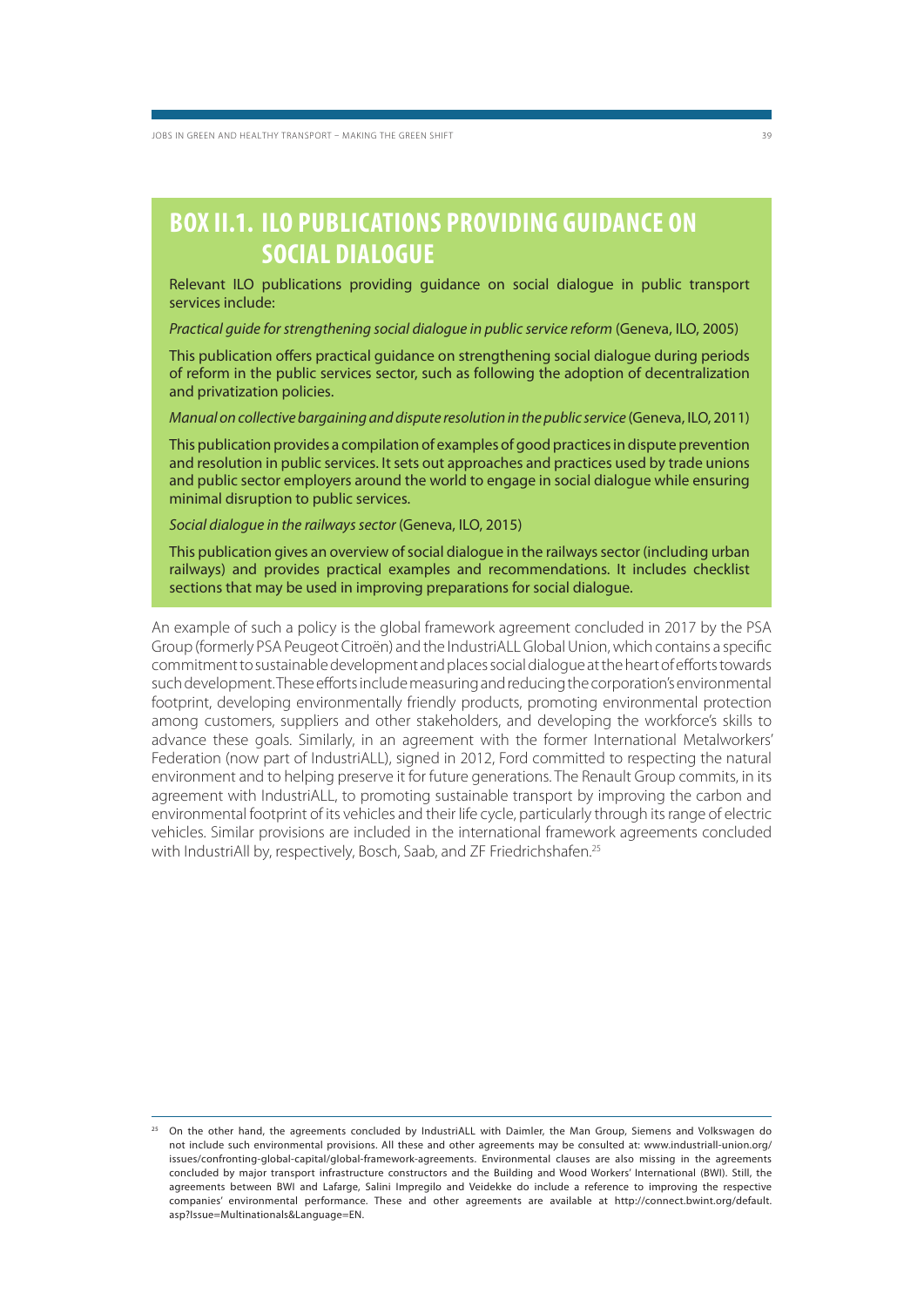## BOX II.1. ILO PUBLICATIONS PROVIDING GUIDANCE ON SOCIAL DIALOGUE

Relevant ILO publications providing guidance on social dialogue in public transport services include:

*Practical guide for strengthening social dialogue in public service reform* (Geneva, ILO, 2005)

This publication offers practical guidance on strengthening social dialogue during periods of reform in the public services sector, such as following the adoption of decentralization and privatization policies.

*Manual on collective bargaining and dispute resolution in the public service* (Geneva, ILO, 2011)

This publication provides a compilation of examples of good practices in dispute prevention and resolution in public services. It sets out approaches and practices used by trade unions and public sector employers around the world to engage in social dialogue while ensuring minimal disruption to public services.

*Social dialogue in the railways sector* (Geneva, ILO, 2015)

This publication gives an overview of social dialogue in the railways sector (including urban railways) and provides practical examples and recommendations. It includes checklist sections that may be used in improving preparations for social dialogue.

An example of such a policy is the global framework agreement concluded in 2017 by the PSA Group (formerly PSA Peugeot Citroën) and the IndustriALL Global Union, which contains a specific commitment to sustainable development and places social dialogue at the heart of efforts towards such development. These efforts include measuring and reducing the corporation's environmental footprint, developing environmentally friendly products, promoting environmental protection among customers, suppliers and other stakeholders, and developing the workforce's skills to advance these goals. Similarly, in an agreement with the former International Metalworkers' Federation (now part of IndustriALL), signed in 2012, Ford committed to respecting the natural environment and to helping preserve it for future generations. The Renault Group commits, in its agreement with IndustriALL, to promoting sustainable transport by improving the carbon and environmental footprint of its vehicles and their life cycle, particularly through its range of electric vehicles. Similar provisions are included in the international framework agreements concluded with IndustriAll by, respectively, Bosch, Saab, and ZF Friedrichshafen.[25]

[25] On the other hand, the agreements concluded by IndustriALL with Daimler, the Man Group, Siemens and Volkswagen do not include such environmental provisions. All these and other agreements may be consulted at: www.industriall-union.org/issues/confronting-global-capital/global-framework-agreements. Environmental clauses are also missing in the agreements concluded by major transport infrastructure constructors and the Building and Wood Workers' International (BWI). Still, the agreements between BWI and Lafarge, Salini Impregilo and Veidekke do include a reference to improving the respective companies' environmental performance. These and other agreements are available at http://connect.bwint.org/default.asp?Issue=Multinationals&Language=EN.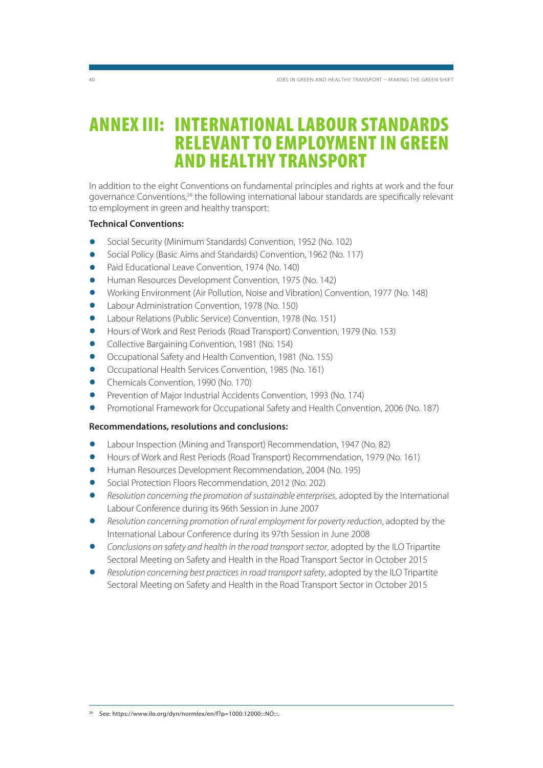# ANNEX III: INTERNATIONAL LABOUR STANDARDS RELEVANT TO EMPLOYMENT IN GREEN AND HEALTHY TRANSPORT

In addition to the eight Conventions on fundamental principles and rights at work and the four governance Conventions,[26] the following international labour standards are specifically relevant to employment in green and healthy transport:

**Technical Conventions:**

- Social Security (Minimum Standards) Convention, 1952 (No. 102)
- Social Policy (Basic Aims and Standards) Convention, 1962 (No. 117)
- Paid Educational Leave Convention, 1974 (No. 140)
- Human Resources Development Convention, 1975 (No. 142)
- Working Environment (Air Pollution, Noise and Vibration) Convention, 1977 (No. 148)
- Labour Administration Convention, 1978 (No. 150)
- Labour Relations (Public Service) Convention, 1978 (No. 151)
- Hours of Work and Rest Periods (Road Transport) Convention, 1979 (No. 153)
- Collective Bargaining Convention, 1981 (No. 154)
- Occupational Safety and Health Convention, 1981 (No. 155)
- Occupational Health Services Convention, 1985 (No. 161)
- Chemicals Convention, 1990 (No. 170)
- Prevention of Major Industrial Accidents Convention, 1993 (No. 174)
- Promotional Framework for Occupational Safety and Health Convention, 2006 (No. 187)

**Recommendations, resolutions and conclusions:**

- Labour Inspection (Mining and Transport) Recommendation, 1947 (No. 82)
- Hours of Work and Rest Periods (Road Transport) Recommendation, 1979 (No. 161)
- Human Resources Development Recommendation, 2004 (No. 195)
- Social Protection Floors Recommendation, 2012 (No. 202)
- *Resolution concerning the promotion of sustainable enterprises*, adopted by the International Labour Conference during its 96th Session in June 2007
- *Resolution concerning promotion of rural employment for poverty reduction*, adopted by the International Labour Conference during its 97th Session in June 2008
- *Conclusions on safety and health in the road transport sector*, adopted by the ILO Tripartite Sectoral Meeting on Safety and Health in the Road Transport Sector in October 2015
- *Resolution concerning best practices in road transport safety*, adopted by the ILO Tripartite Sectoral Meeting on Safety and Health in the Road Transport Sector in October 2015

---

[26] See: https://www.ilo.org/dyn/normlex/en/f?p=1000:12000:::NO:::.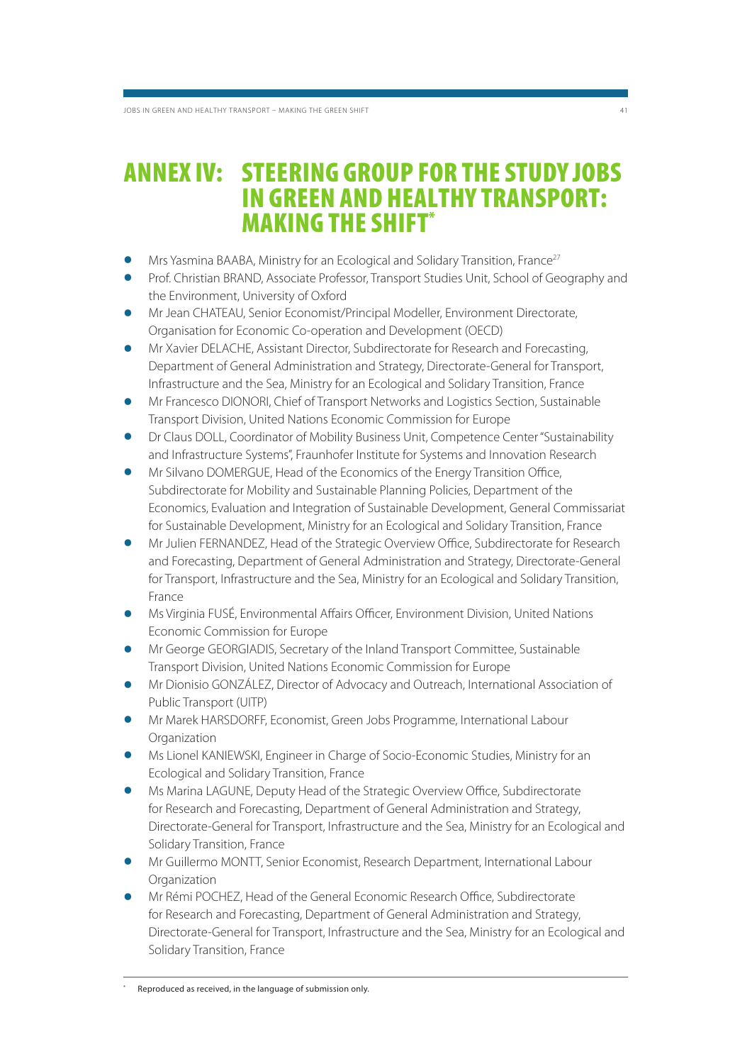# ANNEX IV: STEERING GROUP FOR THE STUDY JOBS IN GREEN AND HEALTHY TRANSPORT: MAKING THE SHIFT*

- Mrs Yasmina BAABA, Ministry for an Ecological and Solidary Transition, France[27]
- Prof. Christian BRAND, Associate Professor, Transport Studies Unit, School of Geography and the Environment, University of Oxford
- Mr Jean CHATEAU, Senior Economist/Principal Modeller, Environment Directorate, Organisation for Economic Co-operation and Development (OECD)
- Mr Xavier DELACHE, Assistant Director, Subdirectorate for Research and Forecasting, Department of General Administration and Strategy, Directorate-General for Transport, Infrastructure and the Sea, Ministry for an Ecological and Solidary Transition, France
- Mr Francesco DIONORI, Chief of Transport Networks and Logistics Section, Sustainable Transport Division, United Nations Economic Commission for Europe
- Dr Claus DOLL, Coordinator of Mobility Business Unit, Competence Center "Sustainability and Infrastructure Systems", Fraunhofer Institute for Systems and Innovation Research
- Mr Silvano DOMERGUE, Head of the Economics of the Energy Transition Office, Subdirectorate for Mobility and Sustainable Planning Policies, Department of the Economics, Evaluation and Integration of Sustainable Development, General Commissariat for Sustainable Development, Ministry for an Ecological and Solidary Transition, France
- Mr Julien FERNANDEZ, Head of the Strategic Overview Office, Subdirectorate for Research and Forecasting, Department of General Administration and Strategy, Directorate-General for Transport, Infrastructure and the Sea, Ministry for an Ecological and Solidary Transition, France
- Ms Virginia FUSÉ, Environmental Affairs Officer, Environment Division, United Nations Economic Commission for Europe
- Mr George GEORGIADIS, Secretary of the Inland Transport Committee, Sustainable Transport Division, United Nations Economic Commission for Europe
- Mr Dionisio GONZÁLEZ, Director of Advocacy and Outreach, International Association of Public Transport (UITP)
- Mr Marek HARSDORFF, Economist, Green Jobs Programme, International Labour Organization
- Ms Lionel KANIEWSKI, Engineer in Charge of Socio-Economic Studies, Ministry for an Ecological and Solidary Transition, France
- Ms Marina LAGUNE, Deputy Head of the Strategic Overview Office, Subdirectorate for Research and Forecasting, Department of General Administration and Strategy, Directorate-General for Transport, Infrastructure and the Sea, Ministry for an Ecological and Solidary Transition, France
- Mr Guillermo MONTT, Senior Economist, Research Department, International Labour Organization
- Mr Rémi POCHEZ, Head of the General Economic Research Office, Subdirectorate for Research and Forecasting, Department of General Administration and Strategy, Directorate-General for Transport, Infrastructure and the Sea, Ministry for an Ecological and Solidary Transition, France

* Reproduced as received, in the language of submission only.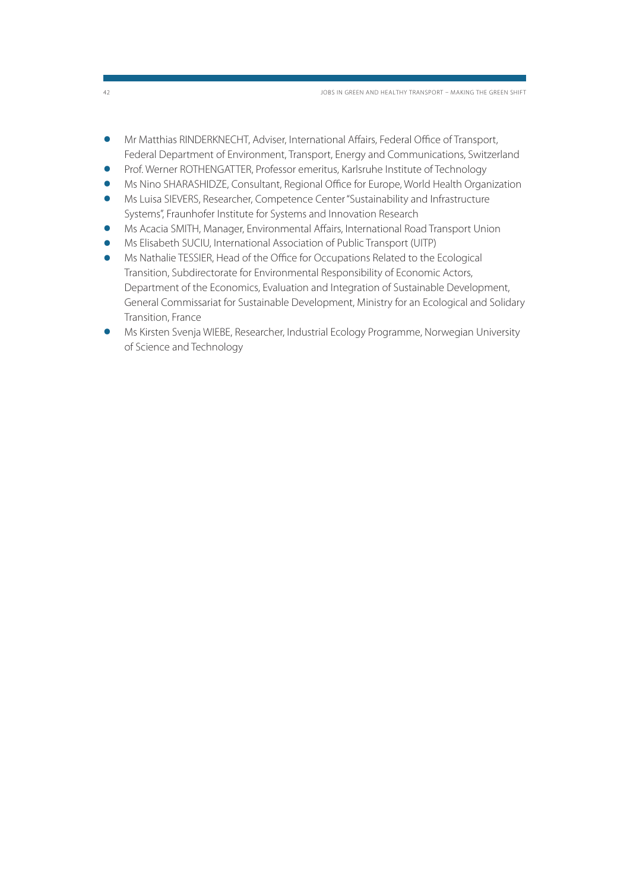- Mr Matthias RINDERKNECHT, Adviser, International Affairs, Federal Office of Transport, Federal Department of Environment, Transport, Energy and Communications, Switzerland
- Prof. Werner ROTHENGATTER, Professor emeritus, Karlsruhe Institute of Technology
- Ms Nino SHARASHIDZE, Consultant, Regional Office for Europe, World Health Organization
- Ms Luisa SIEVERS, Researcher, Competence Center "Sustainability and Infrastructure Systems", Fraunhofer Institute for Systems and Innovation Research
- Ms Acacia SMITH, Manager, Environmental Affairs, International Road Transport Union
- Ms Elisabeth SUCIU, International Association of Public Transport (UITP)
- Ms Nathalie TESSIER, Head of the Office for Occupations Related to the Ecological Transition, Subdirectorate for Environmental Responsibility of Economic Actors, Department of the Economics, Evaluation and Integration of Sustainable Development, General Commissariat for Sustainable Development, Ministry for an Ecological and Solidary Transition, France
- Ms Kirsten Svenja WIEBE, Researcher, Industrial Ecology Programme, Norwegian University of Science and Technology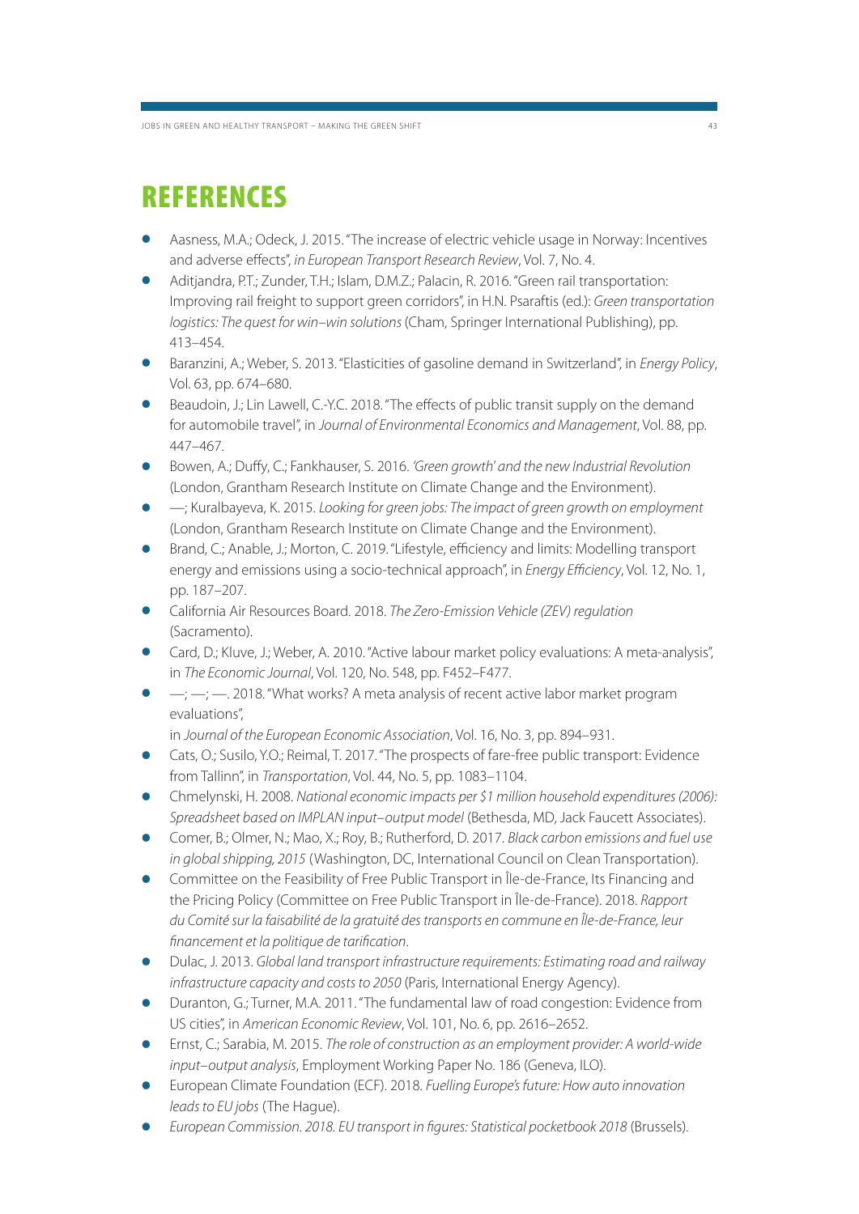# REFERENCES

- Aasness, M.A.; Odeck, J. 2015. "The increase of electric vehicle usage in Norway: Incentives and adverse effects", *in European Transport Research Review*, Vol. 7, No. 4.
- Aditjandra, P.T.; Zunder, T.H.; Islam, D.M.Z.; Palacin, R. 2016. "Green rail transportation: Improving rail freight to support green corridors", in H.N. Psaraftis (ed.): *Green transportation logistics: The quest for win–win solutions* (Cham, Springer International Publishing), pp. 413–454.
- Baranzini, A.; Weber, S. 2013. "Elasticities of gasoline demand in Switzerland", in *Energy Policy*, Vol. 63, pp. 674–680.
- Beaudoin, J.; Lin Lawell, C.-Y.C. 2018. "The effects of public transit supply on the demand for automobile travel", in *Journal of Environmental Economics and Management*, Vol. 88, pp. 447–467.
- Bowen, A.; Duffy, C.; Fankhauser, S. 2016. *'Green growth' and the new Industrial Revolution* (London, Grantham Research Institute on Climate Change and the Environment).
- —; Kuralbayeva, K. 2015. *Looking for green jobs: The impact of green growth on employment* (London, Grantham Research Institute on Climate Change and the Environment).
- Brand, C.; Anable, J.; Morton, C. 2019. "Lifestyle, efficiency and limits: Modelling transport energy and emissions using a socio-technical approach", in *Energy Efficiency*, Vol. 12, No. 1, pp. 187–207.
- California Air Resources Board. 2018. *The Zero-Emission Vehicle (ZEV) regulation* (Sacramento).
- Card, D.; Kluve, J.; Weber, A. 2010. "Active labour market policy evaluations: A meta-analysis", in *The Economic Journal*, Vol. 120, No. 548, pp. F452–F477.
- —; —; —. 2018. "What works? A meta analysis of recent active labor market program evaluations", in *Journal of the European Economic Association*, Vol. 16, No. 3, pp. 894–931.
- Cats, O.; Susilo, Y.O.; Reimal, T. 2017. "The prospects of fare-free public transport: Evidence from Tallinn", in *Transportation*, Vol. 44, No. 5, pp. 1083–1104.
- Chmelynski, H. 2008. *National economic impacts per $1 million household expenditures (2006): Spreadsheet based on IMPLAN input–output model* (Bethesda, MD, Jack Faucett Associates).
- Comer, B.; Olmer, N.; Mao, X.; Roy, B.; Rutherford, D. 2017. *Black carbon emissions and fuel use in global shipping, 2015* (Washington, DC, International Council on Clean Transportation).
- Committee on the Feasibility of Free Public Transport in Île-de-France, Its Financing and the Pricing Policy (Committee on Free Public Transport in Île-de-France). 2018. *Rapport du Comité sur la faisabilité de la gratuité des transports en commune en Île-de-France, leur financement et la politique de tarification*.
- Dulac, J. 2013. *Global land transport infrastructure requirements: Estimating road and railway infrastructure capacity and costs to 2050* (Paris, International Energy Agency).
- Duranton, G.; Turner, M.A. 2011. "The fundamental law of road congestion: Evidence from US cities", in *American Economic Review*, Vol. 101, No. 6, pp. 2616–2652.
- Ernst, C.; Sarabia, M. 2015. *The role of construction as an employment provider: A world-wide input–output analysis*, Employment Working Paper No. 186 (Geneva, ILO).
- European Climate Foundation (ECF). 2018. *Fuelling Europe's future: How auto innovation leads to EU jobs* (The Hague).
- *European Commission. 2018. EU transport in figures: Statistical pocketbook 2018* (Brussels).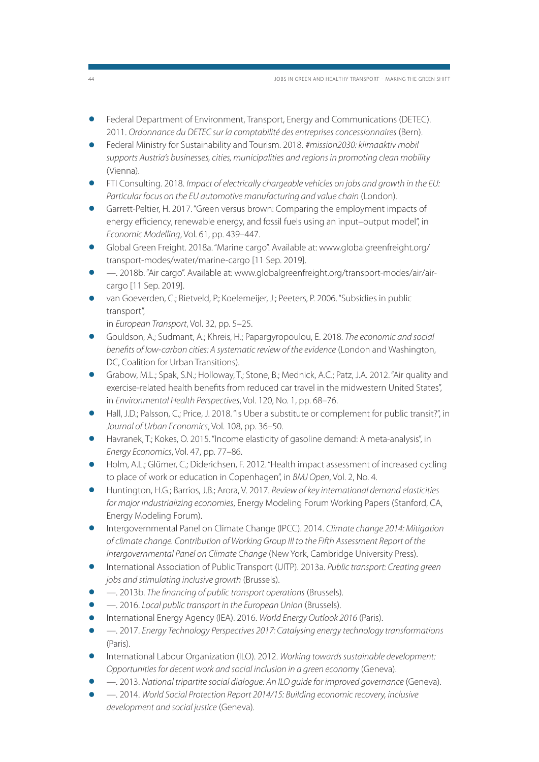- Federal Department of Environment, Transport, Energy and Communications (DETEC). 2011. *Ordonnance du DETEC sur la comptabilité des entreprises concessionnaires* (Bern).
- Federal Ministry for Sustainability and Tourism. 2018. *#mission2030: klimaaktiv mobil supports Austria's businesses, cities, municipalities and regions in promoting clean mobility* (Vienna).
- FTI Consulting. 2018. *Impact of electrically chargeable vehicles on jobs and growth in the EU: Particular focus on the EU automotive manufacturing and value chain* (London).
- Garrett-Peltier, H. 2017. "Green versus brown: Comparing the employment impacts of energy efficiency, renewable energy, and fossil fuels using an input–output model", in *Economic Modelling*, Vol. 61, pp. 439–447.
- Global Green Freight. 2018a. "Marine cargo". Available at: www.globalgreenfreight.org/transport-modes/water/marine-cargo [11 Sep. 2019].
- —. 2018b. "Air cargo". Available at: www.globalgreenfreight.org/transport-modes/air/air-cargo [11 Sep. 2019].
- van Goeverden, C.; Rietveld, P.; Koelemeijer, J.; Peeters, P. 2006. "Subsidies in public transport",
  in *European Transport*, Vol. 32, pp. 5–25.
- Gouldson, A.; Sudmant, A.; Khreis, H.; Papargyropoulou, E. 2018. *The economic and social benefits of low-carbon cities: A systematic review of the evidence* (London and Washington, DC, Coalition for Urban Transitions).
- Grabow, M.L.; Spak, S.N.; Holloway, T.; Stone, B.; Mednick, A.C.; Patz, J.A. 2012. "Air quality and exercise-related health benefits from reduced car travel in the midwestern United States", in *Environmental Health Perspectives*, Vol. 120, No. 1, pp. 68–76.
- Hall, J.D.; Palsson, C.; Price, J. 2018. "Is Uber a substitute or complement for public transit?", in *Journal of Urban Economics*, Vol. 108, pp. 36–50.
- Havranek, T.; Kokes, O. 2015. "Income elasticity of gasoline demand: A meta-analysis", in *Energy Economics*, Vol. 47, pp. 77–86.
- Holm, A.L.; Glümer, C.; Diderichsen, F. 2012. "Health impact assessment of increased cycling to place of work or education in Copenhagen", in *BMJ Open*, Vol. 2, No. 4.
- Huntington, H.G.; Barrios, J.B.; Arora, V. 2017. *Review of key international demand elasticities for major industrializing economies*, Energy Modeling Forum Working Papers (Stanford, CA, Energy Modeling Forum).
- Intergovernmental Panel on Climate Change (IPCC). 2014. *Climate change 2014: Mitigation of climate change. Contribution of Working Group III to the Fifth Assessment Report of the Intergovernmental Panel on Climate Change* (New York, Cambridge University Press).
- International Association of Public Transport (UITP). 2013a. *Public transport: Creating green jobs and stimulating inclusive growth* (Brussels).
- —. 2013b. *The financing of public transport operations* (Brussels).
- —. 2016. *Local public transport in the European Union* (Brussels).
- International Energy Agency (IEA). 2016. *World Energy Outlook 2016* (Paris).
- —. 2017. *Energy Technology Perspectives 2017: Catalysing energy technology transformations* (Paris).
- International Labour Organization (ILO). 2012. *Working towards sustainable development: Opportunities for decent work and social inclusion in a green economy* (Geneva).
- —. 2013. *National tripartite social dialogue: An ILO guide for improved governance* (Geneva).
- —. 2014. *World Social Protection Report 2014/15: Building economic recovery, inclusive development and social justice* (Geneva).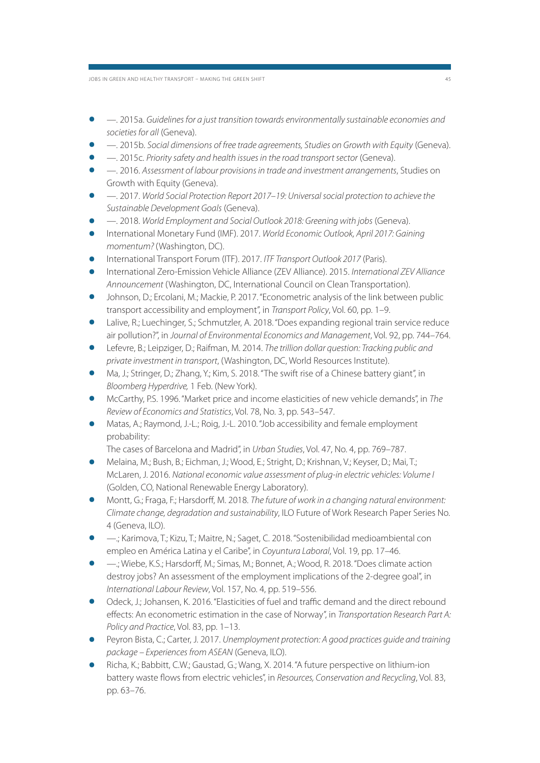- —. 2015a. *Guidelines for a just transition towards environmentally sustainable economies and societies for all* (Geneva).
- —. 2015b. *Social dimensions of free trade agreements, Studies on Growth with Equity* (Geneva).
- —. 2015c. *Priority safety and health issues in the road transport sector* (Geneva).
- —. 2016. *Assessment of labour provisions in trade and investment arrangements*, Studies on Growth with Equity (Geneva).
- —. 2017. *World Social Protection Report 2017–19: Universal social protection to achieve the Sustainable Development Goals* (Geneva).
- —. 2018. *World Employment and Social Outlook 2018: Greening with jobs* (Geneva).
- International Monetary Fund (IMF). 2017. *World Economic Outlook, April 2017: Gaining momentum?* (Washington, DC).
- International Transport Forum (ITF). 2017. *ITF Transport Outlook 2017* (Paris).
- International Zero-Emission Vehicle Alliance (ZEV Alliance). 2015. *International ZEV Alliance Announcement* (Washington, DC, International Council on Clean Transportation).
- Johnson, D.; Ercolani, M.; Mackie, P. 2017. "Econometric analysis of the link between public transport accessibility and employment", in *Transport Policy*, Vol. 60, pp. 1–9.
- Lalive, R.; Luechinger, S.; Schmutzler, A. 2018. "Does expanding regional train service reduce air pollution?", in *Journal of Environmental Economics and Management*, Vol. 92, pp. 744–764.
- Lefevre, B.; Leipziger, D.; Raifman, M. 2014. *The trillion dollar question: Tracking public and private investment in transport*, (Washington, DC, World Resources Institute).
- Ma, J.; Stringer, D.; Zhang, Y.; Kim, S. 2018. "The swift rise of a Chinese battery giant", in *Bloomberg Hyperdrive,* 1 Feb. (New York).
- McCarthy, P.S. 1996. "Market price and income elasticities of new vehicle demands", in *The Review of Economics and Statistics*, Vol. 78, No. 3, pp. 543–547.
- Matas, A.; Raymond, J.-L.; Roig, J.-L. 2010. "Job accessibility and female employment probability:
  The cases of Barcelona and Madrid", in *Urban Studies*, Vol. 47, No. 4, pp. 769–787.
- Melaina, M.; Bush, B.; Eichman, J.; Wood, E.; Stright, D.; Krishnan, V.; Keyser, D.; Mai, T.; McLaren, J. 2016. *National economic value assessment of plug-in electric vehicles: Volume I* (Golden, CO, National Renewable Energy Laboratory).
- Montt, G.; Fraga, F.; Harsdorff, M. 2018. *The future of work in a changing natural environment: Climate change, degradation and sustainability*, ILO Future of Work Research Paper Series No. 4 (Geneva, ILO).
- —.; Karimova, T.; Kizu, T.; Maitre, N.; Saget, C. 2018. "Sostenibilidad medioambiental con empleo en América Latina y el Caribe", in *Coyuntura Laboral*, Vol. 19, pp. 17–46.
- —.; Wiebe, K.S.; Harsdorff, M.; Simas, M.; Bonnet, A.; Wood, R. 2018. "Does climate action destroy jobs? An assessment of the employment implications of the 2-degree goal", in *International Labour Review*, Vol. 157, No. 4, pp. 519–556.
- Odeck, J.; Johansen, K. 2016. "Elasticities of fuel and traffic demand and the direct rebound effects: An econometric estimation in the case of Norway", in *Transportation Research Part A: Policy and Practice*, Vol. 83, pp. 1–13.
- Peyron Bista, C.; Carter, J. 2017. *Unemployment protection: A good practices guide and training package – Experiences from ASEAN* (Geneva, ILO).
- Richa, K.; Babbitt, C.W.; Gaustad, G.; Wang, X. 2014. "A future perspective on lithium-ion battery waste flows from electric vehicles", in *Resources, Conservation and Recycling*, Vol. 83, pp. 63–76.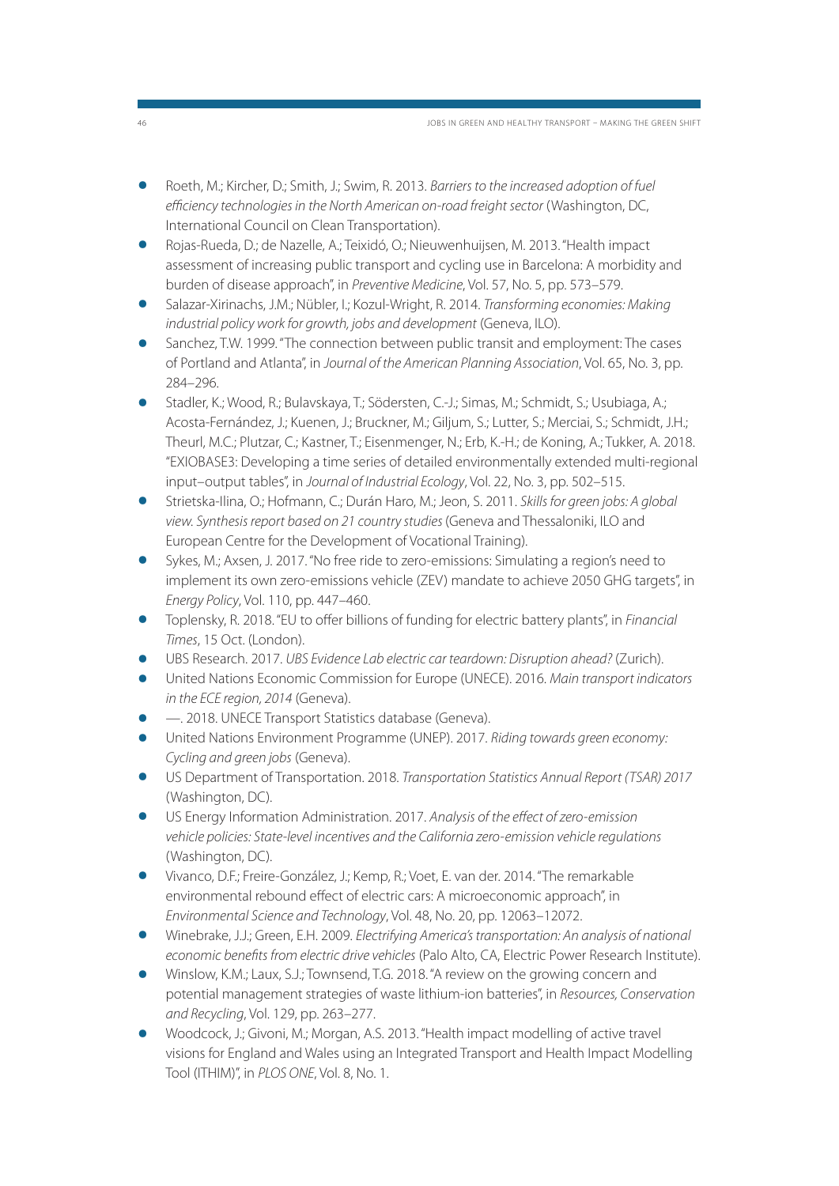- Roeth, M.; Kircher, D.; Smith, J.; Swim, R. 2013. *Barriers to the increased adoption of fuel efficiency technologies in the North American on-road freight sector* (Washington, DC, International Council on Clean Transportation).
- Rojas-Rueda, D.; de Nazelle, A.; Teixidó, O.; Nieuwenhuijsen, M. 2013. "Health impact assessment of increasing public transport and cycling use in Barcelona: A morbidity and burden of disease approach", in *Preventive Medicine*, Vol. 57, No. 5, pp. 573–579.
- Salazar-Xirinachs, J.M.; Nübler, I.; Kozul-Wright, R. 2014. *Transforming economies: Making industrial policy work for growth, jobs and development* (Geneva, ILO).
- Sanchez, T.W. 1999. "The connection between public transit and employment: The cases of Portland and Atlanta", in *Journal of the American Planning Association*, Vol. 65, No. 3, pp. 284–296.
- Stadler, K.; Wood, R.; Bulavskaya, T.; Södersten, C.-J.; Simas, M.; Schmidt, S.; Usubiaga, A.; Acosta-Fernández, J.; Kuenen, J.; Bruckner, M.; Giljum, S.; Lutter, S.; Merciai, S.; Schmidt, J.H.; Theurl, M.C.; Plutzar, C.; Kastner, T.; Eisenmenger, N.; Erb, K.-H.; de Koning, A.; Tukker, A. 2018. "EXIOBASE3: Developing a time series of detailed environmentally extended multi-regional input–output tables", in *Journal of Industrial Ecology*, Vol. 22, No. 3, pp. 502–515.
- Strietska-Ilina, O.; Hofmann, C.; Durán Haro, M.; Jeon, S. 2011. *Skills for green jobs: A global view. Synthesis report based on 21 country studies* (Geneva and Thessaloniki, ILO and European Centre for the Development of Vocational Training).
- Sykes, M.; Axsen, J. 2017. "No free ride to zero-emissions: Simulating a region's need to implement its own zero-emissions vehicle (ZEV) mandate to achieve 2050 GHG targets", in *Energy Policy*, Vol. 110, pp. 447–460.
- Toplensky, R. 2018. "EU to offer billions of funding for electric battery plants", in *Financial Times*, 15 Oct. (London).
- UBS Research. 2017. *UBS Evidence Lab electric car teardown: Disruption ahead?* (Zurich).
- United Nations Economic Commission for Europe (UNECE). 2016. *Main transport indicators in the ECE region, 2014* (Geneva).
- —. 2018. UNECE Transport Statistics database (Geneva).
- United Nations Environment Programme (UNEP). 2017. *Riding towards green economy: Cycling and green jobs* (Geneva).
- US Department of Transportation. 2018. *Transportation Statistics Annual Report (TSAR) 2017* (Washington, DC).
- US Energy Information Administration. 2017. *Analysis of the effect of zero-emission vehicle policies: State-level incentives and the California zero-emission vehicle regulations* (Washington, DC).
- Vivanco, D.F.; Freire-González, J.; Kemp, R.; Voet, E. van der. 2014. "The remarkable environmental rebound effect of electric cars: A microeconomic approach", in *Environmental Science and Technology*, Vol. 48, No. 20, pp. 12063–12072.
- Winebrake, J.J.; Green, E.H. 2009. *Electrifying America's transportation: An analysis of national economic benefits from electric drive vehicles* (Palo Alto, CA, Electric Power Research Institute).
- Winslow, K.M.; Laux, S.J.; Townsend, T.G. 2018. "A review on the growing concern and potential management strategies of waste lithium-ion batteries", in *Resources, Conservation and Recycling*, Vol. 129, pp. 263–277.
- Woodcock, J.; Givoni, M.; Morgan, A.S. 2013. "Health impact modelling of active travel visions for England and Wales using an Integrated Transport and Health Impact Modelling Tool (ITHIM)", in *PLOS ONE*, Vol. 8, No. 1.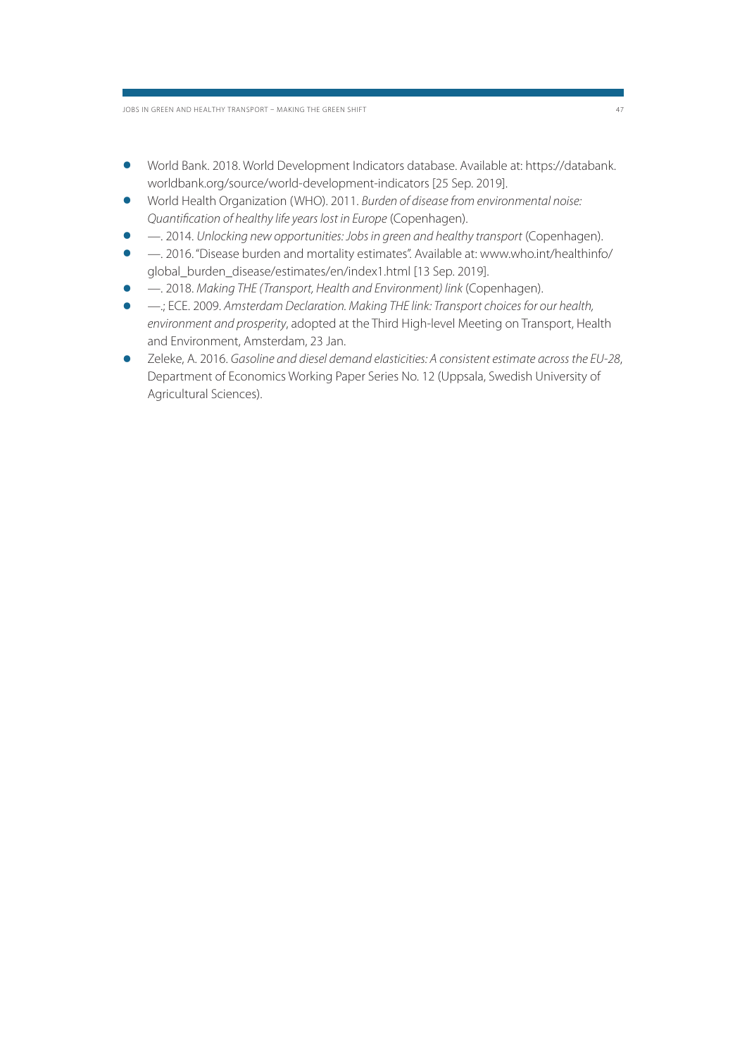- World Bank. 2018. World Development Indicators database. Available at: https://databank.worldbank.org/source/world-development-indicators [25 Sep. 2019].
- World Health Organization (WHO). 2011. *Burden of disease from environmental noise: Quantification of healthy life years lost in Europe* (Copenhagen).
- —. 2014. *Unlocking new opportunities: Jobs in green and healthy transport* (Copenhagen).
- —. 2016. "Disease burden and mortality estimates". Available at: www.who.int/healthinfo/global_burden_disease/estimates/en/index1.html [13 Sep. 2019].
- —. 2018. *Making THE (Transport, Health and Environment) link* (Copenhagen).
- —.; ECE. 2009. *Amsterdam Declaration. Making THE link: Transport choices for our health, environment and prosperity*, adopted at the Third High-level Meeting on Transport, Health and Environment, Amsterdam, 23 Jan.
- Zeleke, A. 2016. *Gasoline and diesel demand elasticities: A consistent estimate across the EU-28*, Department of Economics Working Paper Series No. 12 (Uppsala, Swedish University of Agricultural Sciences).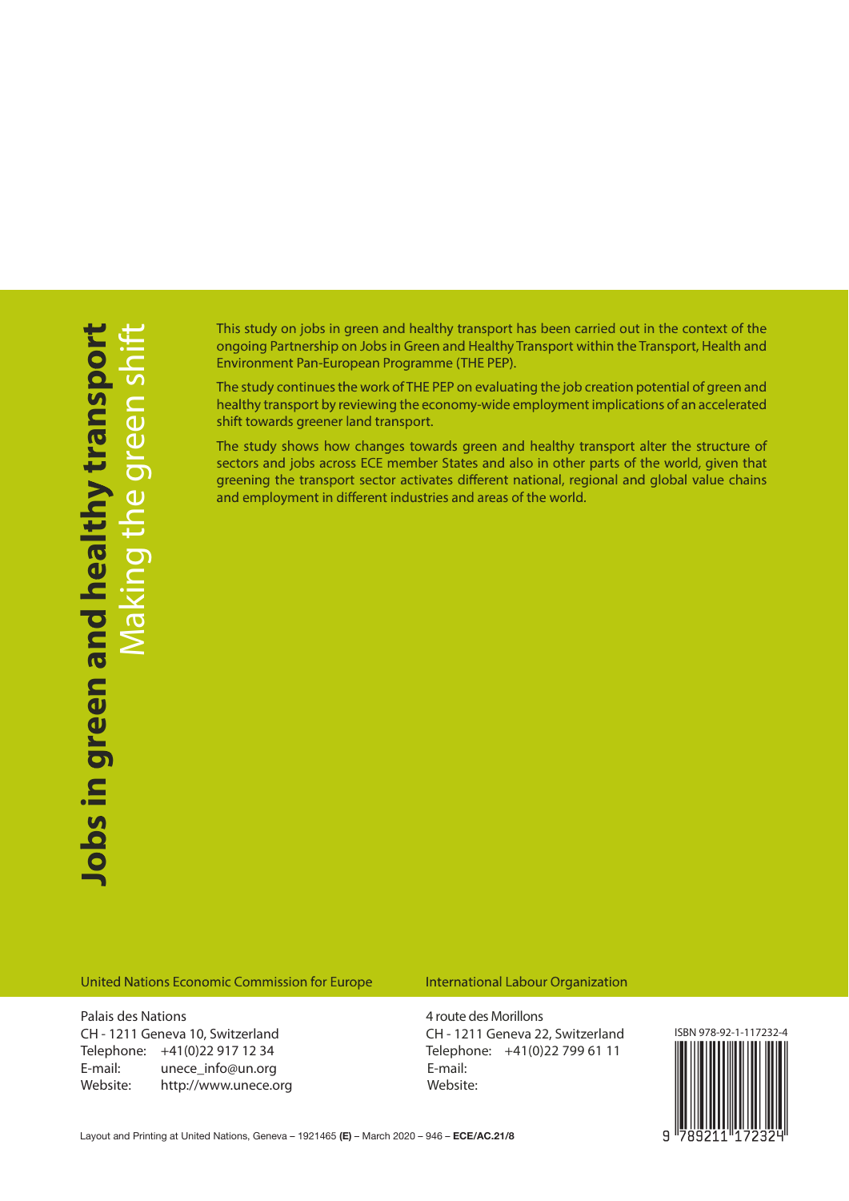# Jobs in green and healthy transport

## Making the green shift

This study on jobs in green and healthy transport has been carried out in the context of the ongoing Partnership on Jobs in Green and Healthy Transport within the Transport, Health and Environment Pan-European Programme (THE PEP).

The study continues the work of THE PEP on evaluating the job creation potential of green and healthy transport by reviewing the economy-wide employment implications of an accelerated shift towards greener land transport.

The study shows how changes towards green and healthy transport alter the structure of sectors and jobs across ECE member States and also in other parts of the world, given that greening the transport sector activates different national, regional and global value chains and employment in different industries and areas of the world.

United Nations Economic Commission for Europe

Palais des Nations
CH - 1211 Geneva 10, Switzerland
Telephone: +41(0)22 917 12 34
E-mail: unece_info@un.org
Website: http://www.unece.org

International Labour Organization

4 route des Morillons
CH - 1211 Geneva 22, Switzerland
Telephone: +41(0)22 799 61 11
E-mail:
Website:

ISBN 978-92-1-117232-4

9 789211 172324

Layout and Printing at United Nations, Geneva – 1921465 **(E)** – March 2020 – 946 – **ECE/AC.21/8**